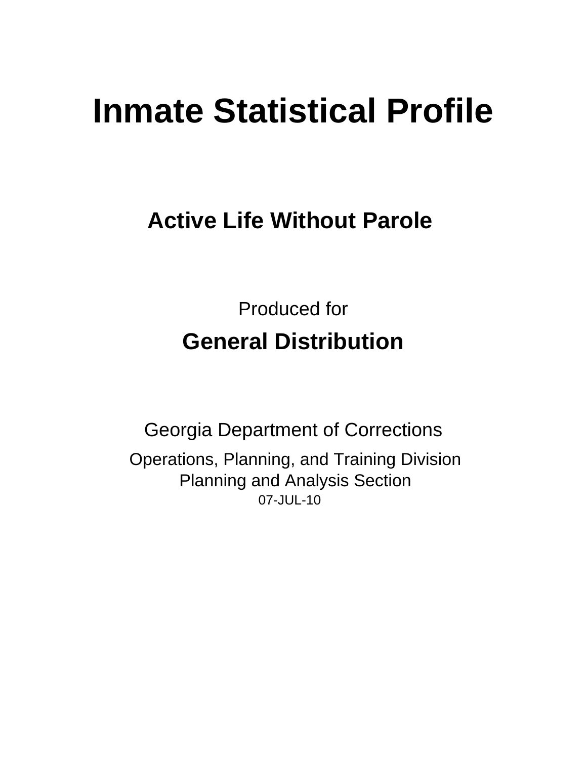# Inmate Statistical Profile

## Active Life Without Parole

Produced for

## General Distribution

Georgia Department of Corrections

Operations, Planning, and Training Division
Planning and Analysis Section
07-JUL-10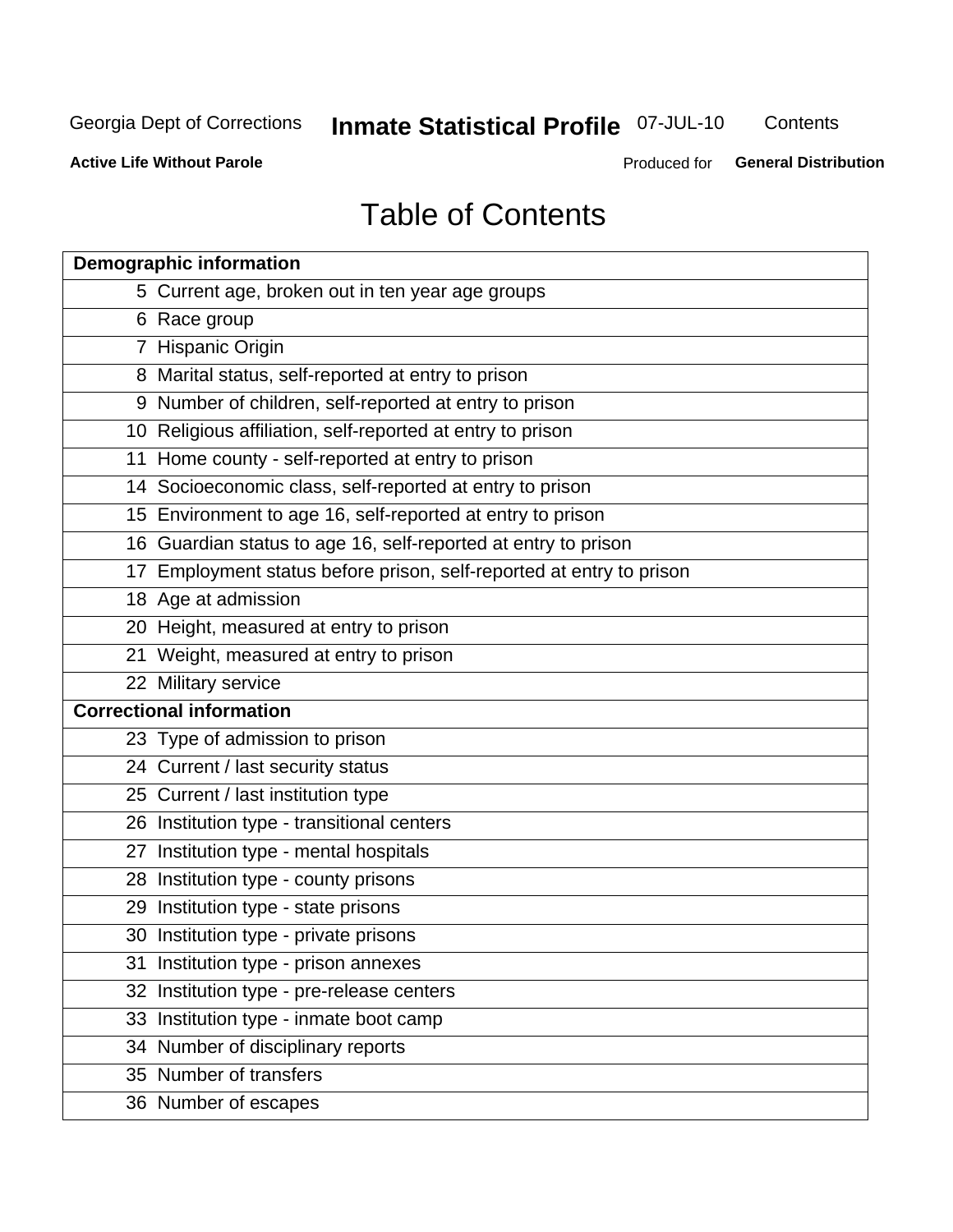# Table of Contents

| Demographic information | |
|---|---|
| 5 | Current age, broken out in ten year age groups |
| 6 | Race group |
| 7 | Hispanic Origin |
| 8 | Marital status, self-reported at entry to prison |
| 9 | Number of children, self-reported at entry to prison |
| 10 | Religious affiliation, self-reported at entry to prison |
| 11 | Home county - self-reported at entry to prison |
| 14 | Socioeconomic class, self-reported at entry to prison |
| 15 | Environment to age 16, self-reported at entry to prison |
| 16 | Guardian status to age 16, self-reported at entry to prison |
| 17 | Employment status before prison, self-reported at entry to prison |
| 18 | Age at admission |
| 20 | Height, measured at entry to prison |
| 21 | Weight, measured at entry to prison |
| 22 | Military service |
| **Correctional information** | |
| 23 | Type of admission to prison |
| 24 | Current / last security status |
| 25 | Current / last institution type |
| 26 | Institution type - transitional centers |
| 27 | Institution type - mental hospitals |
| 28 | Institution type - county prisons |
| 29 | Institution type - state prisons |
| 30 | Institution type - private prisons |
| 31 | Institution type - prison annexes |
| 32 | Institution type - pre-release centers |
| 33 | Institution type - inmate boot camp |
| 34 | Number of disciplinary reports |
| 35 | Number of transfers |
| 36 | Number of escapes |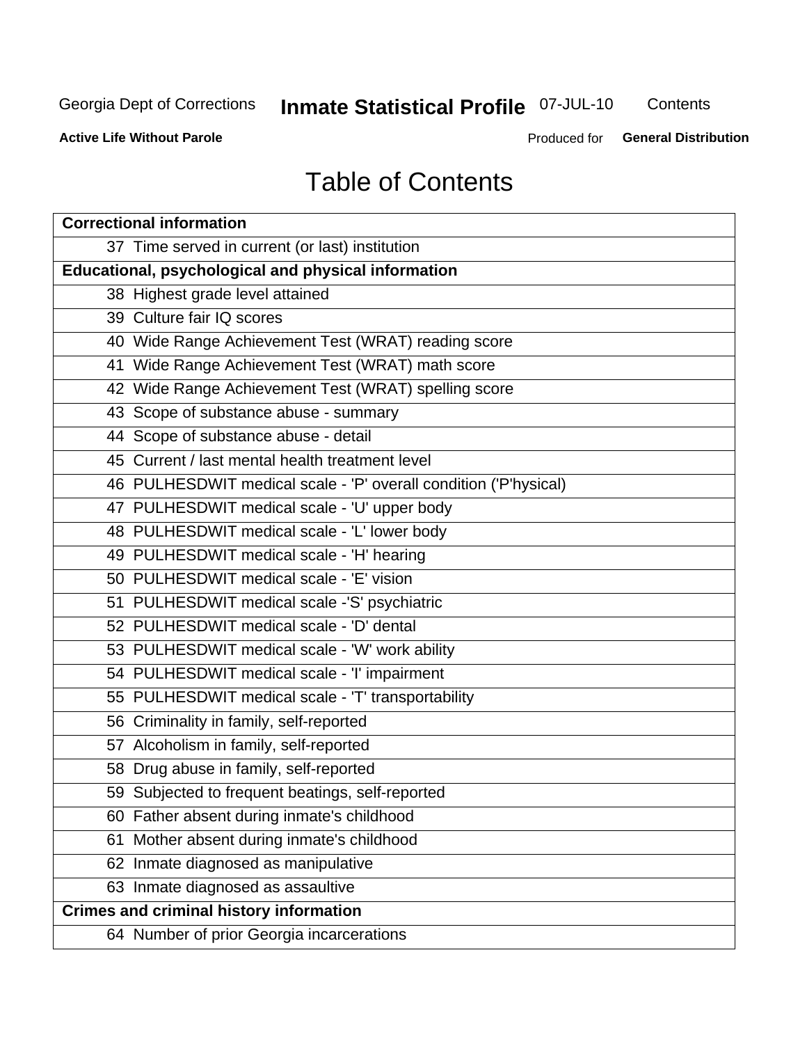# Table of Contents

| Correctional information |
|---|
| 37 Time served in current (or last) institution |
| **Educational, psychological and physical information** |
| 38 Highest grade level attained |
| 39 Culture fair IQ scores |
| 40 Wide Range Achievement Test (WRAT) reading score |
| 41 Wide Range Achievement Test (WRAT) math score |
| 42 Wide Range Achievement Test (WRAT) spelling score |
| 43 Scope of substance abuse - summary |
| 44 Scope of substance abuse - detail |
| 45 Current / last mental health treatment level |
| 46 PULHESDWIT medical scale - 'P' overall condition ('P'hysical) |
| 47 PULHESDWIT medical scale - 'U' upper body |
| 48 PULHESDWIT medical scale - 'L' lower body |
| 49 PULHESDWIT medical scale - 'H' hearing |
| 50 PULHESDWIT medical scale - 'E' vision |
| 51 PULHESDWIT medical scale -'S' psychiatric |
| 52 PULHESDWIT medical scale - 'D' dental |
| 53 PULHESDWIT medical scale - 'W' work ability |
| 54 PULHESDWIT medical scale - 'I' impairment |
| 55 PULHESDWIT medical scale - 'T' transportability |
| 56 Criminality in family, self-reported |
| 57 Alcoholism in family, self-reported |
| 58 Drug abuse in family, self-reported |
| 59 Subjected to frequent beatings, self-reported |
| 60 Father absent during inmate's childhood |
| 61 Mother absent during inmate's childhood |
| 62 Inmate diagnosed as manipulative |
| 63 Inmate diagnosed as assaultive |
| **Crimes and criminal history information** |
| 64 Number of prior Georgia incarcerations |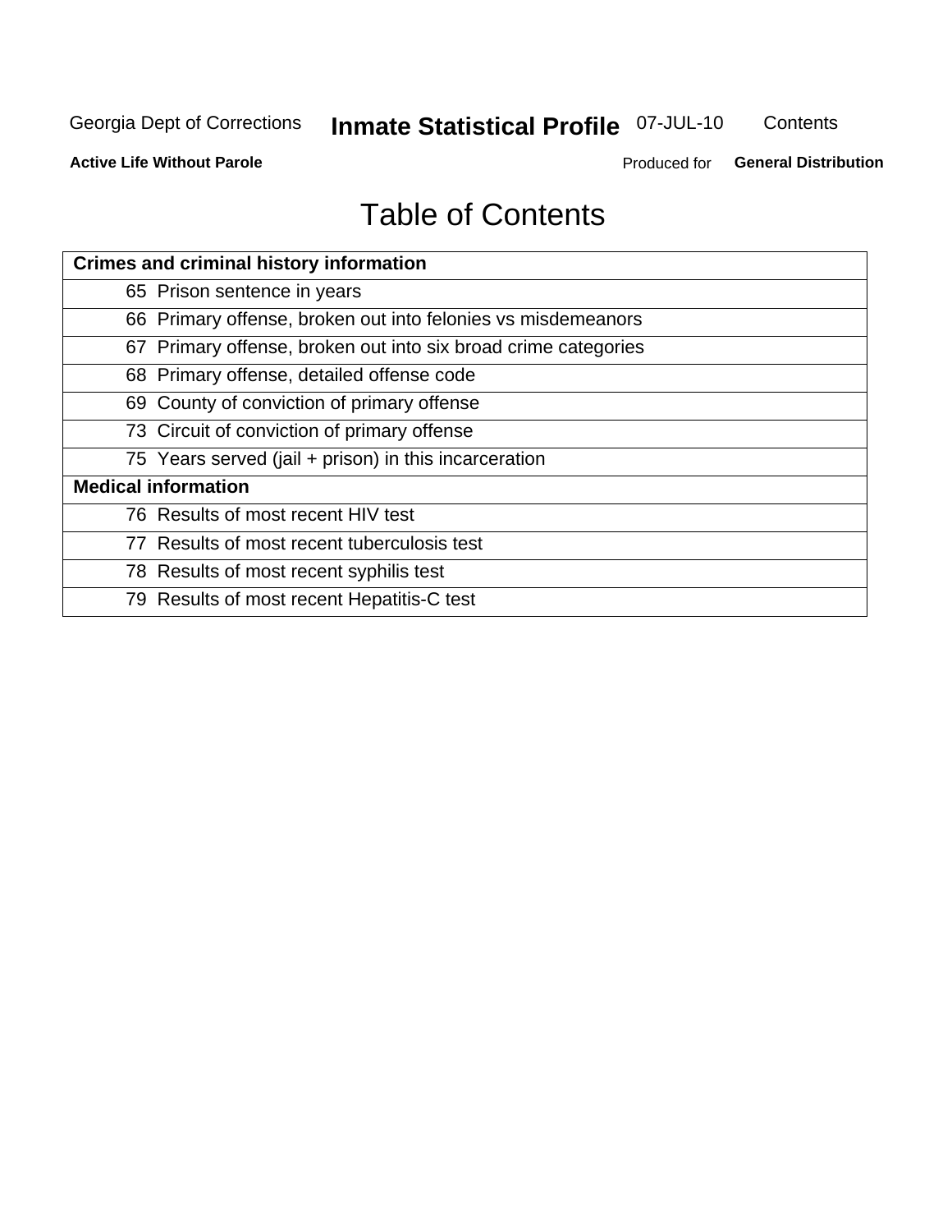# Table of Contents

| Crimes and criminal history information |
|---|
| 65 Prison sentence in years |
| 66 Primary offense, broken out into felonies vs misdemeanors |
| 67 Primary offense, broken out into six broad crime categories |
| 68 Primary offense, detailed offense code |
| 69 County of conviction of primary offense |
| 73 Circuit of conviction of primary offense |
| 75 Years served (jail + prison) in this incarceration |
| **Medical information** |
| 76 Results of most recent HIV test |
| 77 Results of most recent tuberculosis test |
| 78 Results of most recent syphilis test |
| 79 Results of most recent Hepatitis-C test |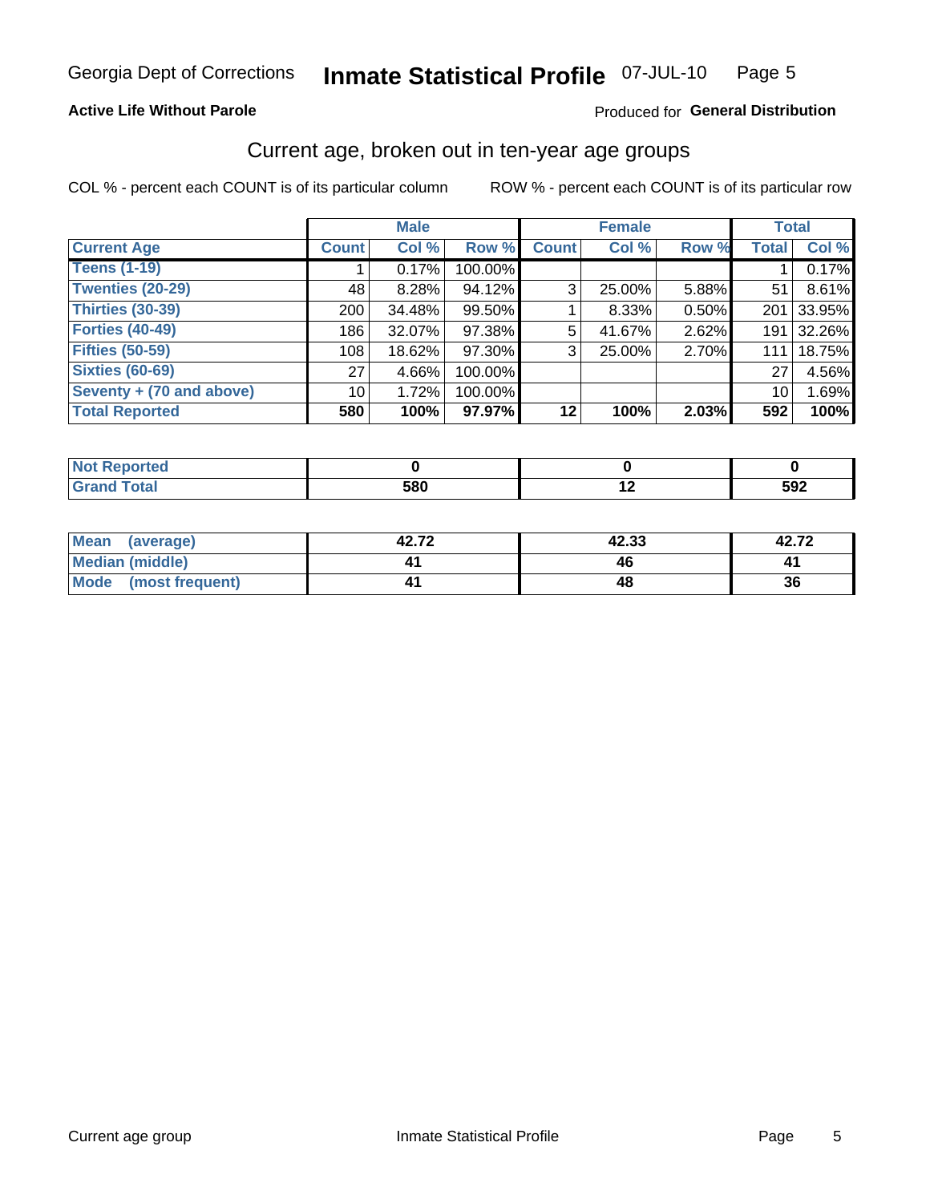Georgia Dept of Corrections **Inmate Statistical Profile** 07-JUL-10

**Active Life Without Parole**

Produced for **General Distribution**

## Current age, broken out in ten-year age groups

COL % - percent each COUNT is of its particular column

ROW % - percent each COUNT is of its particular row

| | Male | | | Female | | | Total | |
|---|---|---|---|---|---|---|---|---|
| **Current Age** | **Count** | **Col %** | **Row %** | **Count** | **Col %** | **Row %** | **Total** | **Col %** |
| **Teens (1-19)** | 1 | 0.17% | 100.00% | | | | 1 | 0.17% |
| **Twenties (20-29)** | 48 | 8.28% | 94.12% | 3 | 25.00% | 5.88% | 51 | 8.61% |
| **Thirties (30-39)** | 200 | 34.48% | 99.50% | 1 | 8.33% | 0.50% | 201 | 33.95% |
| **Forties (40-49)** | 186 | 32.07% | 97.38% | 5 | 41.67% | 2.62% | 191 | 32.26% |
| **Fifties (50-59)** | 108 | 18.62% | 97.30% | 3 | 25.00% | 2.70% | 111 | 18.75% |
| **Sixties (60-69)** | 27 | 4.66% | 100.00% | | | | 27 | 4.56% |
| **Seventy + (70 and above)** | 10 | 1.72% | 100.00% | | | | 10 | 1.69% |
| **Total Reported** | **580** | **100%** | **97.97%** | **12** | **100%** | **2.03%** | **592** | **100%** |

| | Male | Female | Total |
|---|---|---|---|
| **Not Reported** | **0** | **0** | **0** |
| **Grand Total** | **580** | **12** | **592** |

| | Male | Female | Total |
|---|---|---|---|
| **Mean (average)** | **42.72** | **42.33** | **42.72** |
| **Median (middle)** | **41** | **46** | **41** |
| **Mode (most frequent)** | **41** | **48** | **36** |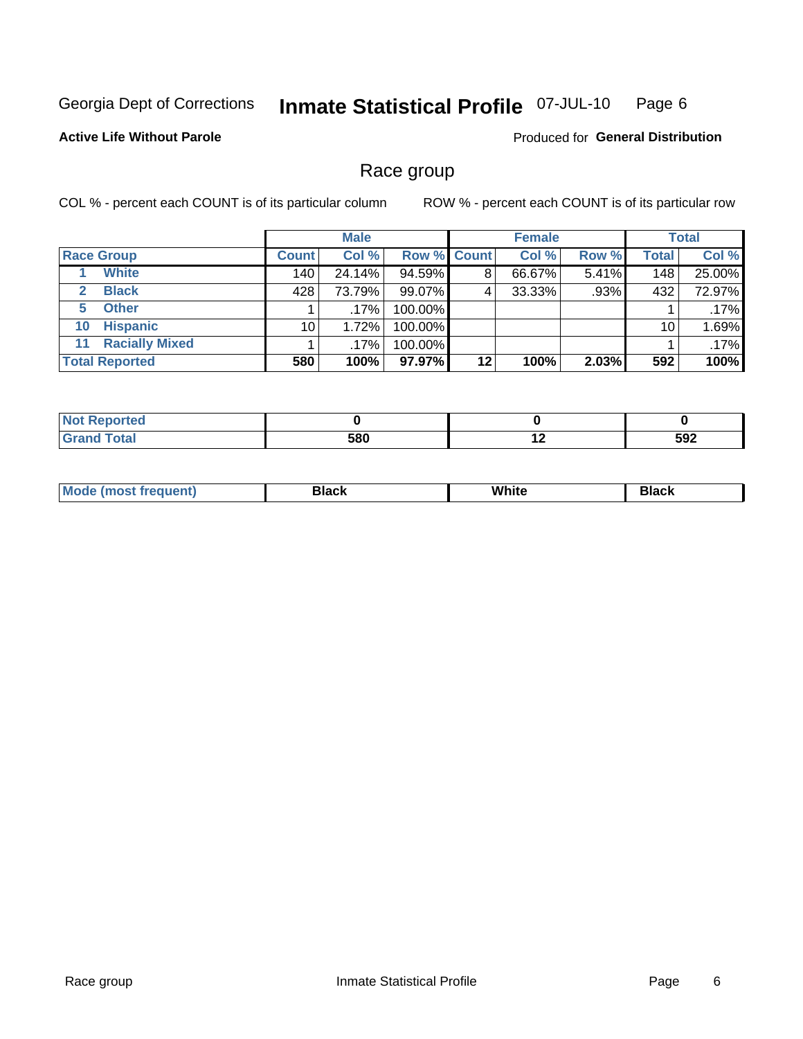Georgia Dept of Corrections **Inmate Statistical Profile** 07-JUL-10 Page 6

**Active Life Without Parole**

Produced for **General Distribution**

## Race group

COL % - percent each COUNT is of its particular column

ROW % - percent each COUNT is of its particular row

| | Male | | | Female | | | Total | |
|---|---|---|---|---|---|---|---|---|
| **Race Group** | **Count** | **Col %** | **Row %** | **Count** | **Col %** | **Row %** | **Total** | **Col %** |
| 1 **White** | 140 | 24.14% | 94.59% | 8 | 66.67% | 5.41% | 148 | 25.00% |
| 2 **Black** | 428 | 73.79% | 99.07% | 4 | 33.33% | .93% | 432 | 72.97% |
| 5 **Other** | 1 | .17% | 100.00% | | | | 1 | .17% |
| 10 **Hispanic** | 10 | 1.72% | 100.00% | | | | 10 | 1.69% |
| 11 **Racially Mixed** | 1 | .17% | 100.00% | | | | 1 | .17% |
| **Total Reported** | **580** | **100%** | **97.97%** | **12** | **100%** | **2.03%** | **592** | **100%** |

| | Male | Female | Total |
|---|---|---|---|
| **Not Reported** | **0** | **0** | **0** |
| **Grand Total** | **580** | **12** | **592** |

| | Male | Female | Total |
|---|---|---|---|
| **Mode (most frequent)** | **Black** | **White** | **Black** |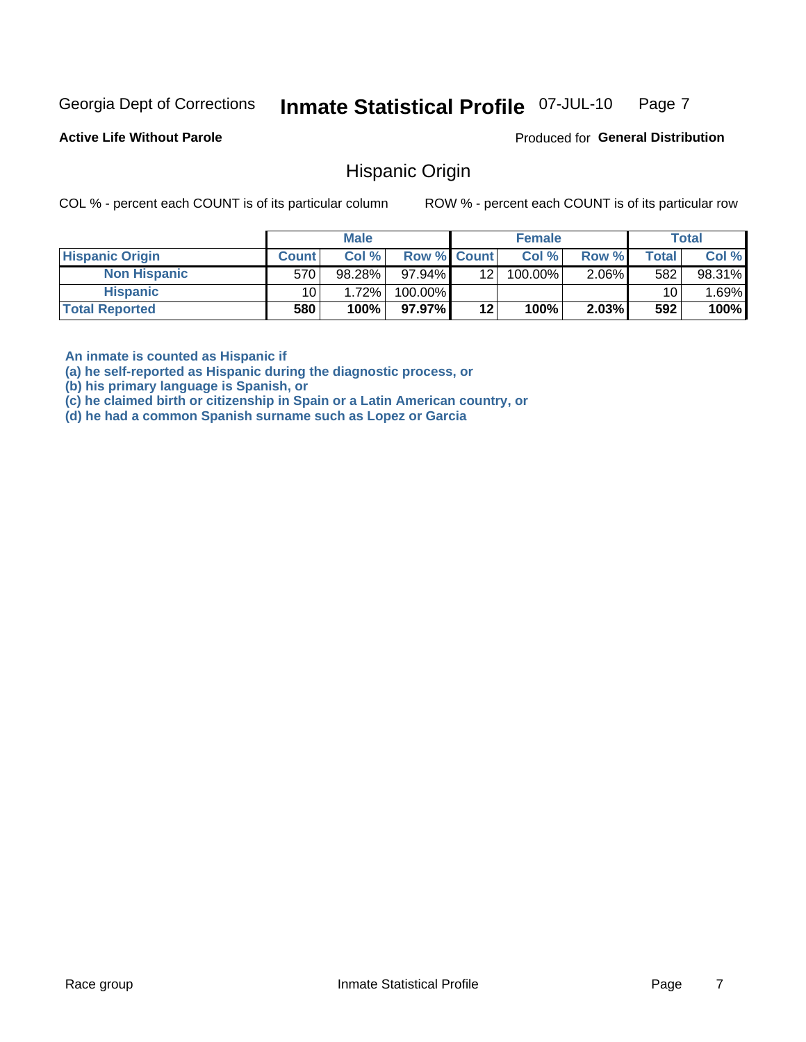Georgia Dept of Corrections **Inmate Statistical Profile** 07-JUL-10

**Active Life Without Parole**

Produced for **General Distribution**

## Hispanic Origin

COL % - percent each COUNT is of its particular column

ROW % - percent each COUNT is of its particular row

| | Male | | | Female | | | Total | |
|---|---|---|---|---|---|---|---|---|
| **Hispanic Origin** | **Count** | **Col %** | **Row %** | **Count** | **Col %** | **Row %** | **Total** | **Col %** |
| **Non Hispanic** | 570 | 98.28% | 97.94% | 12 | 100.00% | 2.06% | 582 | 98.31% |
| **Hispanic** | 10 | 1.72% | 100.00% | | | | 10 | 1.69% |
| **Total Reported** | **580** | **100%** | **97.97%** | **12** | **100%** | **2.03%** | **592** | **100%** |

**An inmate is counted as Hispanic if**
**(a) he self-reported as Hispanic during the diagnostic process, or**
**(b) his primary language is Spanish, or**
**(c) he claimed birth or citizenship in Spain or a Latin American country, or**
**(d) he had a common Spanish surname such as Lopez or Garcia**

Race group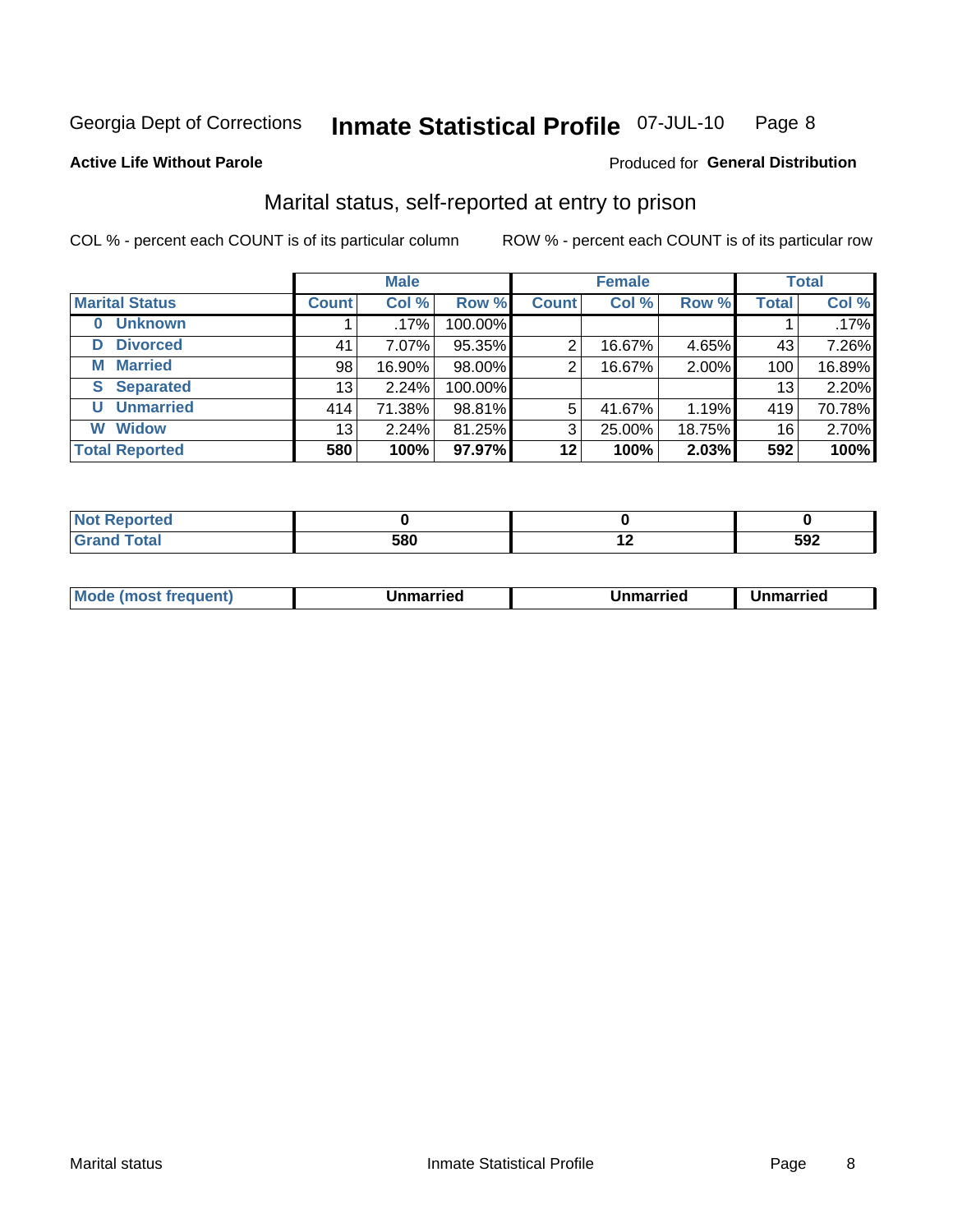Georgia Dept of Corrections **Inmate Statistical Profile** 07-JUL-10

**Active Life Without Parole**

Produced for **General Distribution**

## Marital status, self-reported at entry to prison

COL % - percent each COUNT is of its particular column

ROW % - percent each COUNT is of its particular row

| | Male | | | Female | | | Total | |
|---|---|---|---|---|---|---|---|---|
| **Marital Status** | **Count** | **Col %** | **Row %** | **Count** | **Col %** | **Row %** | **Total** | **Col %** |
| **0 Unknown** | 1 | .17% | 100.00% | | | | 1 | .17% |
| **D Divorced** | 41 | 7.07% | 95.35% | 2 | 16.67% | 4.65% | 43 | 7.26% |
| **M Married** | 98 | 16.90% | 98.00% | 2 | 16.67% | 2.00% | 100 | 16.89% |
| **S Separated** | 13 | 2.24% | 100.00% | | | | 13 | 2.20% |
| **U Unmarried** | 414 | 71.38% | 98.81% | 5 | 41.67% | 1.19% | 419 | 70.78% |
| **W Widow** | 13 | 2.24% | 81.25% | 3 | 25.00% | 18.75% | 16 | 2.70% |
| **Total Reported** | **580** | **100%** | **97.97%** | **12** | **100%** | **2.03%** | **592** | **100%** |

| | Male | Female | Total |
|---|---|---|---|
| **Not Reported** | **0** | **0** | **0** |
| **Grand Total** | **580** | **12** | **592** |

| | Male | Female | Total |
|---|---|---|---|
| **Mode (most frequent)** | **Unmarried** | **Unmarried** | **Unmarried** |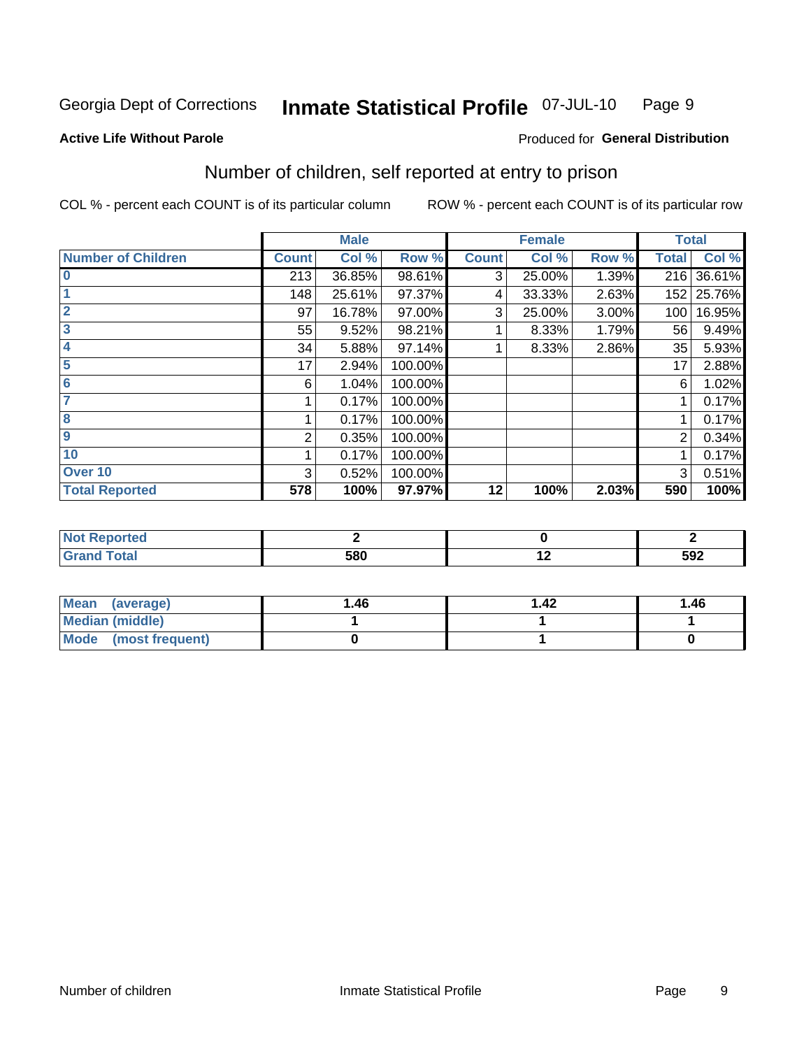Georgia Dept of Corrections **Inmate Statistical Profile** 07-JUL-10

**Active Life Without Parole**

Produced for **General Distribution**

## Number of children, self reported at entry to prison

COL % - percent each COUNT is of its particular column

ROW % - percent each COUNT is of its particular row

| | Male | | | Female | | | Total | |
|---|---|---|---|---|---|---|---|---|
| **Number of Children** | **Count** | **Col %** | **Row %** | **Count** | **Col %** | **Row %** | **Total** | **Col %** |
| **0** | 213 | 36.85% | 98.61% | 3 | 25.00% | 1.39% | 216 | 36.61% |
| **1** | 148 | 25.61% | 97.37% | 4 | 33.33% | 2.63% | 152 | 25.76% |
| **2** | 97 | 16.78% | 97.00% | 3 | 25.00% | 3.00% | 100 | 16.95% |
| **3** | 55 | 9.52% | 98.21% | 1 | 8.33% | 1.79% | 56 | 9.49% |
| **4** | 34 | 5.88% | 97.14% | 1 | 8.33% | 2.86% | 35 | 5.93% |
| **5** | 17 | 2.94% | 100.00% | | | | 17 | 2.88% |
| **6** | 6 | 1.04% | 100.00% | | | | 6 | 1.02% |
| **7** | 1 | 0.17% | 100.00% | | | | 1 | 0.17% |
| **8** | 1 | 0.17% | 100.00% | | | | 1 | 0.17% |
| **9** | 2 | 0.35% | 100.00% | | | | 2 | 0.34% |
| **10** | 1 | 0.17% | 100.00% | | | | 1 | 0.17% |
| **Over 10** | 3 | 0.52% | 100.00% | | | | 3 | 0.51% |
| **Total Reported** | **578** | **100%** | **97.97%** | **12** | **100%** | **2.03%** | **590** | **100%** |

| | Male | Female | Total |
|---|---|---|---|
| **Not Reported** | **2** | **0** | **2** |
| **Grand Total** | **580** | **12** | **592** |

| | Male | Female | Total |
|---|---|---|---|
| **Mean (average)** | **1.46** | **1.42** | **1.46** |
| **Median (middle)** | **1** | **1** | **1** |
| **Mode (most frequent)** | **0** | **1** | **0** |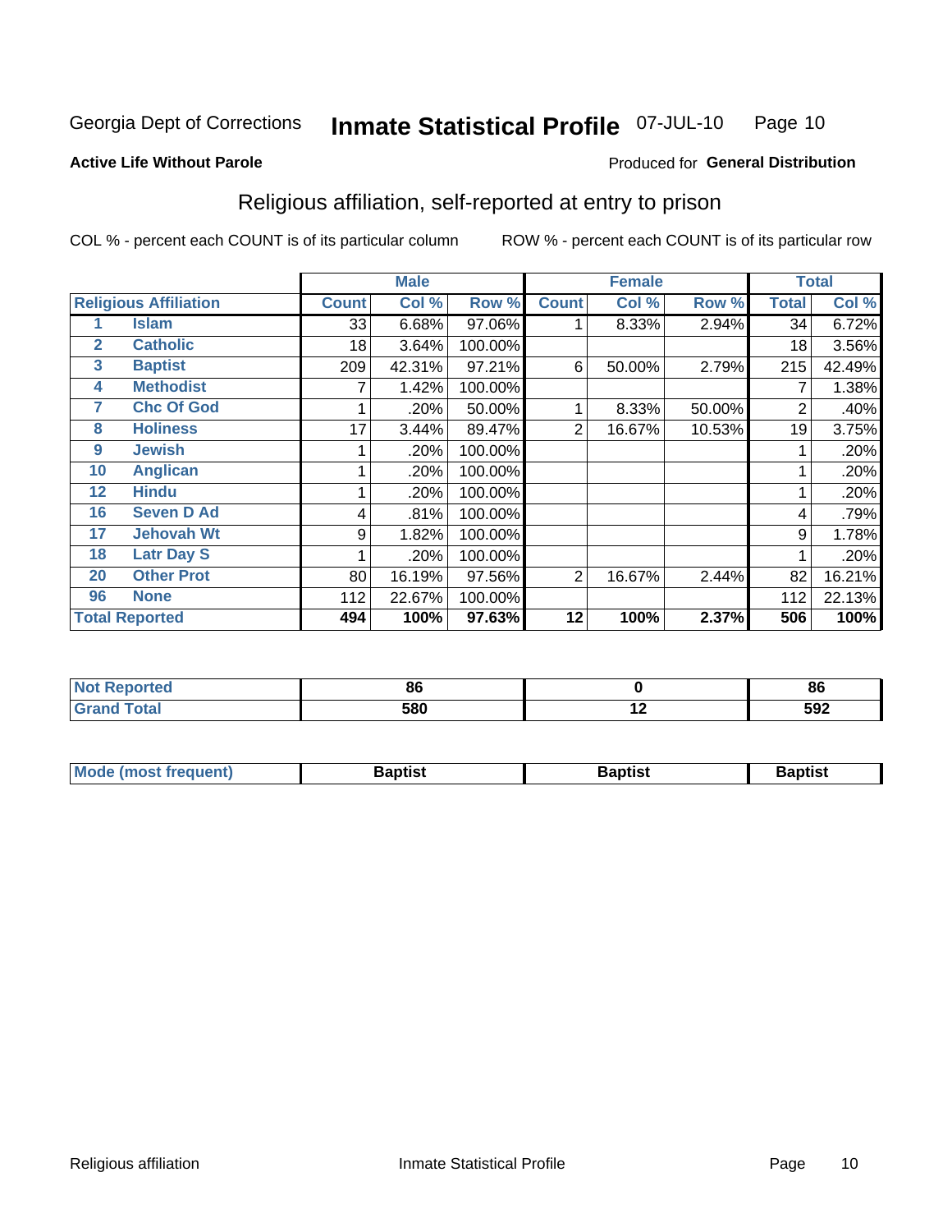Georgia Dept of Corrections **Inmate Statistical Profile** 07-JUL-10

**Active Life Without Parole**

Produced for **General Distribution**

## Religious affiliation, self-reported at entry to prison

COL % - percent each COUNT is of its particular column ROW % - percent each COUNT is of its particular row

| Religious Affiliation | | Male | | | Female | | | Total | |
|---|---|---|---|---|---|---|---|---|---|
| | | Count | Col % | Row % | Count | Col % | Row % | Total | Col % |
| 1 | Islam | 33 | 6.68% | 97.06% | 1 | 8.33% | 2.94% | 34 | 6.72% |
| 2 | Catholic | 18 | 3.64% | 100.00% | | | | 18 | 3.56% |
| 3 | Baptist | 209 | 42.31% | 97.21% | 6 | 50.00% | 2.79% | 215 | 42.49% |
| 4 | Methodist | 7 | 1.42% | 100.00% | | | | 7 | 1.38% |
| 7 | Chc Of God | 1 | .20% | 50.00% | 1 | 8.33% | 50.00% | 2 | .40% |
| 8 | Holiness | 17 | 3.44% | 89.47% | 2 | 16.67% | 10.53% | 19 | 3.75% |
| 9 | Jewish | 1 | .20% | 100.00% | | | | 1 | .20% |
| 10 | Anglican | 1 | .20% | 100.00% | | | | 1 | .20% |
| 12 | Hindu | 1 | .20% | 100.00% | | | | 1 | .20% |
| 16 | Seven D Ad | 4 | .81% | 100.00% | | | | 4 | .79% |
| 17 | Jehovah Wt | 9 | 1.82% | 100.00% | | | | 9 | 1.78% |
| 18 | Latr Day S | 1 | .20% | 100.00% | | | | 1 | .20% |
| 20 | Other Prot | 80 | 16.19% | 97.56% | 2 | 16.67% | 2.44% | 82 | 16.21% |
| 96 | None | 112 | 22.67% | 100.00% | | | | 112 | 22.13% |
| **Total Reported** | | **494** | **100%** | **97.63%** | **12** | **100%** | **2.37%** | **506** | **100%** |

| | Male | Female | Total |
|---|---|---|---|
| Not Reported | 86 | 0 | 86 |
| Grand Total | 580 | 12 | 592 |

| | Male | Female | Total |
|---|---|---|---|
| Mode (most frequent) | Baptist | Baptist | Baptist |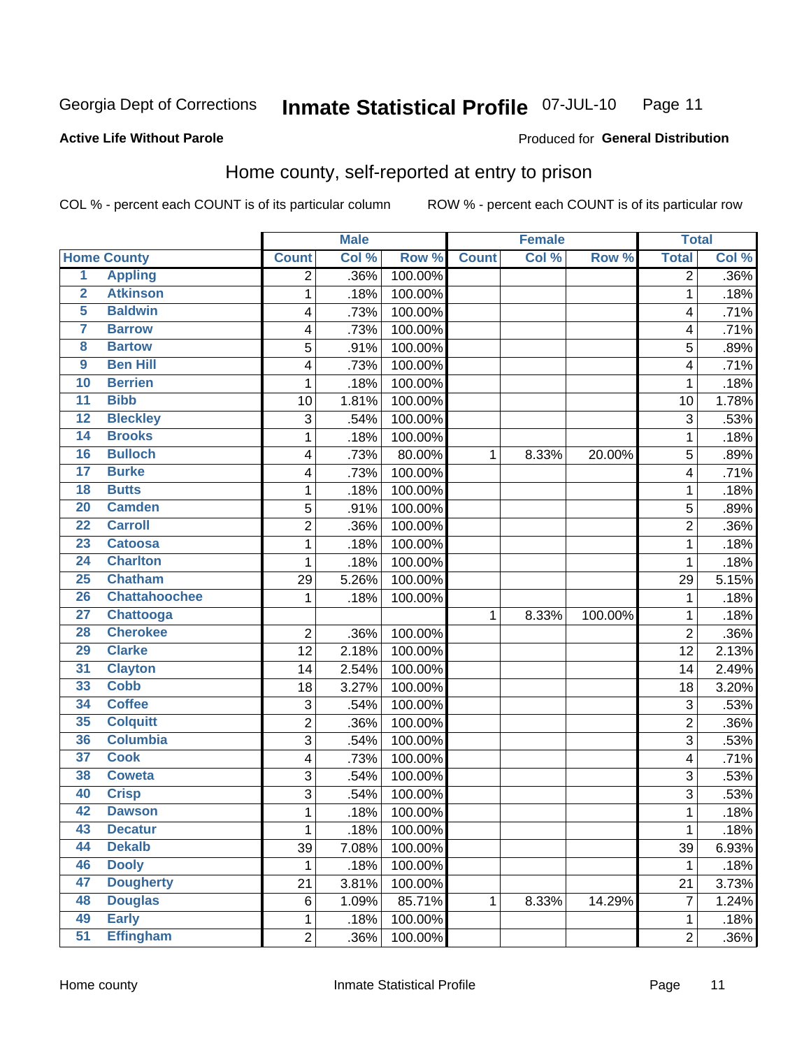Georgia Dept of Corrections **Inmate Statistical Profile** 07-JUL-10 Page 11

**Active Life Without Parole**

Produced for **General Distribution**

## Home county, self-reported at entry to prison

COL % - percent each COUNT is of its particular column ROW % - percent each COUNT is of its particular row

| | | Male | | | Female | | | Total | |
|---|---|---|---|---|---|---|---|---|---|
| **Home County** | | **Count** | **Col %** | **Row %** | **Count** | **Col %** | **Row %** | **Total** | **Col %** |
| 1 | Appling | 2 | .36% | 100.00% | | | | 2 | .36% |
| 2 | Atkinson | 1 | .18% | 100.00% | | | | 1 | .18% |
| 5 | Baldwin | 4 | .73% | 100.00% | | | | 4 | .71% |
| 7 | Barrow | 4 | .73% | 100.00% | | | | 4 | .71% |
| 8 | Bartow | 5 | .91% | 100.00% | | | | 5 | .89% |
| 9 | Ben Hill | 4 | .73% | 100.00% | | | | 4 | .71% |
| 10 | Berrien | 1 | .18% | 100.00% | | | | 1 | .18% |
| 11 | Bibb | 10 | 1.81% | 100.00% | | | | 10 | 1.78% |
| 12 | Bleckley | 3 | .54% | 100.00% | | | | 3 | .53% |
| 14 | Brooks | 1 | .18% | 100.00% | | | | 1 | .18% |
| 16 | Bulloch | 4 | .73% | 80.00% | 1 | 8.33% | 20.00% | 5 | .89% |
| 17 | Burke | 4 | .73% | 100.00% | | | | 4 | .71% |
| 18 | Butts | 1 | .18% | 100.00% | | | | 1 | .18% |
| 20 | Camden | 5 | .91% | 100.00% | | | | 5 | .89% |
| 22 | Carroll | 2 | .36% | 100.00% | | | | 2 | .36% |
| 23 | Catoosa | 1 | .18% | 100.00% | | | | 1 | .18% |
| 24 | Charlton | 1 | .18% | 100.00% | | | | 1 | .18% |
| 25 | Chatham | 29 | 5.26% | 100.00% | | | | 29 | 5.15% |
| 26 | Chattahoochee | 1 | .18% | 100.00% | | | | 1 | .18% |
| 27 | Chattooga | | | | 1 | 8.33% | 100.00% | 1 | .18% |
| 28 | Cherokee | 2 | .36% | 100.00% | | | | 2 | .36% |
| 29 | Clarke | 12 | 2.18% | 100.00% | | | | 12 | 2.13% |
| 31 | Clayton | 14 | 2.54% | 100.00% | | | | 14 | 2.49% |
| 33 | Cobb | 18 | 3.27% | 100.00% | | | | 18 | 3.20% |
| 34 | Coffee | 3 | .54% | 100.00% | | | | 3 | .53% |
| 35 | Colquitt | 2 | .36% | 100.00% | | | | 2 | .36% |
| 36 | Columbia | 3 | .54% | 100.00% | | | | 3 | .53% |
| 37 | Cook | 4 | .73% | 100.00% | | | | 4 | .71% |
| 38 | Coweta | 3 | .54% | 100.00% | | | | 3 | .53% |
| 40 | Crisp | 3 | .54% | 100.00% | | | | 3 | .53% |
| 42 | Dawson | 1 | .18% | 100.00% | | | | 1 | .18% |
| 43 | Decatur | 1 | .18% | 100.00% | | | | 1 | .18% |
| 44 | Dekalb | 39 | 7.08% | 100.00% | | | | 39 | 6.93% |
| 46 | Dooly | 1 | .18% | 100.00% | | | | 1 | .18% |
| 47 | Dougherty | 21 | 3.81% | 100.00% | | | | 21 | 3.73% |
| 48 | Douglas | 6 | 1.09% | 85.71% | 1 | 8.33% | 14.29% | 7 | 1.24% |
| 49 | Early | 1 | .18% | 100.00% | | | | 1 | .18% |
| 51 | Effingham | 2 | .36% | 100.00% | | | | 2 | .36% |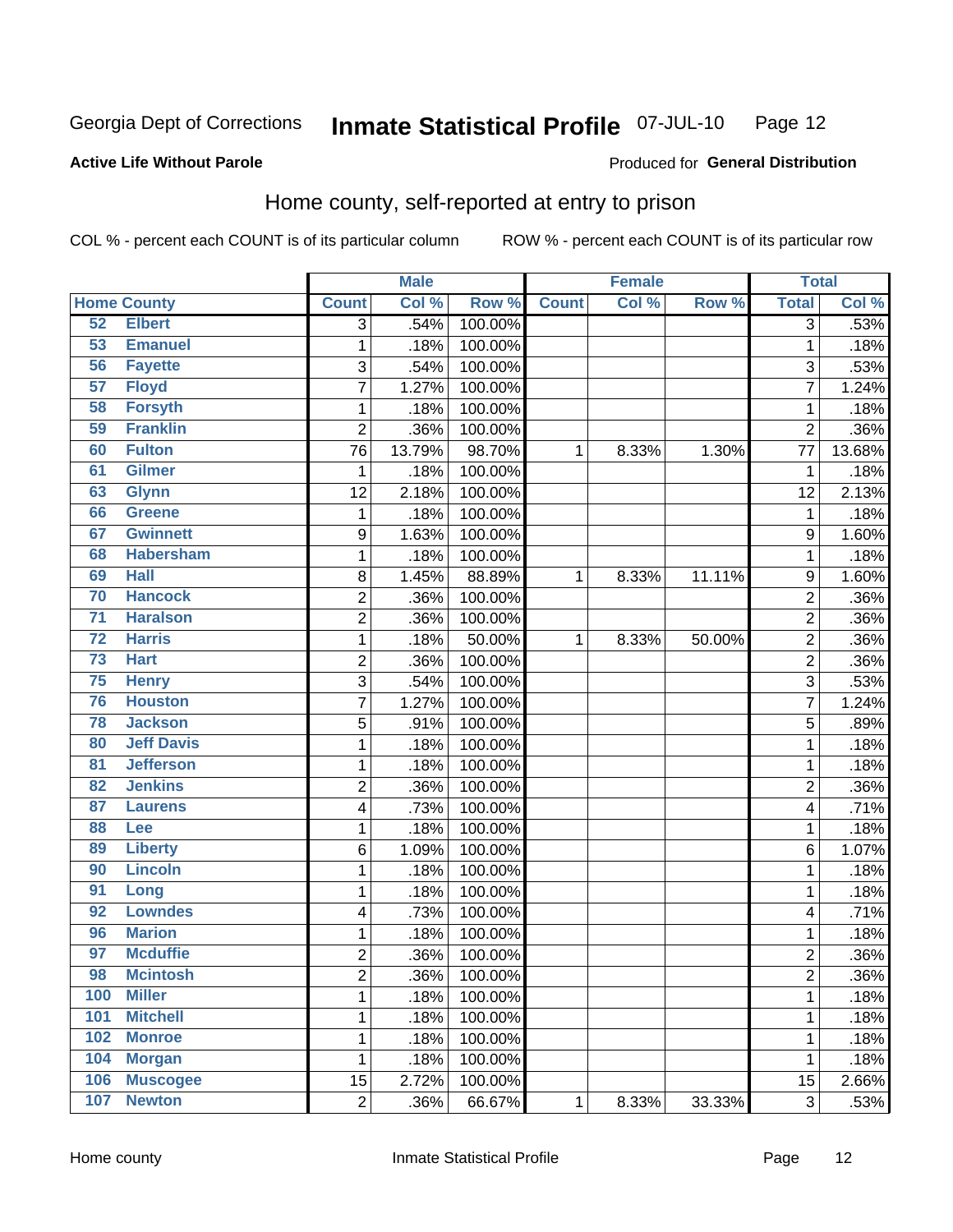Georgia Dept of Corrections **Inmate Statistical Profile** 07-JUL-10

**Active Life Without Parole**

Produced for **General Distribution**

## Home county, self-reported at entry to prison

COL % - percent each COUNT is of its particular column     ROW % - percent each COUNT is of its particular row

| Home County | | Male | | | Female | | | Total | |
|---|---|---|---|---|---|---|---|---|---|
| | | Count | Col % | Row % | Count | Col % | Row % | Total | Col % |
| 52 | Elbert | 3 | .54% | 100.00% | | | | 3 | .53% |
| 53 | Emanuel | 1 | .18% | 100.00% | | | | 1 | .18% |
| 56 | Fayette | 3 | .54% | 100.00% | | | | 3 | .53% |
| 57 | Floyd | 7 | 1.27% | 100.00% | | | | 7 | 1.24% |
| 58 | Forsyth | 1 | .18% | 100.00% | | | | 1 | .18% |
| 59 | Franklin | 2 | .36% | 100.00% | | | | 2 | .36% |
| 60 | Fulton | 76 | 13.79% | 98.70% | 1 | 8.33% | 1.30% | 77 | 13.68% |
| 61 | Gilmer | 1 | .18% | 100.00% | | | | 1 | .18% |
| 63 | Glynn | 12 | 2.18% | 100.00% | | | | 12 | 2.13% |
| 66 | Greene | 1 | .18% | 100.00% | | | | 1 | .18% |
| 67 | Gwinnett | 9 | 1.63% | 100.00% | | | | 9 | 1.60% |
| 68 | Habersham | 1 | .18% | 100.00% | | | | 1 | .18% |
| 69 | Hall | 8 | 1.45% | 88.89% | 1 | 8.33% | 11.11% | 9 | 1.60% |
| 70 | Hancock | 2 | .36% | 100.00% | | | | 2 | .36% |
| 71 | Haralson | 2 | .36% | 100.00% | | | | 2 | .36% |
| 72 | Harris | 1 | .18% | 50.00% | 1 | 8.33% | 50.00% | 2 | .36% |
| 73 | Hart | 2 | .36% | 100.00% | | | | 2 | .36% |
| 75 | Henry | 3 | .54% | 100.00% | | | | 3 | .53% |
| 76 | Houston | 7 | 1.27% | 100.00% | | | | 7 | 1.24% |
| 78 | Jackson | 5 | .91% | 100.00% | | | | 5 | .89% |
| 80 | Jeff Davis | 1 | .18% | 100.00% | | | | 1 | .18% |
| 81 | Jefferson | 1 | .18% | 100.00% | | | | 1 | .18% |
| 82 | Jenkins | 2 | .36% | 100.00% | | | | 2 | .36% |
| 87 | Laurens | 4 | .73% | 100.00% | | | | 4 | .71% |
| 88 | Lee | 1 | .18% | 100.00% | | | | 1 | .18% |
| 89 | Liberty | 6 | 1.09% | 100.00% | | | | 6 | 1.07% |
| 90 | Lincoln | 1 | .18% | 100.00% | | | | 1 | .18% |
| 91 | Long | 1 | .18% | 100.00% | | | | 1 | .18% |
| 92 | Lowndes | 4 | .73% | 100.00% | | | | 4 | .71% |
| 96 | Marion | 1 | .18% | 100.00% | | | | 1 | .18% |
| 97 | Mcduffie | 2 | .36% | 100.00% | | | | 2 | .36% |
| 98 | Mcintosh | 2 | .36% | 100.00% | | | | 2 | .36% |
| 100 | Miller | 1 | .18% | 100.00% | | | | 1 | .18% |
| 101 | Mitchell | 1 | .18% | 100.00% | | | | 1 | .18% |
| 102 | Monroe | 1 | .18% | 100.00% | | | | 1 | .18% |
| 104 | Morgan | 1 | .18% | 100.00% | | | | 1 | .18% |
| 106 | Muscogee | 15 | 2.72% | 100.00% | | | | 15 | 2.66% |
| 107 | Newton | 2 | .36% | 66.67% | 1 | 8.33% | 33.33% | 3 | .53% |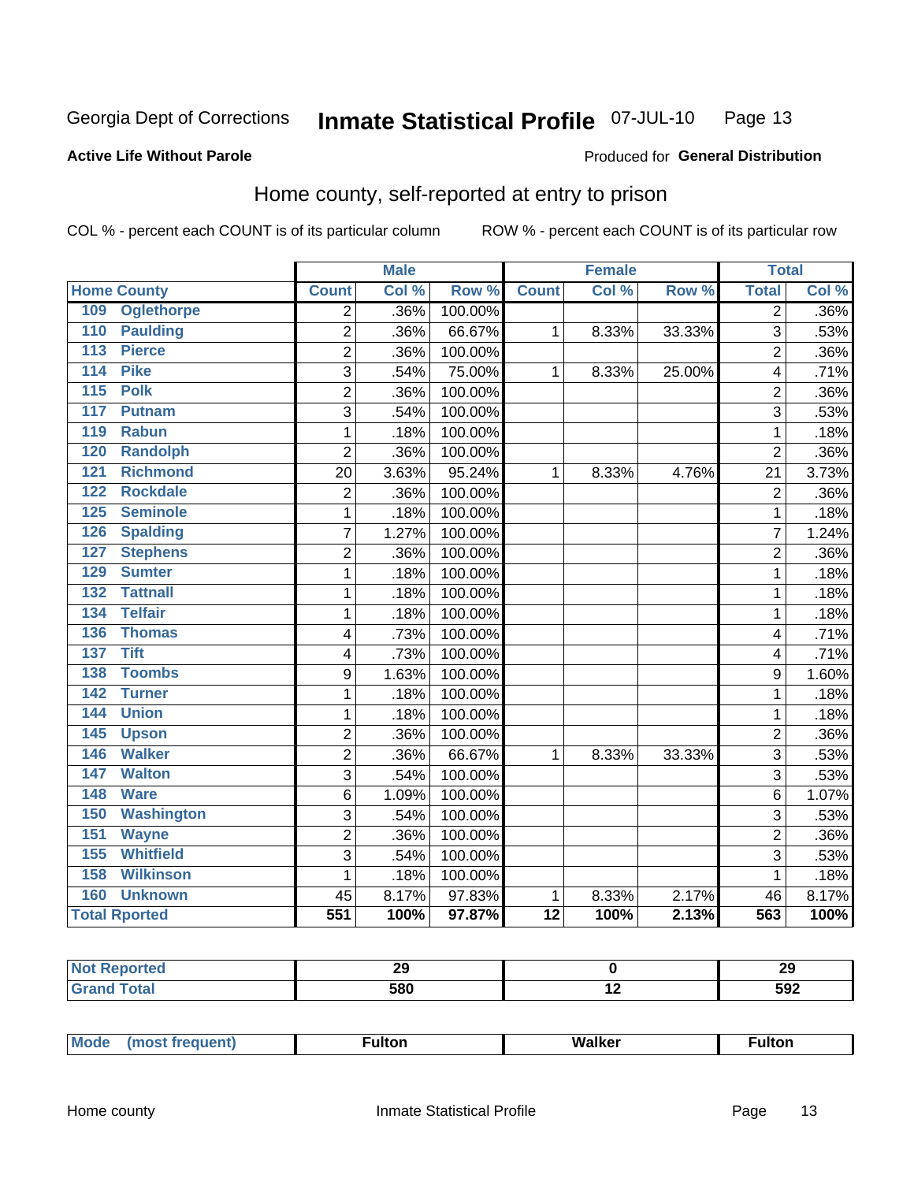Georgia Dept of Corrections **Inmate Statistical Profile** 07-JUL-10

**Active Life Without Parole**

Produced for **General Distribution**

## Home county, self-reported at entry to prison

COL % - percent each COUNT is of its particular column

ROW % - percent each COUNT is of its particular row

| Home County | Male | | | Female | | | Total | |
|---|---|---|---|---|---|---|---|---|
| | Count | Col % | Row % | Count | Col % | Row % | Total | Col % |
| 109 Oglethorpe | 2 | .36% | 100.00% | | | | 2 | .36% |
| 110 Paulding | 2 | .36% | 66.67% | 1 | 8.33% | 33.33% | 3 | .53% |
| 113 Pierce | 2 | .36% | 100.00% | | | | 2 | .36% |
| 114 Pike | 3 | .54% | 75.00% | 1 | 8.33% | 25.00% | 4 | .71% |
| 115 Polk | 2 | .36% | 100.00% | | | | 2 | .36% |
| 117 Putnam | 3 | .54% | 100.00% | | | | 3 | .53% |
| 119 Rabun | 1 | .18% | 100.00% | | | | 1 | .18% |
| 120 Randolph | 2 | .36% | 100.00% | | | | 2 | .36% |
| 121 Richmond | 20 | 3.63% | 95.24% | 1 | 8.33% | 4.76% | 21 | 3.73% |
| 122 Rockdale | 2 | .36% | 100.00% | | | | 2 | .36% |
| 125 Seminole | 1 | .18% | 100.00% | | | | 1 | .18% |
| 126 Spalding | 7 | 1.27% | 100.00% | | | | 7 | 1.24% |
| 127 Stephens | 2 | .36% | 100.00% | | | | 2 | .36% |
| 129 Sumter | 1 | .18% | 100.00% | | | | 1 | .18% |
| 132 Tattnall | 1 | .18% | 100.00% | | | | 1 | .18% |
| 134 Telfair | 1 | .18% | 100.00% | | | | 1 | .18% |
| 136 Thomas | 4 | .73% | 100.00% | | | | 4 | .71% |
| 137 Tift | 4 | .73% | 100.00% | | | | 4 | .71% |
| 138 Toombs | 9 | 1.63% | 100.00% | | | | 9 | 1.60% |
| 142 Turner | 1 | .18% | 100.00% | | | | 1 | .18% |
| 144 Union | 1 | .18% | 100.00% | | | | 1 | .18% |
| 145 Upson | 2 | .36% | 100.00% | | | | 2 | .36% |
| 146 Walker | 2 | .36% | 66.67% | 1 | 8.33% | 33.33% | 3 | .53% |
| 147 Walton | 3 | .54% | 100.00% | | | | 3 | .53% |
| 148 Ware | 6 | 1.09% | 100.00% | | | | 6 | 1.07% |
| 150 Washington | 3 | .54% | 100.00% | | | | 3 | .53% |
| 151 Wayne | 2 | .36% | 100.00% | | | | 2 | .36% |
| 155 Whitfield | 3 | .54% | 100.00% | | | | 3 | .53% |
| 158 Wilkinson | 1 | .18% | 100.00% | | | | 1 | .18% |
| 160 Unknown | 45 | 8.17% | 97.83% | 1 | 8.33% | 2.17% | 46 | 8.17% |
| **Total Rported** | **551** | **100%** | **97.87%** | **12** | **100%** | **2.13%** | **563** | **100%** |

| | Male | Female | Total |
|---|---|---|---|
| Not Reported | 29 | 0 | 29 |
| Grand Total | 580 | 12 | 592 |

| | Male | Female | Total |
|---|---|---|---|
| Mode (most frequent) | Fulton | Walker | Fulton |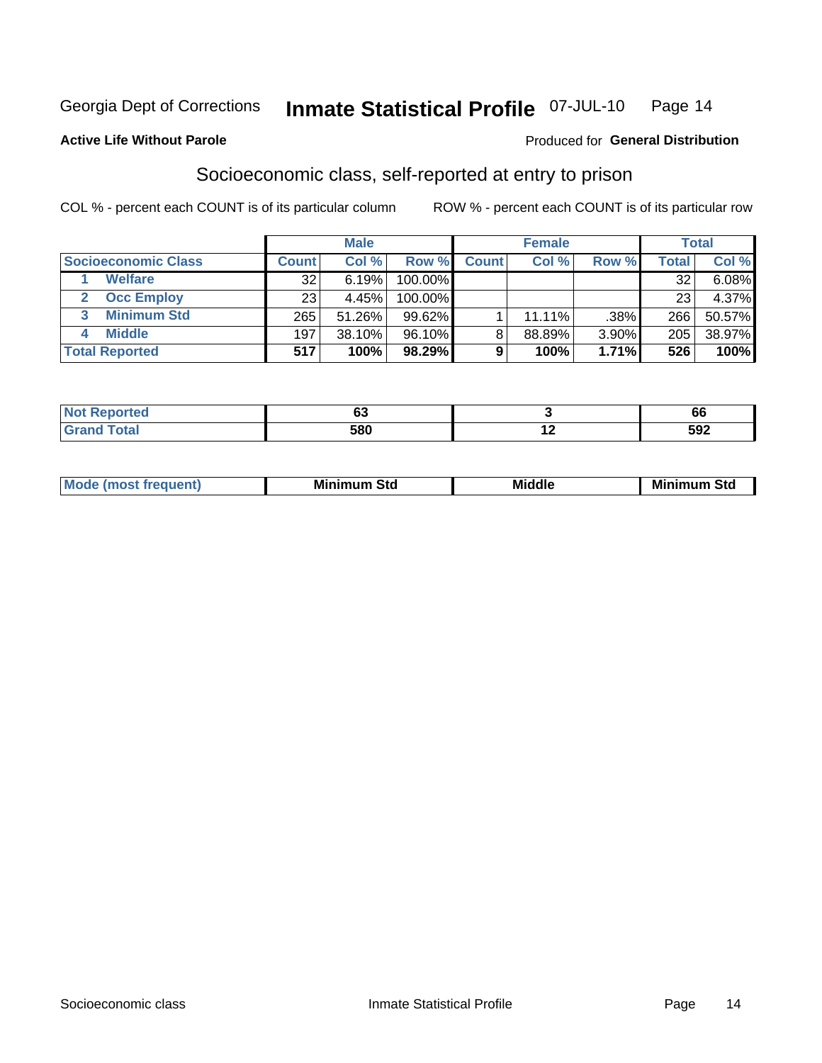Georgia Dept of Corrections **Inmate Statistical Profile** 07-JUL-10

**Active Life Without Parole**

Produced for **General Distribution**

## Socioeconomic class, self-reported at entry to prison

COL % - percent each COUNT is of its particular column

ROW % - percent each COUNT is of its particular row

| | Male | | | Female | | | Total | |
|---|---|---|---|---|---|---|---|---|
| **Socioeconomic Class** | **Count** | **Col %** | **Row %** | **Count** | **Col %** | **Row %** | **Total** | **Col %** |
| 1 **Welfare** | 32 | 6.19% | 100.00% | | | | 32 | 6.08% |
| 2 **Occ Employ** | 23 | 4.45% | 100.00% | | | | 23 | 4.37% |
| 3 **Minimum Std** | 265 | 51.26% | 99.62% | 1 | 11.11% | .38% | 266 | 50.57% |
| 4 **Middle** | 197 | 38.10% | 96.10% | 8 | 88.89% | 3.90% | 205 | 38.97% |
| **Total Reported** | **517** | **100%** | **98.29%** | **9** | **100%** | **1.71%** | **526** | **100%** |

| | Male | Female | Total |
|---|---|---|---|
| **Not Reported** | **63** | **3** | **66** |
| **Grand Total** | **580** | **12** | **592** |

| | Male | Female | Total |
|---|---|---|---|
| **Mode (most frequent)** | **Minimum Std** | **Middle** | **Minimum Std** |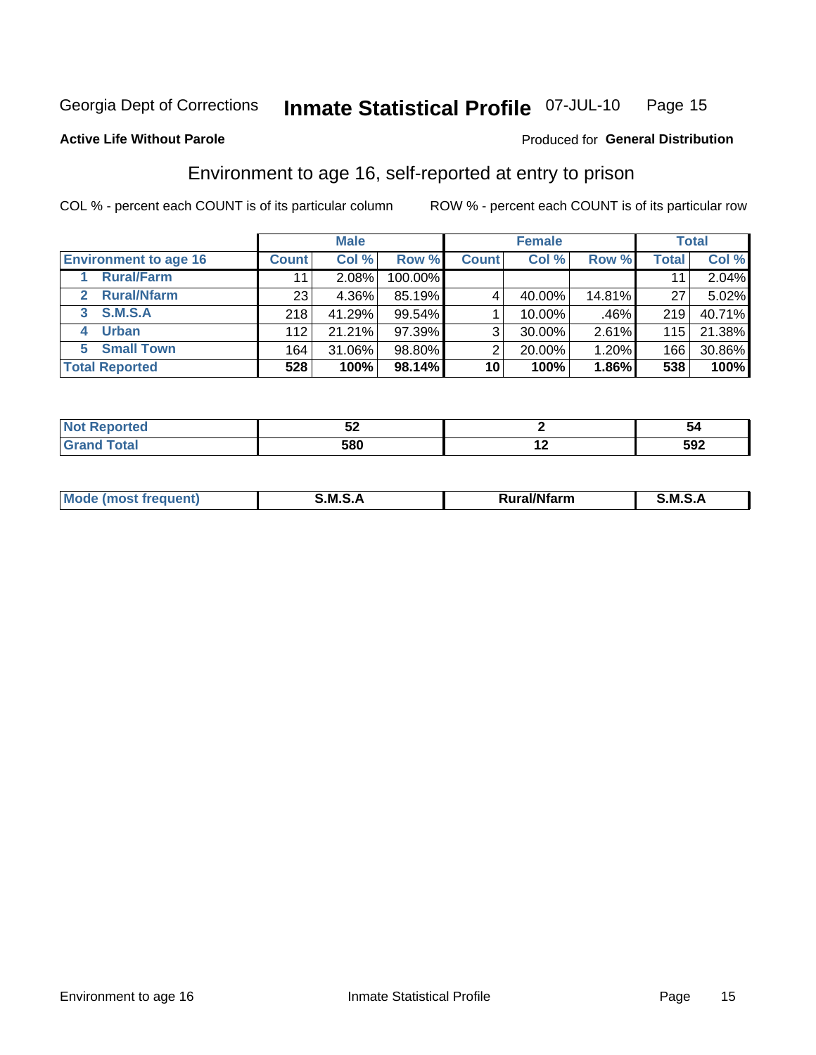Georgia Dept of Corrections **Inmate Statistical Profile** 07-JUL-10 Page 15

**Active Life Without Parole**

Produced for **General Distribution**

## Environment to age 16, self-reported at entry to prison

COL % - percent each COUNT is of its particular column ROW % - percent each COUNT is of its particular row

| | Male | | | Female | | | Total | |
|---|---|---|---|---|---|---|---|---|
| **Environment to age 16** | **Count** | **Col %** | **Row %** | **Count** | **Col %** | **Row %** | **Total** | **Col %** |
| 1 Rural/Farm | 11 | 2.08% | 100.00% | | | | 11 | 2.04% |
| 2 Rural/Nfarm | 23 | 4.36% | 85.19% | 4 | 40.00% | 14.81% | 27 | 5.02% |
| 3 S.M.S.A | 218 | 41.29% | 99.54% | 1 | 10.00% | .46% | 219 | 40.71% |
| 4 Urban | 112 | 21.21% | 97.39% | 3 | 30.00% | 2.61% | 115 | 21.38% |
| 5 Small Town | 164 | 31.06% | 98.80% | 2 | 20.00% | 1.20% | 166 | 30.86% |
| **Total Reported** | **528** | **100%** | **98.14%** | **10** | **100%** | **1.86%** | **538** | **100%** |

| | Male | Female | Total |
|---|---|---|---|
| **Not Reported** | **52** | **2** | **54** |
| **Grand Total** | **580** | **12** | **592** |

| | Male | Female | Total |
|---|---|---|---|
| **Mode (most frequent)** | **S.M.S.A** | **Rural/Nfarm** | **S.M.S.A** |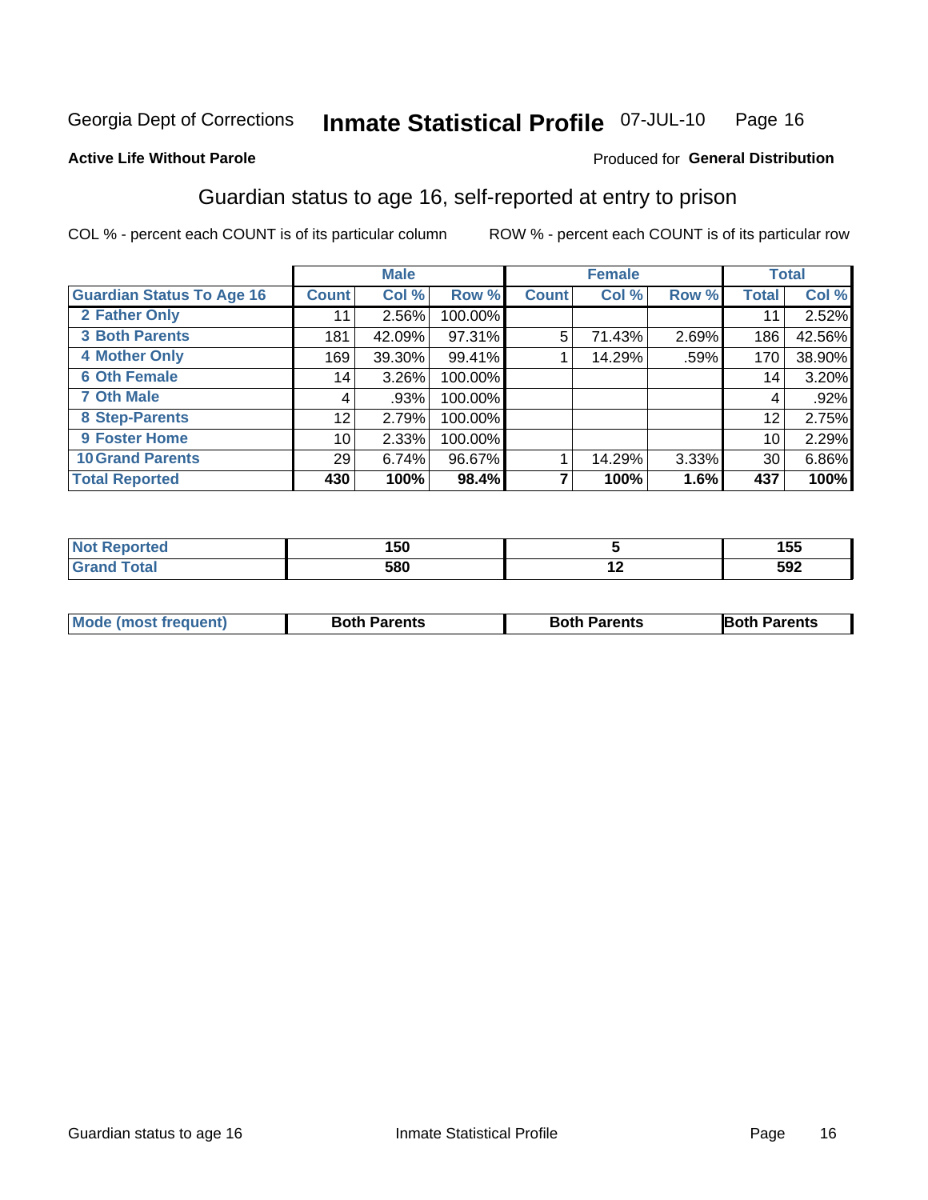Georgia Dept of Corrections **Inmate Statistical Profile** 07-JUL-10

**Active Life Without Parole**

Produced for **General Distribution**

## Guardian status to age 16, self-reported at entry to prison

COL % - percent each COUNT is of its particular column ROW % - percent each COUNT is of its particular row

| | Male | | | Female | | | Total | |
|---|---|---|---|---|---|---|---|---|
| **Guardian Status To Age 16** | **Count** | **Col %** | **Row %** | **Count** | **Col %** | **Row %** | **Total** | **Col %** |
| 2 Father Only | 11 | 2.56% | 100.00% | | | | 11 | 2.52% |
| 3 Both Parents | 181 | 42.09% | 97.31% | 5 | 71.43% | 2.69% | 186 | 42.56% |
| 4 Mother Only | 169 | 39.30% | 99.41% | 1 | 14.29% | .59% | 170 | 38.90% |
| 6 Oth Female | 14 | 3.26% | 100.00% | | | | 14 | 3.20% |
| 7 Oth Male | 4 | .93% | 100.00% | | | | 4 | .92% |
| 8 Step-Parents | 12 | 2.79% | 100.00% | | | | 12 | 2.75% |
| 9 Foster Home | 10 | 2.33% | 100.00% | | | | 10 | 2.29% |
| 10 Grand Parents | 29 | 6.74% | 96.67% | 1 | 14.29% | 3.33% | 30 | 6.86% |
| **Total Reported** | **430** | **100%** | **98.4%** | **7** | **100%** | **1.6%** | **437** | **100%** |

| | Male | Female | Total |
|---|---|---|---|
| Not Reported | 150 | 5 | 155 |
| Grand Total | 580 | 12 | 592 |

| | Male | Female | Total |
|---|---|---|---|
| Mode (most frequent) | Both Parents | Both Parents | Both Parents |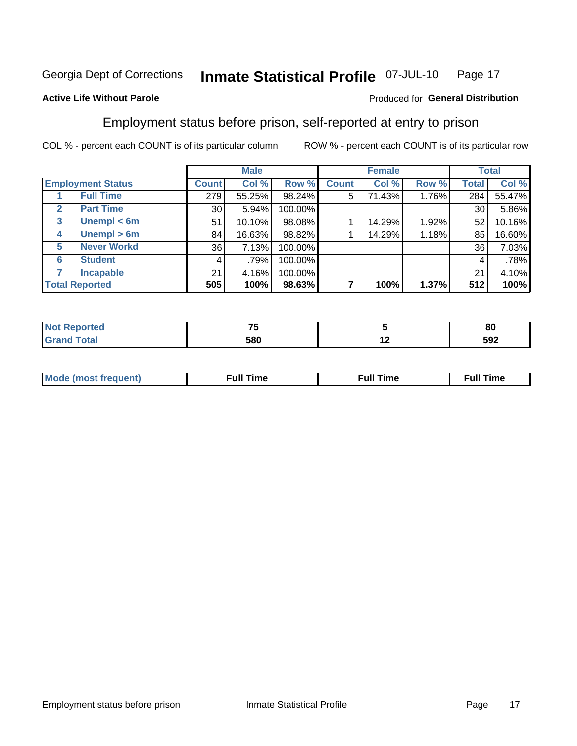Georgia Dept of Corrections **Inmate Statistical Profile** 07-JUL-10

**Active Life Without Parole**

Produced for **General Distribution**

## Employment status before prison, self-reported at entry to prison

COL % - percent each COUNT is of its particular column ROW % - percent each COUNT is of its particular row

| Employment Status | | Male | | | Female | | | Total | |
|---|---|---|---|---|---|---|---|---|---|
| | | Count | Col % | Row % | Count | Col % | Row % | Total | Col % |
| 1 | Full Time | 279 | 55.25% | 98.24% | 5 | 71.43% | 1.76% | 284 | 55.47% |
| 2 | Part Time | 30 | 5.94% | 100.00% | | | | 30 | 5.86% |
| 3 | Unempl < 6m | 51 | 10.10% | 98.08% | 1 | 14.29% | 1.92% | 52 | 10.16% |
| 4 | Unempl > 6m | 84 | 16.63% | 98.82% | 1 | 14.29% | 1.18% | 85 | 16.60% |
| 5 | Never Workd | 36 | 7.13% | 100.00% | | | | 36 | 7.03% |
| 6 | Student | 4 | .79% | 100.00% | | | | 4 | .78% |
| 7 | Incapable | 21 | 4.16% | 100.00% | | | | 21 | 4.10% |
| **Total Reported** | | **505** | **100%** | **98.63%** | **7** | **100%** | **1.37%** | **512** | **100%** |

| | Male | Female | Total |
|---|---|---|---|
| Not Reported | 75 | 5 | 80 |
| Grand Total | 580 | 12 | 592 |

| | Male | Female | Total |
|---|---|---|---|
| Mode (most frequent) | Full Time | Full Time | Full Time |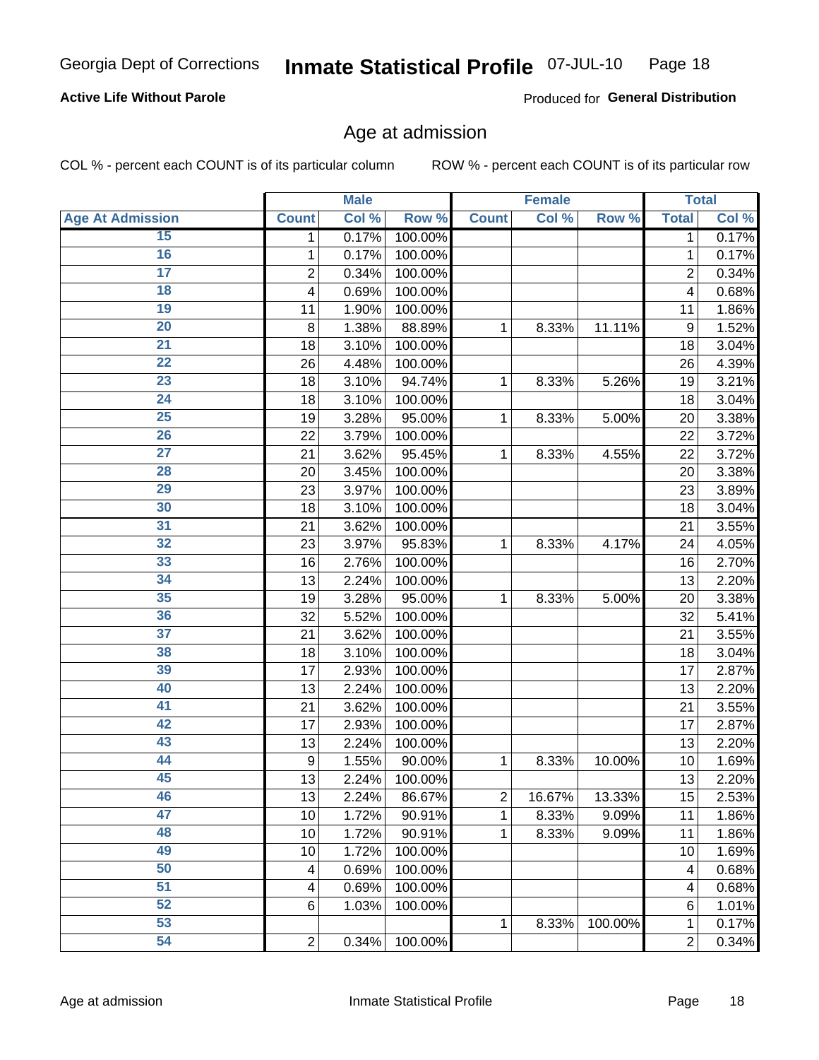Georgia Dept of Corrections **Inmate Statistical Profile** 07-JUL-10

**Active Life Without Parole**

Produced for **General Distribution**

## Age at admission

COL % - percent each COUNT is of its particular column ROW % - percent each COUNT is of its particular row

| | Male | | | Female | | | Total | |
|---|---|---|---|---|---|---|---|---|
| Age At Admission | Count | Col % | Row % | Count | Col % | Row % | Total | Col % |
| 15 | 1 | 0.17% | 100.00% | | | | 1 | 0.17% |
| 16 | 1 | 0.17% | 100.00% | | | | 1 | 0.17% |
| 17 | 2 | 0.34% | 100.00% | | | | 2 | 0.34% |
| 18 | 4 | 0.69% | 100.00% | | | | 4 | 0.68% |
| 19 | 11 | 1.90% | 100.00% | | | | 11 | 1.86% |
| 20 | 8 | 1.38% | 88.89% | 1 | 8.33% | 11.11% | 9 | 1.52% |
| 21 | 18 | 3.10% | 100.00% | | | | 18 | 3.04% |
| 22 | 26 | 4.48% | 100.00% | | | | 26 | 4.39% |
| 23 | 18 | 3.10% | 94.74% | 1 | 8.33% | 5.26% | 19 | 3.21% |
| 24 | 18 | 3.10% | 100.00% | | | | 18 | 3.04% |
| 25 | 19 | 3.28% | 95.00% | 1 | 8.33% | 5.00% | 20 | 3.38% |
| 26 | 22 | 3.79% | 100.00% | | | | 22 | 3.72% |
| 27 | 21 | 3.62% | 95.45% | 1 | 8.33% | 4.55% | 22 | 3.72% |
| 28 | 20 | 3.45% | 100.00% | | | | 20 | 3.38% |
| 29 | 23 | 3.97% | 100.00% | | | | 23 | 3.89% |
| 30 | 18 | 3.10% | 100.00% | | | | 18 | 3.04% |
| 31 | 21 | 3.62% | 100.00% | | | | 21 | 3.55% |
| 32 | 23 | 3.97% | 95.83% | 1 | 8.33% | 4.17% | 24 | 4.05% |
| 33 | 16 | 2.76% | 100.00% | | | | 16 | 2.70% |
| 34 | 13 | 2.24% | 100.00% | | | | 13 | 2.20% |
| 35 | 19 | 3.28% | 95.00% | 1 | 8.33% | 5.00% | 20 | 3.38% |
| 36 | 32 | 5.52% | 100.00% | | | | 32 | 5.41% |
| 37 | 21 | 3.62% | 100.00% | | | | 21 | 3.55% |
| 38 | 18 | 3.10% | 100.00% | | | | 18 | 3.04% |
| 39 | 17 | 2.93% | 100.00% | | | | 17 | 2.87% |
| 40 | 13 | 2.24% | 100.00% | | | | 13 | 2.20% |
| 41 | 21 | 3.62% | 100.00% | | | | 21 | 3.55% |
| 42 | 17 | 2.93% | 100.00% | | | | 17 | 2.87% |
| 43 | 13 | 2.24% | 100.00% | | | | 13 | 2.20% |
| 44 | 9 | 1.55% | 90.00% | 1 | 8.33% | 10.00% | 10 | 1.69% |
| 45 | 13 | 2.24% | 100.00% | | | | 13 | 2.20% |
| 46 | 13 | 2.24% | 86.67% | 2 | 16.67% | 13.33% | 15 | 2.53% |
| 47 | 10 | 1.72% | 90.91% | 1 | 8.33% | 9.09% | 11 | 1.86% |
| 48 | 10 | 1.72% | 90.91% | 1 | 8.33% | 9.09% | 11 | 1.86% |
| 49 | 10 | 1.72% | 100.00% | | | | 10 | 1.69% |
| 50 | 4 | 0.69% | 100.00% | | | | 4 | 0.68% |
| 51 | 4 | 0.69% | 100.00% | | | | 4 | 0.68% |
| 52 | 6 | 1.03% | 100.00% | | | | 6 | 1.01% |
| 53 | | | | 1 | 8.33% | 100.00% | 1 | 0.17% |
| 54 | 2 | 0.34% | 100.00% | | | | 2 | 0.34% |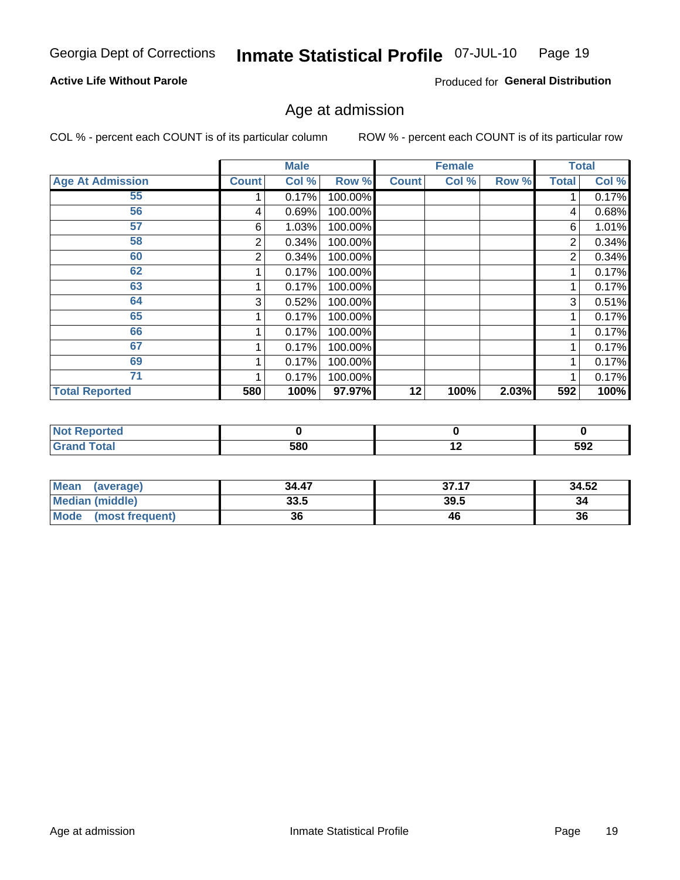Georgia Dept of Corrections **Inmate Statistical Profile** 07-JUL-10

**Active Life Without Parole**

Produced for **General Distribution**

## Age at admission

COL % - percent each COUNT is of its particular column

ROW % - percent each COUNT is of its particular row

| | Male | | | Female | | | Total | |
|---|---|---|---|---|---|---|---|---|
| **Age At Admission** | **Count** | **Col %** | **Row %** | **Count** | **Col %** | **Row %** | **Total** | **Col %** |
| 55 | 1 | 0.17% | 100.00% | | | | 1 | 0.17% |
| 56 | 4 | 0.69% | 100.00% | | | | 4 | 0.68% |
| 57 | 6 | 1.03% | 100.00% | | | | 6 | 1.01% |
| 58 | 2 | 0.34% | 100.00% | | | | 2 | 0.34% |
| 60 | 2 | 0.34% | 100.00% | | | | 2 | 0.34% |
| 62 | 1 | 0.17% | 100.00% | | | | 1 | 0.17% |
| 63 | 1 | 0.17% | 100.00% | | | | 1 | 0.17% |
| 64 | 3 | 0.52% | 100.00% | | | | 3 | 0.51% |
| 65 | 1 | 0.17% | 100.00% | | | | 1 | 0.17% |
| 66 | 1 | 0.17% | 100.00% | | | | 1 | 0.17% |
| 67 | 1 | 0.17% | 100.00% | | | | 1 | 0.17% |
| 69 | 1 | 0.17% | 100.00% | | | | 1 | 0.17% |
| 71 | 1 | 0.17% | 100.00% | | | | 1 | 0.17% |
| **Total Reported** | **580** | **100%** | **97.97%** | **12** | **100%** | **2.03%** | **592** | **100%** |

| | Male | Female | Total |
|---|---|---|---|
| **Not Reported** | **0** | **0** | **0** |
| **Grand Total** | **580** | **12** | **592** |

| | Male | Female | Total |
|---|---|---|---|
| **Mean (average)** | **34.47** | **37.17** | **34.52** |
| **Median (middle)** | **33.5** | **39.5** | **34** |
| **Mode (most frequent)** | **36** | **46** | **36** |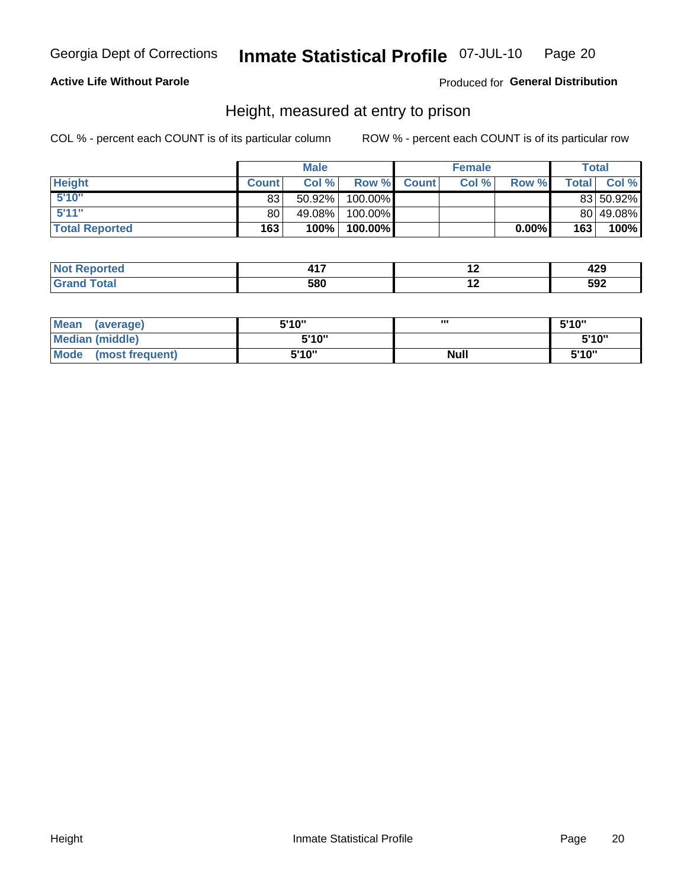Georgia Dept of Corrections **Inmate Statistical Profile** 07-JUL-10

**Active Life Without Parole**

Produced for **General Distribution**

## Height, measured at entry to prison

COL % - percent each COUNT is of its particular column

ROW % - percent each COUNT is of its particular row

| | Male | | | Female | | | Total | |
|---|---|---|---|---|---|---|---|---|
| **Height** | **Count** | **Col %** | **Row %** | **Count** | **Col %** | **Row %** | **Total** | **Col %** |
| **5'10"** | 83 | 50.92% | 100.00% | | | | 83 | 50.92% |
| **5'11"** | 80 | 49.08% | 100.00% | | | | 80 | 49.08% |
| **Total Reported** | **163** | **100%** | **100.00%** | | | **0.00%** | **163** | **100%** |

| | Male | Female | Total |
|---|---|---|---|
| **Not Reported** | **417** | **12** | **429** |
| **Grand Total** | **580** | **12** | **592** |

| | Male | Female | Total |
|---|---|---|---|
| **Mean (average)** | **5'10"** | **'''** | **5'10"** |
| **Median (middle)** | **5'10"** | | **5'10"** |
| **Mode (most frequent)** | **5'10"** | **Null** | **5'10"** |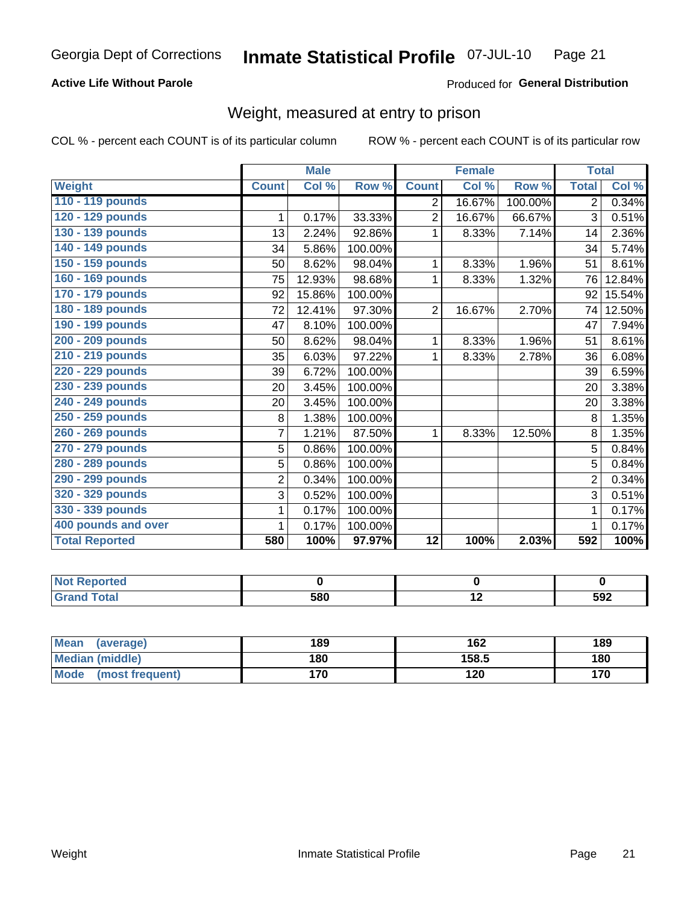Georgia Dept of Corrections **Inmate Statistical Profile** 07-JUL-10

**Active Life Without Parole**

Produced for **General Distribution**

## Weight, measured at entry to prison

COL % - percent each COUNT is of its particular column ROW % - percent each COUNT is of its particular row

| | Male | | | Female | | | Total | |
|---|---|---|---|---|---|---|---|---|
| **Weight** | **Count** | **Col %** | **Row %** | **Count** | **Col %** | **Row %** | **Total** | **Col %** |
| 110 - 119 pounds | | | | 2 | 16.67% | 100.00% | 2 | 0.34% |
| 120 - 129 pounds | 1 | 0.17% | 33.33% | 2 | 16.67% | 66.67% | 3 | 0.51% |
| 130 - 139 pounds | 13 | 2.24% | 92.86% | 1 | 8.33% | 7.14% | 14 | 2.36% |
| 140 - 149 pounds | 34 | 5.86% | 100.00% | | | | 34 | 5.74% |
| 150 - 159 pounds | 50 | 8.62% | 98.04% | 1 | 8.33% | 1.96% | 51 | 8.61% |
| 160 - 169 pounds | 75 | 12.93% | 98.68% | 1 | 8.33% | 1.32% | 76 | 12.84% |
| 170 - 179 pounds | 92 | 15.86% | 100.00% | | | | 92 | 15.54% |
| 180 - 189 pounds | 72 | 12.41% | 97.30% | 2 | 16.67% | 2.70% | 74 | 12.50% |
| 190 - 199 pounds | 47 | 8.10% | 100.00% | | | | 47 | 7.94% |
| 200 - 209 pounds | 50 | 8.62% | 98.04% | 1 | 8.33% | 1.96% | 51 | 8.61% |
| 210 - 219 pounds | 35 | 6.03% | 97.22% | 1 | 8.33% | 2.78% | 36 | 6.08% |
| 220 - 229 pounds | 39 | 6.72% | 100.00% | | | | 39 | 6.59% |
| 230 - 239 pounds | 20 | 3.45% | 100.00% | | | | 20 | 3.38% |
| 240 - 249 pounds | 20 | 3.45% | 100.00% | | | | 20 | 3.38% |
| 250 - 259 pounds | 8 | 1.38% | 100.00% | | | | 8 | 1.35% |
| 260 - 269 pounds | 7 | 1.21% | 87.50% | 1 | 8.33% | 12.50% | 8 | 1.35% |
| 270 - 279 pounds | 5 | 0.86% | 100.00% | | | | 5 | 0.84% |
| 280 - 289 pounds | 5 | 0.86% | 100.00% | | | | 5 | 0.84% |
| 290 - 299 pounds | 2 | 0.34% | 100.00% | | | | 2 | 0.34% |
| 320 - 329 pounds | 3 | 0.52% | 100.00% | | | | 3 | 0.51% |
| 330 - 339 pounds | 1 | 0.17% | 100.00% | | | | 1 | 0.17% |
| 400 pounds and over | 1 | 0.17% | 100.00% | | | | 1 | 0.17% |
| **Total Reported** | **580** | **100%** | **97.97%** | **12** | **100%** | **2.03%** | **592** | **100%** |

| | Male | Female | Total |
|---|---|---|---|
| **Not Reported** | **0** | **0** | **0** |
| **Grand Total** | **580** | **12** | **592** |

| | Male | Female | Total |
|---|---|---|---|
| **Mean (average)** | **189** | **162** | **189** |
| **Median (middle)** | **180** | **158.5** | **180** |
| **Mode (most frequent)** | **170** | **120** | **170** |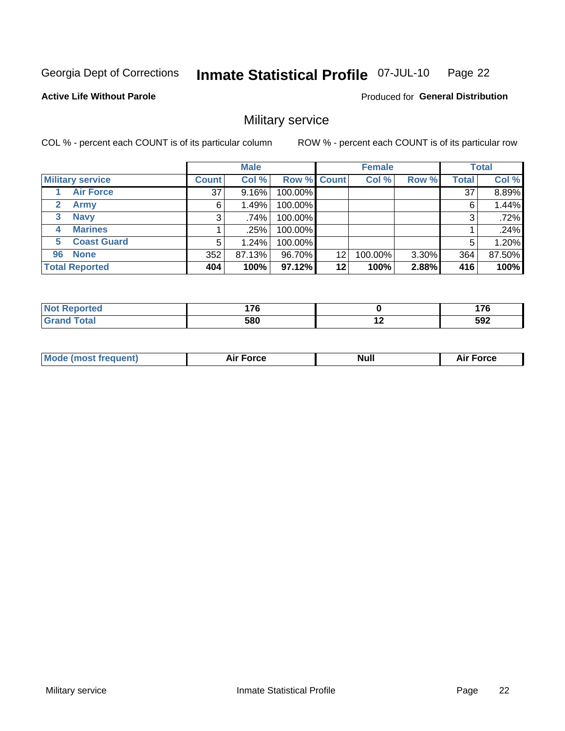Georgia Dept of Corrections **Inmate Statistical Profile** 07-JUL-10

**Active Life Without Parole**

Produced for **General Distribution**

## Military service

COL % - percent each COUNT is of its particular column     ROW % - percent each COUNT is of its particular row

| | Male | | | Female | | | Total | |
|---|---|---|---|---|---|---|---|---|
| **Military service** | **Count** | **Col %** | **Row %** | **Count** | **Col %** | **Row %** | **Total** | **Col %** |
| 1 Air Force | 37 | 9.16% | 100.00% | | | | 37 | 8.89% |
| 2 Army | 6 | 1.49% | 100.00% | | | | 6 | 1.44% |
| 3 Navy | 3 | .74% | 100.00% | | | | 3 | .72% |
| 4 Marines | 1 | .25% | 100.00% | | | | 1 | .24% |
| 5 Coast Guard | 5 | 1.24% | 100.00% | | | | 5 | 1.20% |
| 96 None | 352 | 87.13% | 96.70% | 12 | 100.00% | 3.30% | 364 | 87.50% |
| **Total Reported** | **404** | **100%** | **97.12%** | **12** | **100%** | **2.88%** | **416** | **100%** |

| | Male | Female | Total |
|---|---|---|---|
| **Not Reported** | **176** | **0** | **176** |
| **Grand Total** | **580** | **12** | **592** |

| | Male | Female | Total |
|---|---|---|---|
| **Mode (most frequent)** | **Air Force** | **Null** | **Air Force** |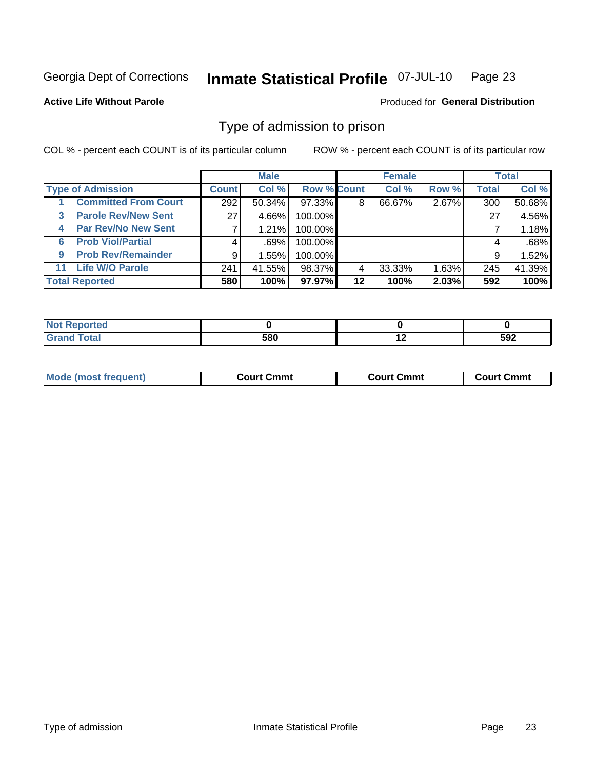Georgia Dept of Corrections **Inmate Statistical Profile** 07-JUL-10

**Active Life Without Parole**

Produced for **General Distribution**

## Type of admission to prison

COL % - percent each COUNT is of its particular column

ROW % - percent each COUNT is of its particular row

| | Male | | | Female | | | Total | |
|---|---|---|---|---|---|---|---|---|
| **Type of Admission** | **Count** | **Col %** | **Row %** | **Count** | **Col %** | **Row %** | **Total** | **Col %** |
| **1 Committed From Court** | 292 | 50.34% | 97.33% | 8 | 66.67% | 2.67% | 300 | 50.68% |
| **3 Parole Rev/New Sent** | 27 | 4.66% | 100.00% | | | | 27 | 4.56% |
| **4 Par Rev/No New Sent** | 7 | 1.21% | 100.00% | | | | 7 | 1.18% |
| **6 Prob Viol/Partial** | 4 | .69% | 100.00% | | | | 4 | .68% |
| **9 Prob Rev/Remainder** | 9 | 1.55% | 100.00% | | | | 9 | 1.52% |
| **11 Life W/O Parole** | 241 | 41.55% | 98.37% | 4 | 33.33% | 1.63% | 245 | 41.39% |
| **Total Reported** | **580** | **100%** | **97.97%** | **12** | **100%** | **2.03%** | **592** | **100%** |

| | Male | Female | Total |
|---|---|---|---|
| **Not Reported** | **0** | **0** | **0** |
| **Grand Total** | **580** | **12** | **592** |

| | Male | Female | Total |
|---|---|---|---|
| **Mode (most frequent)** | **Court Cmmt** | **Court Cmmt** | **Court Cmmt** |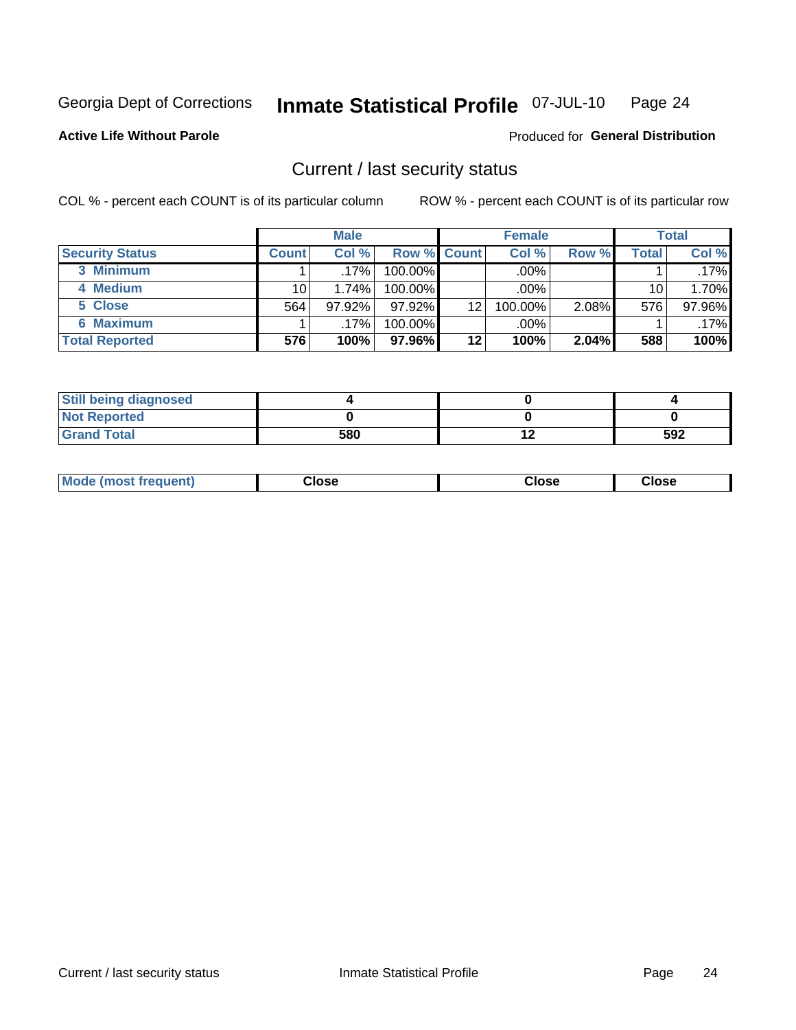Georgia Dept of Corrections **Inmate Statistical Profile** 07-JUL-10

**Active Life Without Parole**

Produced for **General Distribution**

## Current / last security status

COL % - percent each COUNT is of its particular column

ROW % - percent each COUNT is of its particular row

| | Male | | | Female | | | Total | |
|---|---|---|---|---|---|---|---|---|
| **Security Status** | **Count** | **Col %** | **Row %** | **Count** | **Col %** | **Row %** | **Total** | **Col %** |
| 3 Minimum | 1 | .17% | 100.00% | | .00% | | 1 | .17% |
| 4 Medium | 10 | 1.74% | 100.00% | | .00% | | 10 | 1.70% |
| 5 Close | 564 | 97.92% | 97.92% | 12 | 100.00% | 2.08% | 576 | 97.96% |
| 6 Maximum | 1 | .17% | 100.00% | | .00% | | 1 | .17% |
| **Total Reported** | **576** | **100%** | **97.96%** | **12** | **100%** | **2.04%** | **588** | **100%** |

| | Male | Female | Total |
|---|---|---|---|
| **Still being diagnosed** | **4** | **0** | **4** |
| **Not Reported** | **0** | **0** | **0** |
| **Grand Total** | **580** | **12** | **592** |

| | Male | Female | Total |
|---|---|---|---|
| **Mode (most frequent)** | **Close** | **Close** | **Close** |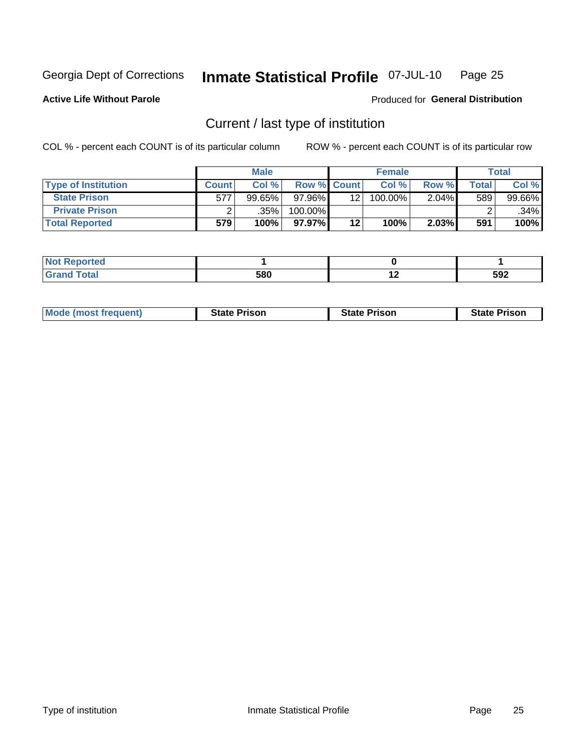Georgia Dept of Corrections **Inmate Statistical Profile** 07-JUL-10

**Active Life Without Parole**

Produced for **General Distribution**

## Current / last type of institution

COL % - percent each COUNT is of its particular column

ROW % - percent each COUNT is of its particular row

| | Male | | | Female | | | Total | |
|---|---|---|---|---|---|---|---|---|
| **Type of Institution** | **Count** | **Col %** | **Row %** | **Count** | **Col %** | **Row %** | **Total** | **Col %** |
| **State Prison** | 577 | 99.65% | 97.96% | 12 | 100.00% | 2.04% | 589 | 99.66% |
| **Private Prison** | 2 | .35% | 100.00% | | | | 2 | .34% |
| **Total Reported** | **579** | **100%** | **97.97%** | **12** | **100%** | **2.03%** | **591** | **100%** |

| | Male | Female | Total |
|---|---|---|---|
| **Not Reported** | **1** | **0** | **1** |
| **Grand Total** | **580** | **12** | **592** |

| | Male | Female | Total |
|---|---|---|---|
| **Mode (most frequent)** | **State Prison** | **State Prison** | **State Prison** |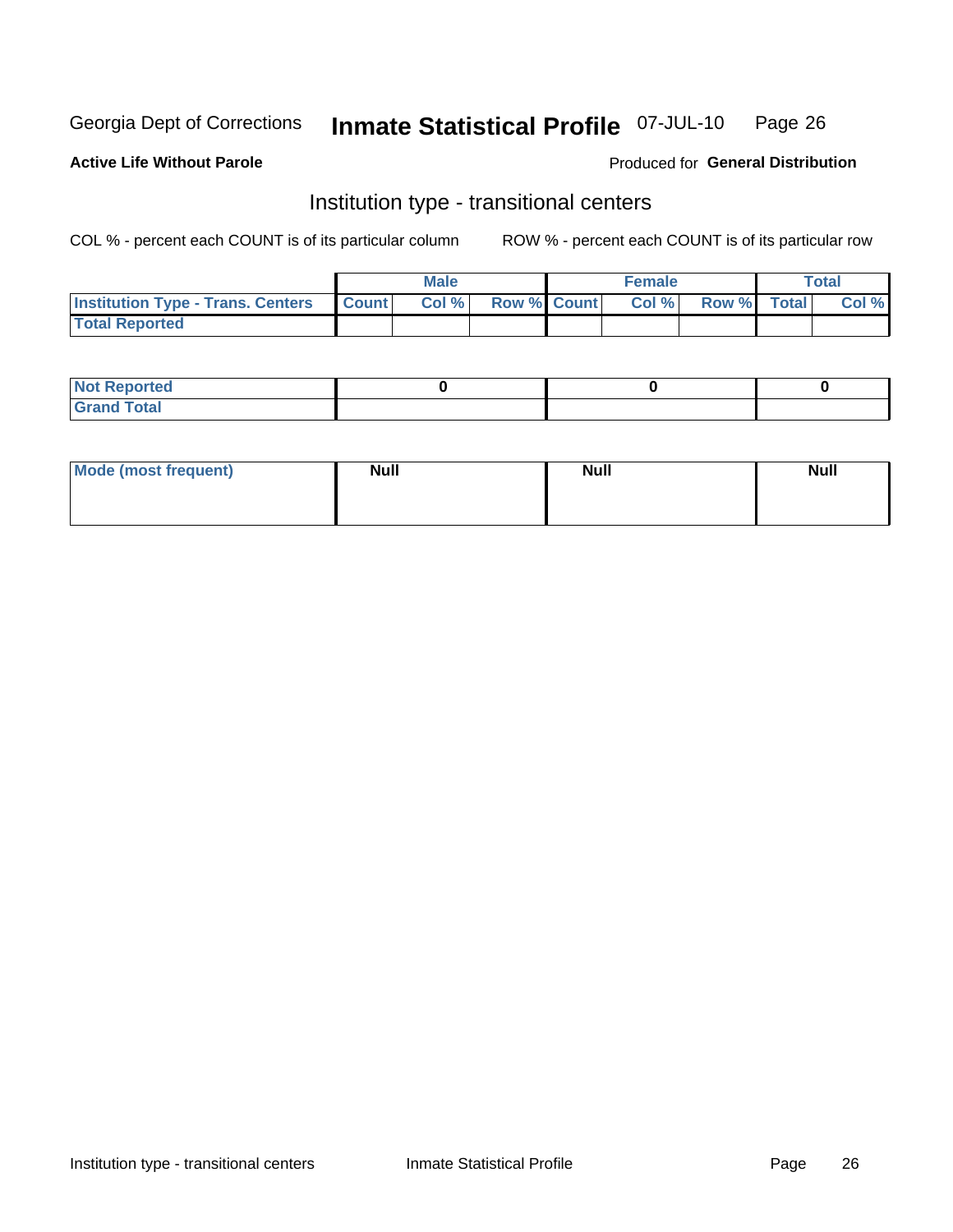Georgia Dept of Corrections **Inmate Statistical Profile** 07-JUL-10

**Active Life Without Parole**

Produced for **General Distribution**

## Institution type - transitional centers

COL % - percent each COUNT is of its particular column

ROW % - percent each COUNT is of its particular row

| | Male | | | Female | | | Total | |
|---|---|---|---|---|---|---|---|---|
| **Institution Type - Trans. Centers** | **Count** | **Col %** | **Row %** | **Count** | **Col %** | **Row %** | **Total** | **Col %** |
| **Total Reported** | | | | | | | | |

| | Male | Female | Total |
|---|---|---|---|
| **Not Reported** | 0 | 0 | 0 |
| **Grand Total** | | | |

| | Male | Female | Total |
|---|---|---|---|
| **Mode (most frequent)** | Null | Null | Null |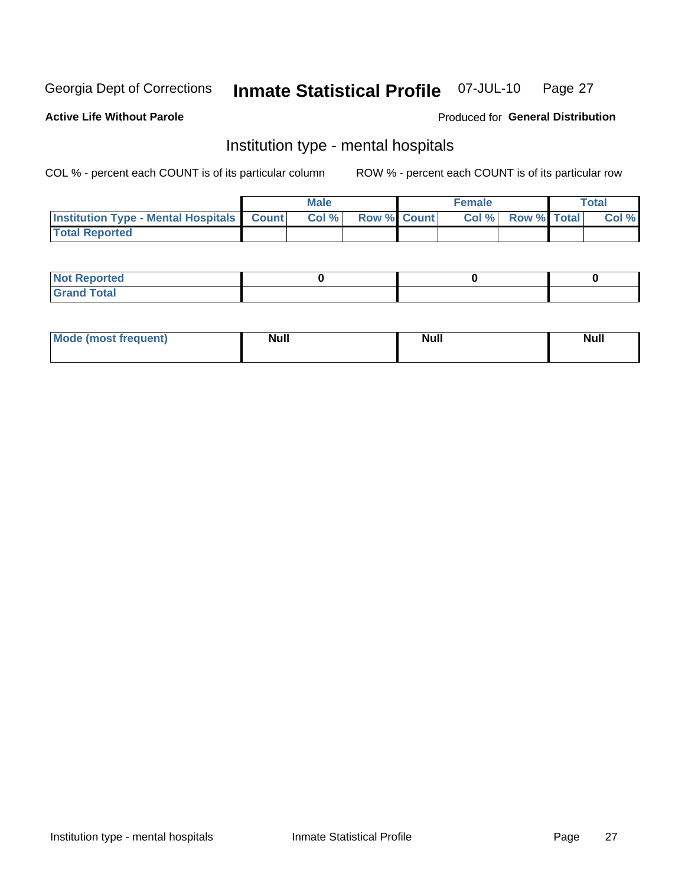Georgia Dept of Corrections **Inflmate Statistical Profile** 07-JUL-10 Page 27

**Active Life Without Parole**

Produced for **General Distribution**

## Institution type - mental hospitals

COL % - percent each COUNT is of its particular column

ROW % - percent each COUNT is of its particular row

| | Male | | | Female | | | Total | |
|---|---|---|---|---|---|---|---|---|
| **Institution Type - Mental Hospitals** | **Count** | **Col %** | **Row %** | **Count** | **Col %** | **Row %** | **Total** | **Col %** |
| **Total Reported** | | | | | | | | |

| | Male | Female | Total |
|---|---|---|---|
| **Not Reported** | **0** | **0** | **0** |
| **Grand Total** | | | |

| | Male | Female | Total |
|---|---|---|---|
| **Mode (most frequent)** | **Null** | **Null** | **Null** |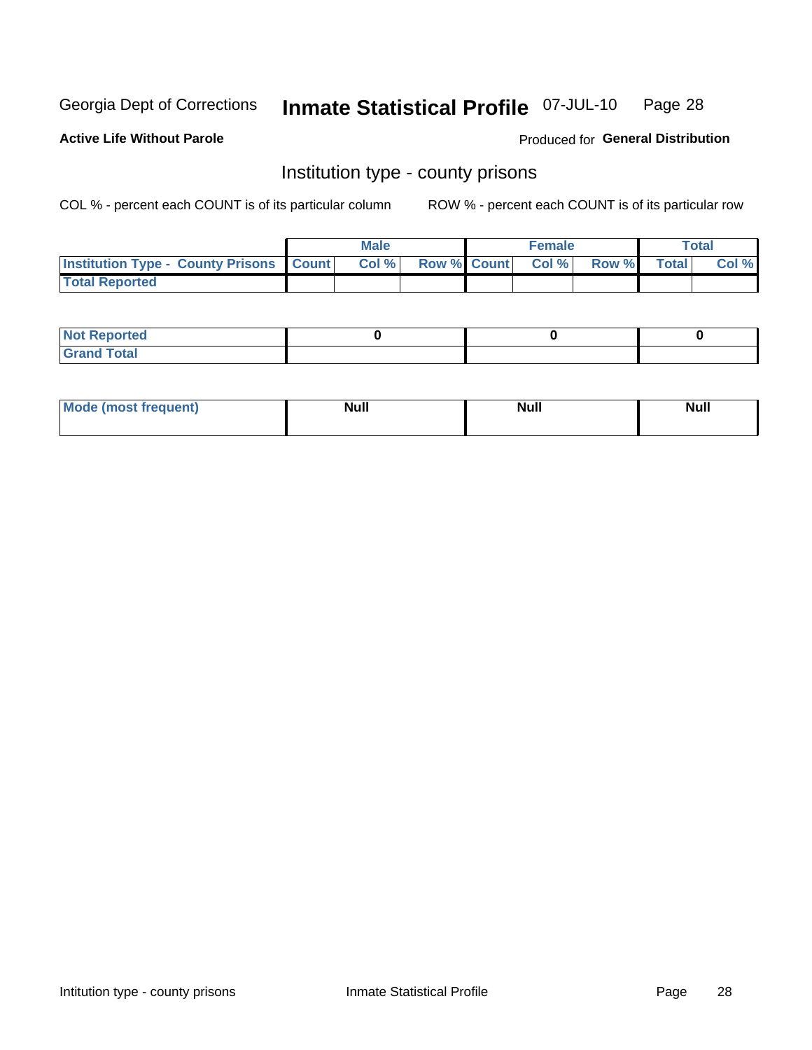Georgia Dept of Corrections **Inmate Statistical Profile** 07-JUL-10 Page 28

**Active Life Without Parole**

Produced for **General Distribution**

## Institution type - county prisons

COL % - percent each COUNT is of its particular column

ROW % - percent each COUNT is of its particular row

| | Male | | | Female | | | Total | |
|---|---|---|---|---|---|---|---|---|
| Institution Type - County Prisons | Count | Col % | Row % | Count | Col % | Row % | Total | Col % |
| Total Reported | | | | | | | | |

| | Male | Female | Total |
|---|---|---|---|
| Not Reported | 0 | 0 | 0 |
| Grand Total | | | |

| | Male | Female | Total |
|---|---|---|---|
| Mode (most frequent) | Null | Null | Null |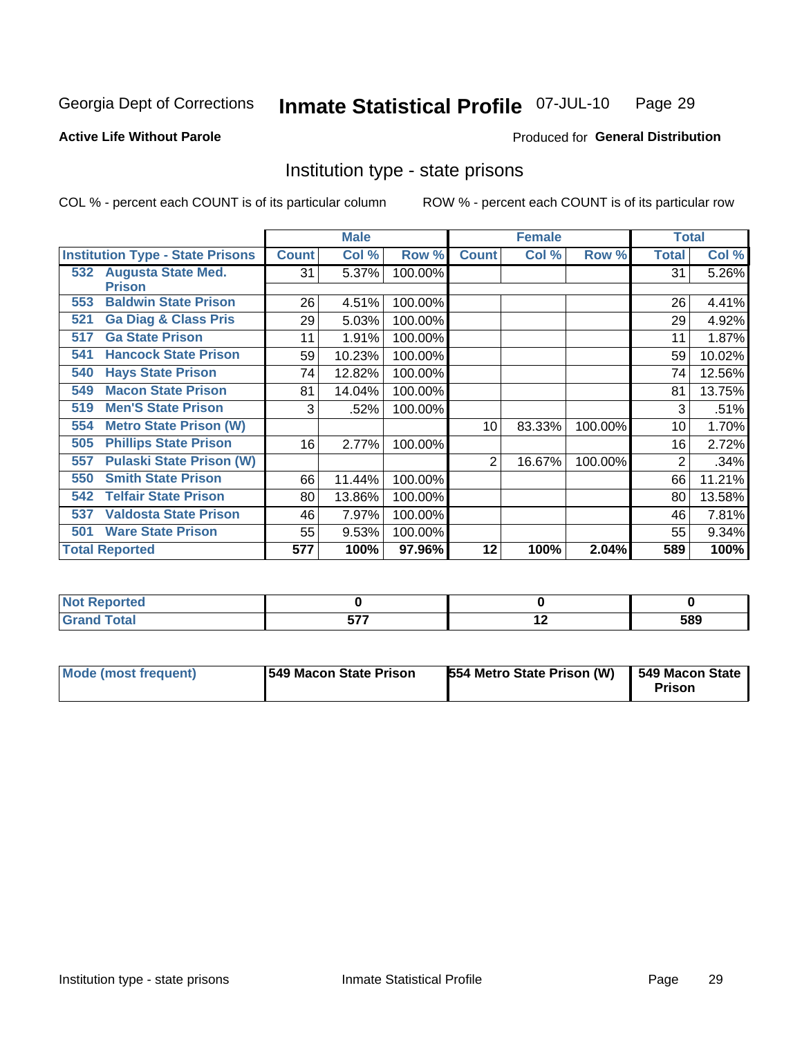Georgia Dept of Corrections **Inmate Statistical Profile** 07-JUL-10

**Active Life Without Parole**

Produced for **General Distribution**

## Institution type - state prisons

COL % - percent each COUNT is of its particular column ROW % - percent each COUNT is of its particular row

| | Male | | | Female | | | Total | |
|---|---|---|---|---|---|---|---|---|
| **Institution Type - State Prisons** | **Count** | **Col %** | **Row %** | **Count** | **Col %** | **Row %** | **Total** | **Col %** |
| **532 Augusta State Med. Prison** | 31 | 5.37% | 100.00% | | | | 31 | 5.26% |
| **553 Baldwin State Prison** | 26 | 4.51% | 100.00% | | | | 26 | 4.41% |
| **521 Ga Diag & Class Pris** | 29 | 5.03% | 100.00% | | | | 29 | 4.92% |
| **517 Ga State Prison** | 11 | 1.91% | 100.00% | | | | 11 | 1.87% |
| **541 Hancock State Prison** | 59 | 10.23% | 100.00% | | | | 59 | 10.02% |
| **540 Hays State Prison** | 74 | 12.82% | 100.00% | | | | 74 | 12.56% |
| **549 Macon State Prison** | 81 | 14.04% | 100.00% | | | | 81 | 13.75% |
| **519 Men'S State Prison** | 3 | .52% | 100.00% | | | | 3 | .51% |
| **554 Metro State Prison (W)** | | | | 10 | 83.33% | 100.00% | 10 | 1.70% |
| **505 Phillips State Prison** | 16 | 2.77% | 100.00% | | | | 16 | 2.72% |
| **557 Pulaski State Prison (W)** | | | | 2 | 16.67% | 100.00% | 2 | .34% |
| **550 Smith State Prison** | 66 | 11.44% | 100.00% | | | | 66 | 11.21% |
| **542 Telfair State Prison** | 80 | 13.86% | 100.00% | | | | 80 | 13.58% |
| **537 Valdosta State Prison** | 46 | 7.97% | 100.00% | | | | 46 | 7.81% |
| **501 Ware State Prison** | 55 | 9.53% | 100.00% | | | | 55 | 9.34% |
| **Total Reported** | **577** | **100%** | **97.96%** | **12** | **100%** | **2.04%** | **589** | **100%** |

| | Male | Female | Total |
|---|---|---|---|
| **Not Reported** | **0** | **0** | **0** |
| **Grand Total** | **577** | **12** | **589** |

| | Male | Female | Total |
|---|---|---|---|
| **Mode (most frequent)** | **549 Macon State Prison** | **554 Metro State Prison (W)** | **549 Macon State Prison** |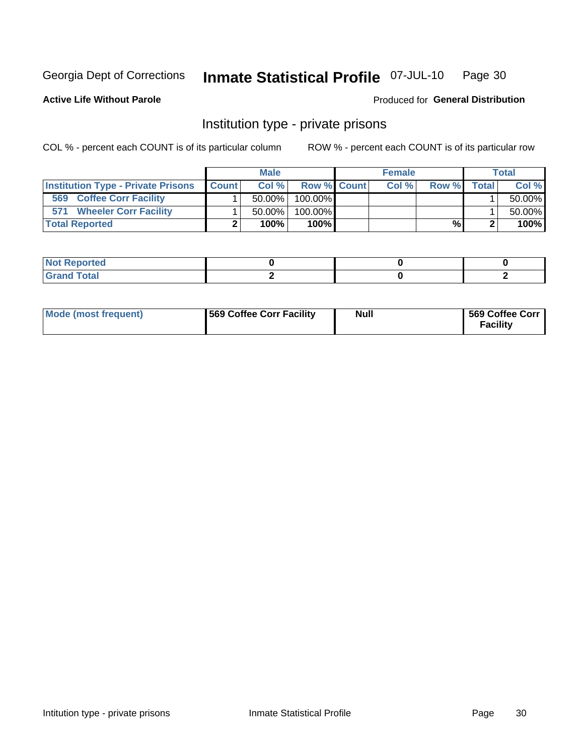Georgia Dept of Corrections **Inmate Statistical Profile** 07-JUL-10

**Active Life Without Parole**

Produced for **General Distribution**

## Institution type - private prisons

COL % - percent each COUNT is of its particular column    ROW % - percent each COUNT is of its particular row

| | Male | | | Female | | | Total | |
|---|---|---|---|---|---|---|---|---|
| **Institution Type - Private Prisons** | **Count** | **Col %** | **Row %** | **Count** | **Col %** | **Row %** | **Total** | **Col %** |
| **569 Coffee Corr Facility** | 1 | 50.00% | 100.00% | | | | 1 | 50.00% |
| **571 Wheeler Corr Facility** | 1 | 50.00% | 100.00% | | | | 1 | 50.00% |
| **Total Reported** | **2** | **100%** | **100%** | | | **%** | **2** | **100%** |

| | Male | Female | Total |
|---|---|---|---|
| **Not Reported** | **0** | **0** | **0** |
| **Grand Total** | **2** | **0** | **2** |

| | Male | Female | Total |
|---|---|---|---|
| **Mode (most frequent)** | **569 Coffee Corr Facility** | **Null** | **569 Coffee Corr Facility** |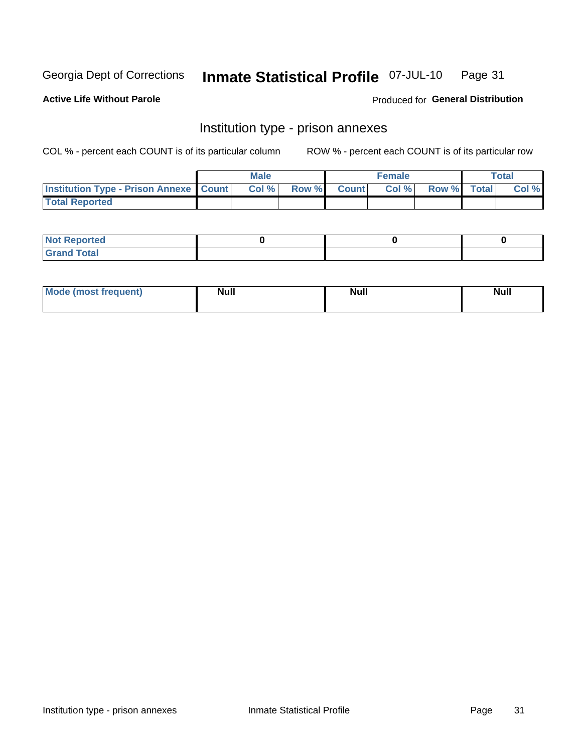Georgia Dept of Corrections **Inmate Statistical Profile** 07-JUL-10

**Active Life Without Parole**

Produced for **General Distribution**

## Institution type - prison annexes

COL % - percent each COUNT is of its particular column

ROW % - percent each COUNT is of its particular row

| | Male | | | Female | | | Total | |
|---|---|---|---|---|---|---|---|---|
| **Institution Type - Prison Annexe** | **Count** | **Col %** | **Row %** | **Count** | **Col %** | **Row %** | **Total** | **Col %** |
| **Total Reported** | | | | | | | | |

| | Male | Female | Total |
|---|---|---|---|
| **Not Reported** | 0 | 0 | 0 |
| **Grand Total** | | | |

| | Male | Female | Total |
|---|---|---|---|
| **Mode (most frequent)** | Null | Null | Null |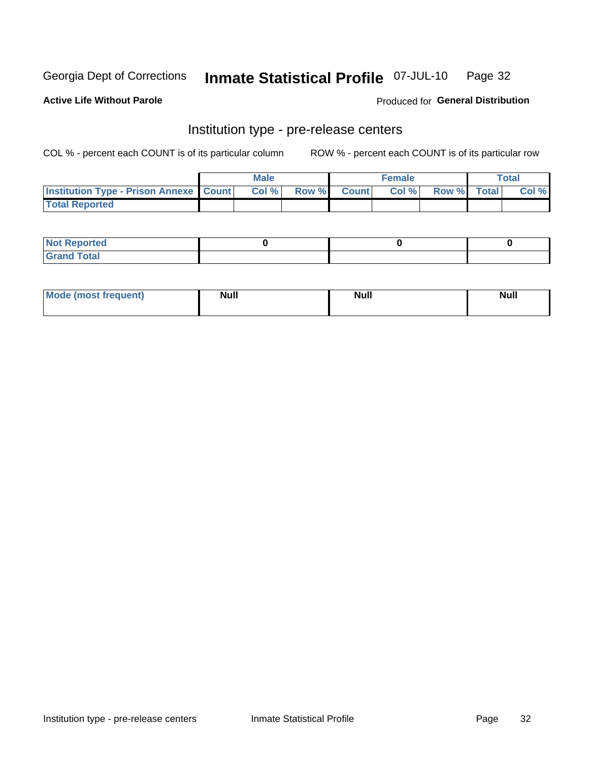Georgia Dept of Corrections **Inmate Statistical Profile** 07-JUL-10

**Active Life Without Parole**

Produced for **General Distribution**

## Institution type - pre-release centers

COL % - percent each COUNT is of its particular column

ROW % - percent each COUNT is of its particular row

| | Male | | | Female | | | Total | |
|---|---|---|---|---|---|---|---|---|
| **Institution Type - Prison Annexe** | **Count** | **Col %** | **Row %** | **Count** | **Col %** | **Row %** | **Total** | **Col %** |
| **Total Reported** | | | | | | | | |

| | Male | Female | Total |
|---|---|---|---|
| **Not Reported** | **0** | **0** | **0** |
| **Grand Total** | | | |

| | Male | Female | Total |
|---|---|---|---|
| **Mode (most frequent)** | **Null** | **Null** | **Null** |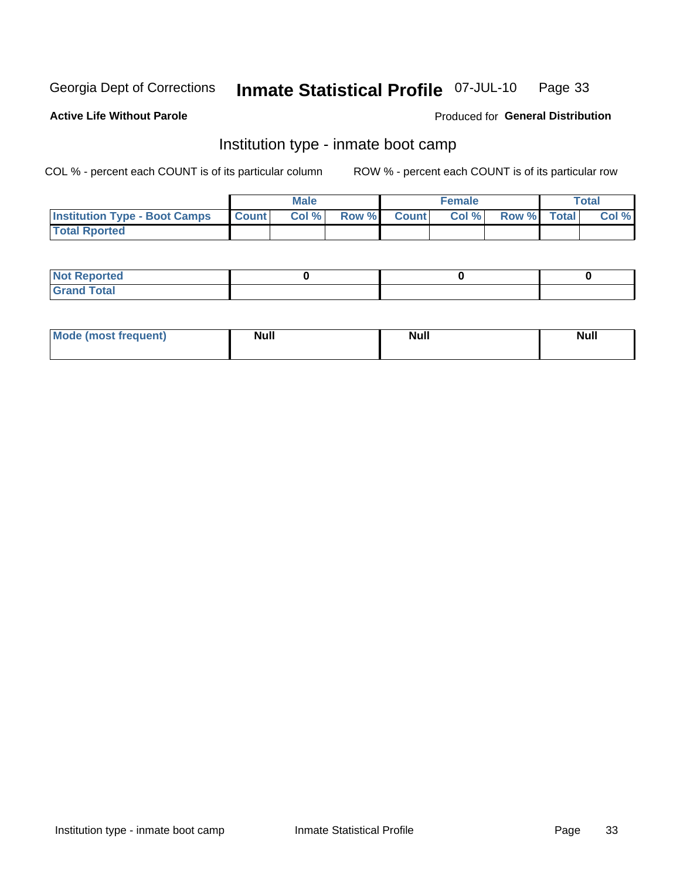Georgia Dept of Corrections **Inmate Statistical Profile** 07-JUL-10

**Active Life Without Parole**

Produced for **General Distribution**

## Institution type - inmate boot camp

COL % - percent each COUNT is of its particular column    ROW % - percent each COUNT is of its particular row

| | Male | | | Female | | | Total | |
|---|---|---|---|---|---|---|---|---|
| **Institution Type - Boot Camps** | **Count** | **Col %** | **Row %** | **Count** | **Col %** | **Row %** | **Total** | **Col %** |
| **Total Rported** | | | | | | | | |

| | Male | Female | Total |
|---|---|---|---|
| **Not Reported** | 0 | 0 | 0 |
| **Grand Total** | | | |

| | Male | Female | Total |
|---|---|---|---|
| **Mode (most frequent)** | Null | Null | Null |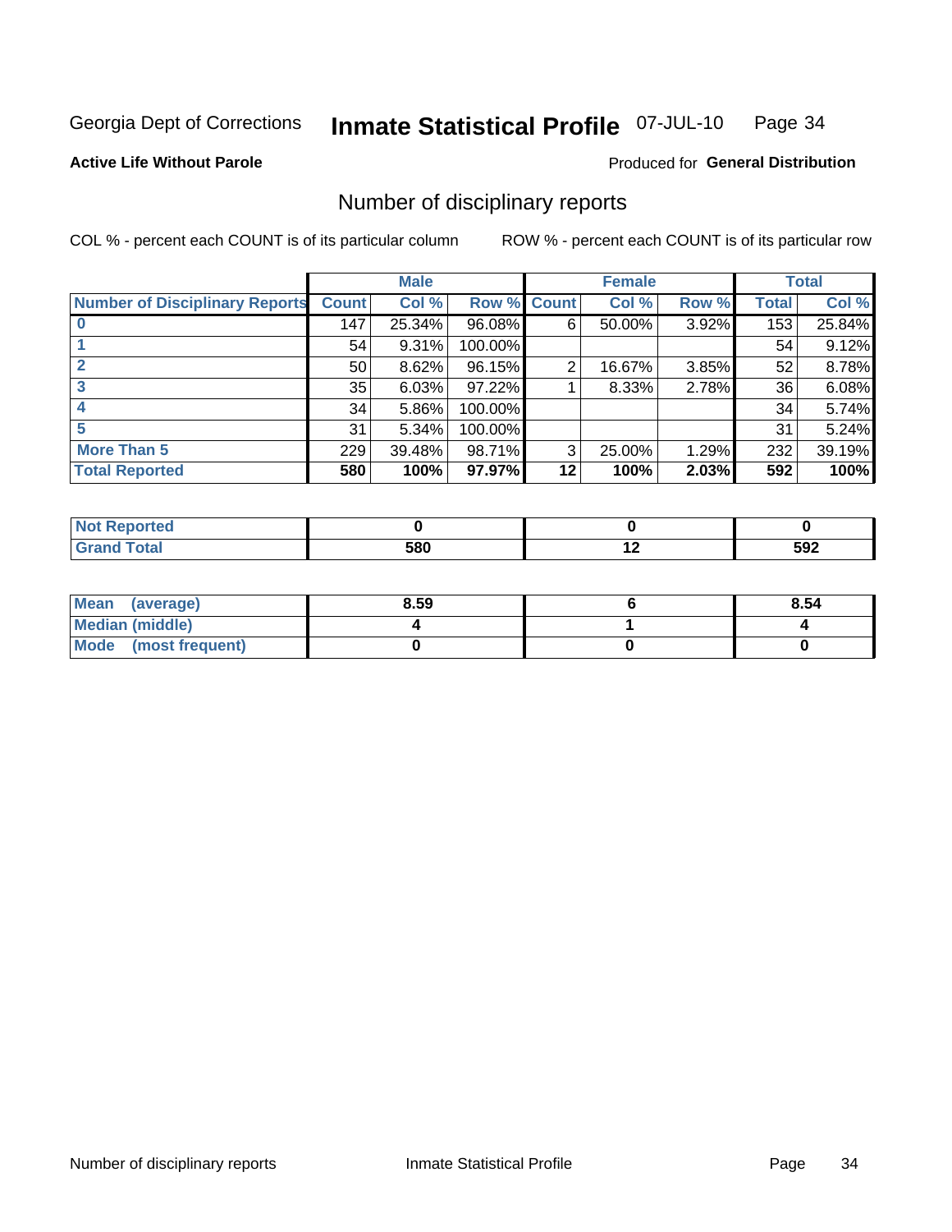Georgia Dept of Corrections **Inmate Statistical Profile** 07-JUL-10

**Active Life Without Parole**

Produced for **General Distribution**

## Number of disciplinary reports

COL % - percent each COUNT is of its particular column

ROW % - percent each COUNT is of its particular row

| Number of Disciplinary Reports | Male | | | Female | | | Total | |
|---|---|---|---|---|---|---|---|---|
| | Count | Col % | Row % | Count | Col % | Row % | Total | Col % |
| 0 | 147 | 25.34% | 96.08% | 6 | 50.00% | 3.92% | 153 | 25.84% |
| 1 | 54 | 9.31% | 100.00% | | | | 54 | 9.12% |
| 2 | 50 | 8.62% | 96.15% | 2 | 16.67% | 3.85% | 52 | 8.78% |
| 3 | 35 | 6.03% | 97.22% | 1 | 8.33% | 2.78% | 36 | 6.08% |
| 4 | 34 | 5.86% | 100.00% | | | | 34 | 5.74% |
| 5 | 31 | 5.34% | 100.00% | | | | 31 | 5.24% |
| More Than 5 | 229 | 39.48% | 98.71% | 3 | 25.00% | 1.29% | 232 | 39.19% |
| **Total Reported** | **580** | **100%** | **97.97%** | **12** | **100%** | **2.03%** | **592** | **100%** |

| | Male | Female | Total |
|---|---|---|---|
| Not Reported | 0 | 0 | 0 |
| Grand Total | 580 | 12 | 592 |

| | Male | Female | Total |
|---|---|---|---|
| Mean (average) | 8.59 | 6 | 8.54 |
| Median (middle) | 4 | 1 | 4 |
| Mode (most frequent) | 0 | 0 | 0 |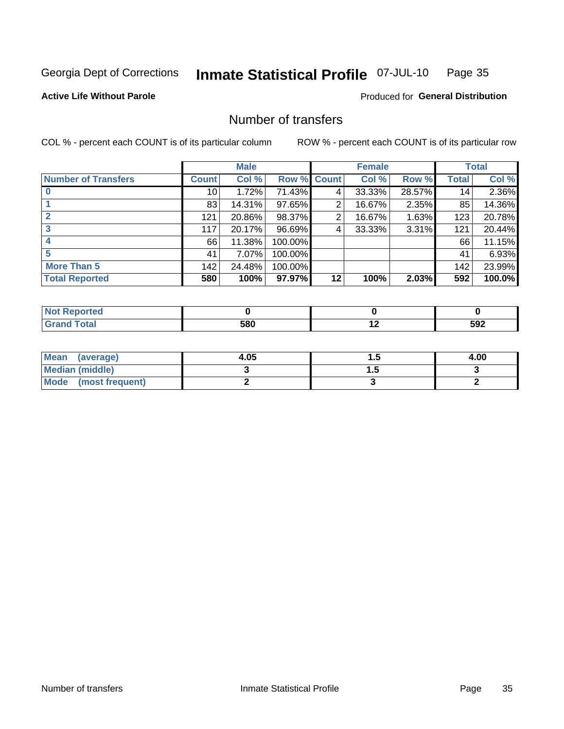Georgia Dept of Corrections **Inmate Statistical Profile** 07-JUL-10

**Active Life Without Parole**

Produced for **General Distribution**

## Number of transfers

COL % - percent each COUNT is of its particular column

ROW % - percent each COUNT is of its particular row

| | Male | | | Female | | | Total | |
|---|---|---|---|---|---|---|---|---|
| **Number of Transfers** | **Count** | **Col %** | **Row %** | **Count** | **Col %** | **Row %** | **Total** | **Col %** |
| **0** | 10 | 1.72% | 71.43% | 4 | 33.33% | 28.57% | 14 | 2.36% |
| **1** | 83 | 14.31% | 97.65% | 2 | 16.67% | 2.35% | 85 | 14.36% |
| **2** | 121 | 20.86% | 98.37% | 2 | 16.67% | 1.63% | 123 | 20.78% |
| **3** | 117 | 20.17% | 96.69% | 4 | 33.33% | 3.31% | 121 | 20.44% |
| **4** | 66 | 11.38% | 100.00% | | | | 66 | 11.15% |
| **5** | 41 | 7.07% | 100.00% | | | | 41 | 6.93% |
| **More Than 5** | 142 | 24.48% | 100.00% | | | | 142 | 23.99% |
| **Total Reported** | **580** | **100%** | **97.97%** | **12** | **100%** | **2.03%** | **592** | **100.0%** |

| | Male | Female | Total |
|---|---|---|---|
| **Not Reported** | **0** | **0** | **0** |
| **Grand Total** | **580** | **12** | **592** |

| | Male | Female | Total |
|---|---|---|---|
| **Mean (average)** | **4.05** | **1.5** | **4.00** |
| **Median (middle)** | **3** | **1.5** | **3** |
| **Mode (most frequent)** | **2** | **3** | **2** |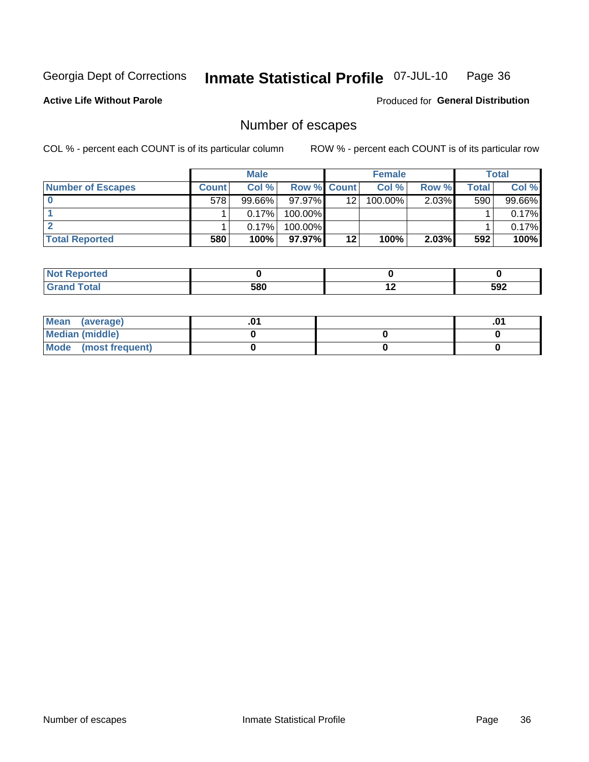Georgia Dept of Corrections **Inmate Statistical Profile** 07-JUL-10

**Active Life Without Parole**

Produced for **General Distribution**

## Number of escapes

COL % - percent each COUNT is of its particular column

ROW % - percent each COUNT is of its particular row

| | Male | | | Female | | | Total | |
|---|---|---|---|---|---|---|---|---|
| **Number of Escapes** | **Count** | **Col %** | **Row %** | **Count** | **Col %** | **Row %** | **Total** | **Col %** |
| **0** | 578 | 99.66% | 97.97% | 12 | 100.00% | 2.03% | 590 | 99.66% |
| **1** | 1 | 0.17% | 100.00% | | | | 1 | 0.17% |
| **2** | 1 | 0.17% | 100.00% | | | | 1 | 0.17% |
| **Total Reported** | **580** | **100%** | **97.97%** | **12** | **100%** | **2.03%** | **592** | **100%** |

| | Male | Female | Total |
|---|---|---|---|
| **Not Reported** | **0** | **0** | **0** |
| **Grand Total** | **580** | **12** | **592** |

| | Male | Female | Total |
|---|---|---|---|
| **Mean (average)** | **.01** | | **.01** |
| **Median (middle)** | **0** | **0** | **0** |
| **Mode (most frequent)** | **0** | **0** | **0** |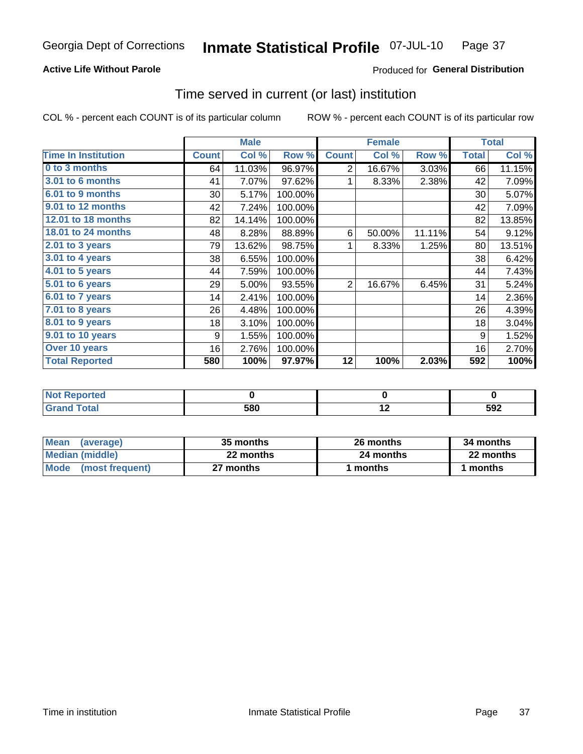Georgia Dept of Corrections **Inmate Statistical Profile** 07-JUL-10

**Active Life Without Parole**

Produced for **General Distribution**

## Time served in current (or last) institution

COL % - percent each COUNT is of its particular column ROW % - percent each COUNT is of its particular row

| Time In Institution | Male | | | Female | | | Total | |
|---|---|---|---|---|---|---|---|---|
| | Count | Col % | Row % | Count | Col % | Row % | Total | Col % |
| 0 to 3 months | 64 | 11.03% | 96.97% | 2 | 16.67% | 3.03% | 66 | 11.15% |
| 3.01 to 6 months | 41 | 7.07% | 97.62% | 1 | 8.33% | 2.38% | 42 | 7.09% |
| 6.01 to 9 months | 30 | 5.17% | 100.00% | | | | 30 | 5.07% |
| 9.01 to 12 months | 42 | 7.24% | 100.00% | | | | 42 | 7.09% |
| 12.01 to 18 months | 82 | 14.14% | 100.00% | | | | 82 | 13.85% |
| 18.01 to 24 months | 48 | 8.28% | 88.89% | 6 | 50.00% | 11.11% | 54 | 9.12% |
| 2.01 to 3 years | 79 | 13.62% | 98.75% | 1 | 8.33% | 1.25% | 80 | 13.51% |
| 3.01 to 4 years | 38 | 6.55% | 100.00% | | | | 38 | 6.42% |
| 4.01 to 5 years | 44 | 7.59% | 100.00% | | | | 44 | 7.43% |
| 5.01 to 6 years | 29 | 5.00% | 93.55% | 2 | 16.67% | 6.45% | 31 | 5.24% |
| 6.01 to 7 years | 14 | 2.41% | 100.00% | | | | 14 | 2.36% |
| 7.01 to 8 years | 26 | 4.48% | 100.00% | | | | 26 | 4.39% |
| 8.01 to 9 years | 18 | 3.10% | 100.00% | | | | 18 | 3.04% |
| 9.01 to 10 years | 9 | 1.55% | 100.00% | | | | 9 | 1.52% |
| Over 10 years | 16 | 2.76% | 100.00% | | | | 16 | 2.70% |
| **Total Reported** | **580** | **100%** | **97.97%** | **12** | **100%** | **2.03%** | **592** | **100%** |

| | Male | Female | Total |
|---|---|---|---|
| Not Reported | 0 | 0 | 0 |
| Grand Total | 580 | 12 | 592 |

| | Male | Female | Total |
|---|---|---|---|
| Mean (average) | 35 months | 26 months | 34 months |
| Median (middle) | 22 months | 24 months | 22 months |
| Mode (most frequent) | 27 months | 1 months | 1 months |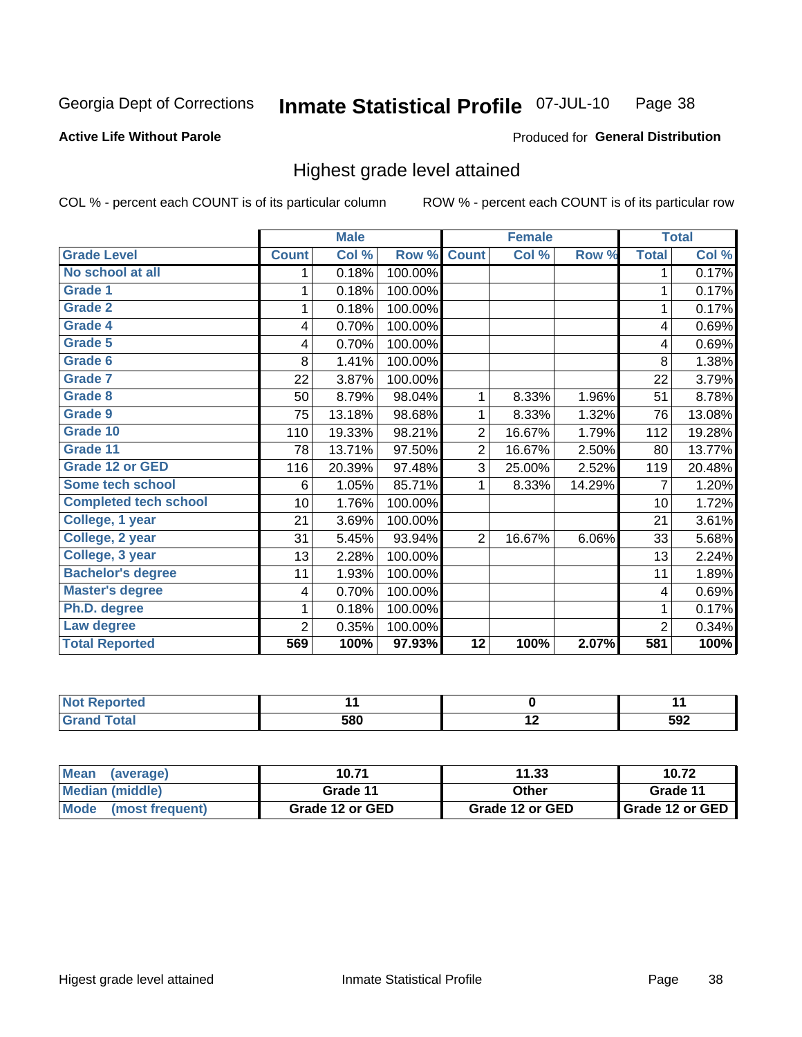Georgia Dept of Corrections **Inmate Statistical Profile** 07-JUL-10

**Active Life Without Parole**

Produced for **General Distribution**

## Highest grade level attained

COL % - percent each COUNT is of its particular column ROW % - percent each COUNT is of its particular row

| | Male | | | Female | | | Total | |
|---|---|---|---|---|---|---|---|---|
| **Grade Level** | **Count** | **Col %** | **Row %** | **Count** | **Col %** | **Row %** | **Total** | **Col %** |
| No school at all | 1 | 0.18% | 100.00% | | | | 1 | 0.17% |
| Grade 1 | 1 | 0.18% | 100.00% | | | | 1 | 0.17% |
| Grade 2 | 1 | 0.18% | 100.00% | | | | 1 | 0.17% |
| Grade 4 | 4 | 0.70% | 100.00% | | | | 4 | 0.69% |
| Grade 5 | 4 | 0.70% | 100.00% | | | | 4 | 0.69% |
| Grade 6 | 8 | 1.41% | 100.00% | | | | 8 | 1.38% |
| Grade 7 | 22 | 3.87% | 100.00% | | | | 22 | 3.79% |
| Grade 8 | 50 | 8.79% | 98.04% | 1 | 8.33% | 1.96% | 51 | 8.78% |
| Grade 9 | 75 | 13.18% | 98.68% | 1 | 8.33% | 1.32% | 76 | 13.08% |
| Grade 10 | 110 | 19.33% | 98.21% | 2 | 16.67% | 1.79% | 112 | 19.28% |
| Grade 11 | 78 | 13.71% | 97.50% | 2 | 16.67% | 2.50% | 80 | 13.77% |
| Grade 12 or GED | 116 | 20.39% | 97.48% | 3 | 25.00% | 2.52% | 119 | 20.48% |
| Some tech school | 6 | 1.05% | 85.71% | 1 | 8.33% | 14.29% | 7 | 1.20% |
| Completed tech school | 10 | 1.76% | 100.00% | | | | 10 | 1.72% |
| College, 1 year | 21 | 3.69% | 100.00% | | | | 21 | 3.61% |
| College, 2 year | 31 | 5.45% | 93.94% | 2 | 16.67% | 6.06% | 33 | 5.68% |
| College, 3 year | 13 | 2.28% | 100.00% | | | | 13 | 2.24% |
| Bachelor's degree | 11 | 1.93% | 100.00% | | | | 11 | 1.89% |
| Master's degree | 4 | 0.70% | 100.00% | | | | 4 | 0.69% |
| Ph.D. degree | 1 | 0.18% | 100.00% | | | | 1 | 0.17% |
| Law degree | 2 | 0.35% | 100.00% | | | | 2 | 0.34% |
| **Total Reported** | **569** | **100%** | **97.93%** | **12** | **100%** | **2.07%** | **581** | **100%** |

| | Male | Female | Total |
|---|---|---|---|
| Not Reported | 11 | 0 | 11 |
| Grand Total | 580 | 12 | 592 |

| | Male | Female | Total |
|---|---|---|---|
| Mean (average) | 10.71 | 11.33 | 10.72 |
| Median (middle) | Grade 11 | Other | Grade 11 |
| Mode (most frequent) | Grade 12 or GED | Grade 12 or GED | Grade 12 or GED |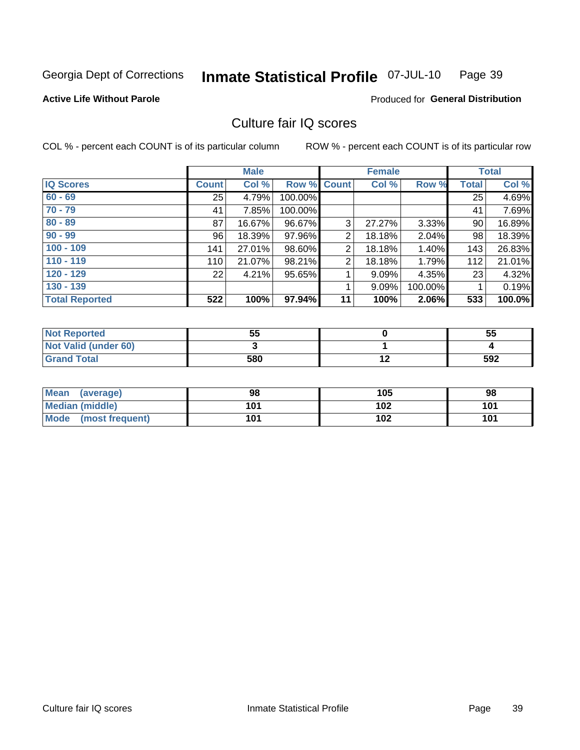Georgia Dept of Corrections **Inmate Statistical Profile** 07-JUL-10

**Active Life Without Parole**

Produced for **General Distribution**

## Culture fair IQ scores

COL % - percent each COUNT is of its particular column    ROW % - percent each COUNT is of its particular row

| | Male | | | Female | | | Total | |
|---|---|---|---|---|---|---|---|---|
| **IQ Scores** | **Count** | **Col %** | **Row %** | **Count** | **Col %** | **Row %** | **Total** | **Col %** |
| **60 - 69** | 25 | 4.79% | 100.00% | | | | 25 | 4.69% |
| **70 - 79** | 41 | 7.85% | 100.00% | | | | 41 | 7.69% |
| **80 - 89** | 87 | 16.67% | 96.67% | 3 | 27.27% | 3.33% | 90 | 16.89% |
| **90 - 99** | 96 | 18.39% | 97.96% | 2 | 18.18% | 2.04% | 98 | 18.39% |
| **100 - 109** | 141 | 27.01% | 98.60% | 2 | 18.18% | 1.40% | 143 | 26.83% |
| **110 - 119** | 110 | 21.07% | 98.21% | 2 | 18.18% | 1.79% | 112 | 21.01% |
| **120 - 129** | 22 | 4.21% | 95.65% | 1 | 9.09% | 4.35% | 23 | 4.32% |
| **130 - 139** | | | | 1 | 9.09% | 100.00% | 1 | 0.19% |
| **Total Reported** | **522** | **100%** | **97.94%** | **11** | **100%** | **2.06%** | **533** | **100.0%** |

| | Male | Female | Total |
|---|---|---|---|
| **Not Reported** | **55** | **0** | **55** |
| **Not Valid (under 60)** | **3** | **1** | **4** |
| **Grand Total** | **580** | **12** | **592** |

| | Male | Female | Total |
|---|---|---|---|
| **Mean (average)** | **98** | **105** | **98** |
| **Median (middle)** | **101** | **102** | **101** |
| **Mode (most frequent)** | **101** | **102** | **101** |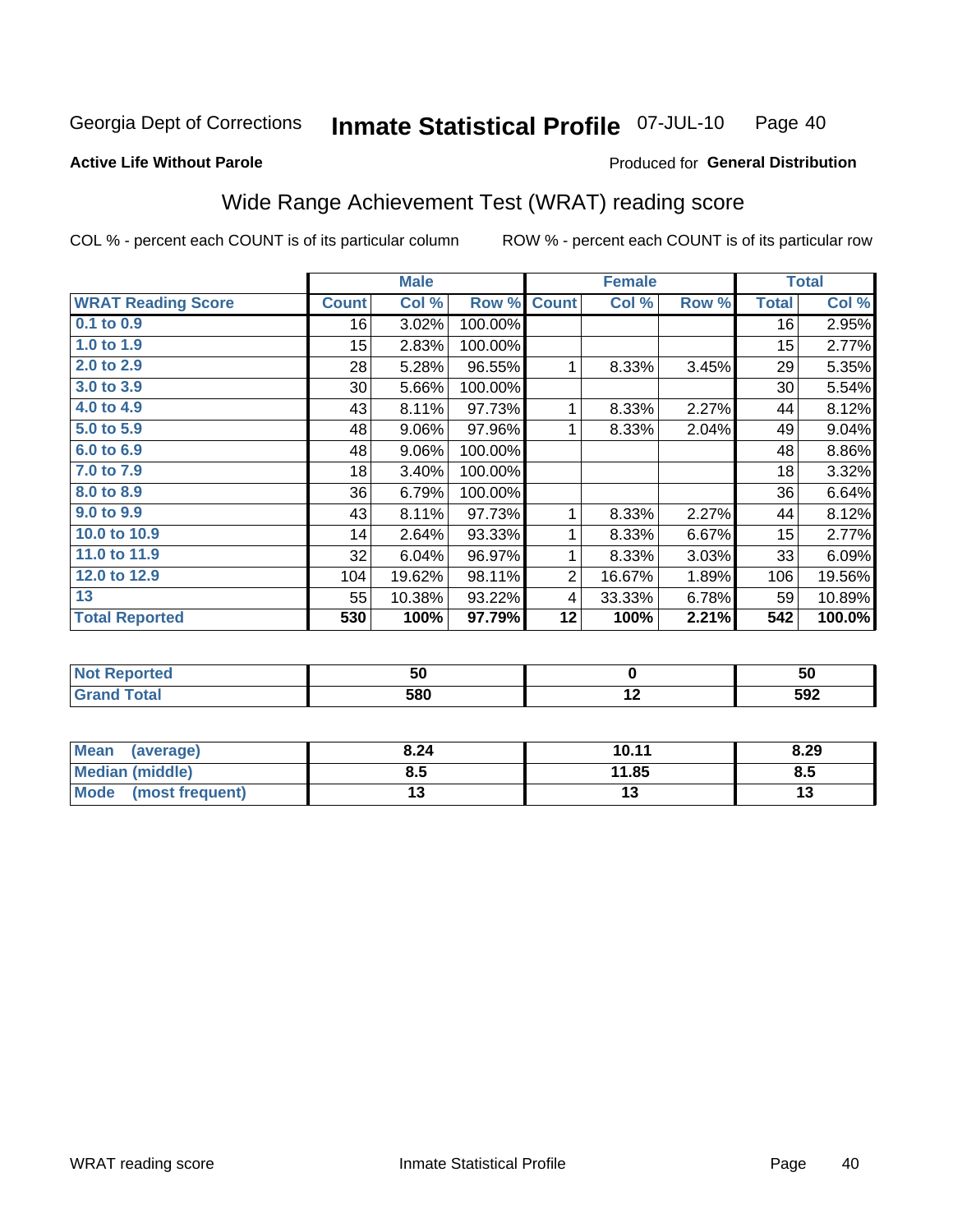Georgia Dept of Corrections **Inmate Statistical Profile** 07-JUL-10 Page 40

**Active Life Without Parole**

Produced for **General Distribution**

## Wide Range Achievement Test (WRAT) reading score

COL % - percent each COUNT is of its particular column ROW % - percent each COUNT is of its particular row

| | Male | | | Female | | | Total | |
|---|---|---|---|---|---|---|---|---|
| **WRAT Reading Score** | **Count** | **Col %** | **Row %** | **Count** | **Col %** | **Row %** | **Total** | **Col %** |
| 0.1 to 0.9 | 16 | 3.02% | 100.00% | | | | 16 | 2.95% |
| 1.0 to 1.9 | 15 | 2.83% | 100.00% | | | | 15 | 2.77% |
| 2.0 to 2.9 | 28 | 5.28% | 96.55% | 1 | 8.33% | 3.45% | 29 | 5.35% |
| 3.0 to 3.9 | 30 | 5.66% | 100.00% | | | | 30 | 5.54% |
| 4.0 to 4.9 | 43 | 8.11% | 97.73% | 1 | 8.33% | 2.27% | 44 | 8.12% |
| 5.0 to 5.9 | 48 | 9.06% | 97.96% | 1 | 8.33% | 2.04% | 49 | 9.04% |
| 6.0 to 6.9 | 48 | 9.06% | 100.00% | | | | 48 | 8.86% |
| 7.0 to 7.9 | 18 | 3.40% | 100.00% | | | | 18 | 3.32% |
| 8.0 to 8.9 | 36 | 6.79% | 100.00% | | | | 36 | 6.64% |
| 9.0 to 9.9 | 43 | 8.11% | 97.73% | 1 | 8.33% | 2.27% | 44 | 8.12% |
| 10.0 to 10.9 | 14 | 2.64% | 93.33% | 1 | 8.33% | 6.67% | 15 | 2.77% |
| 11.0 to 11.9 | 32 | 6.04% | 96.97% | 1 | 8.33% | 3.03% | 33 | 6.09% |
| 12.0 to 12.9 | 104 | 19.62% | 98.11% | 2 | 16.67% | 1.89% | 106 | 19.56% |
| 13 | 55 | 10.38% | 93.22% | 4 | 33.33% | 6.78% | 59 | 10.89% |
| **Total Reported** | **530** | **100%** | **97.79%** | **12** | **100%** | **2.21%** | **542** | **100.0%** |

| | Male | Female | Total |
|---|---|---|---|
| Not Reported | 50 | 0 | 50 |
| Grand Total | 580 | 12 | 592 |

| | Male | Female | Total |
|---|---|---|---|
| Mean (average) | 8.24 | 10.11 | 8.29 |
| Median (middle) | 8.5 | 11.85 | 8.5 |
| Mode (most frequent) | 13 | 13 | 13 |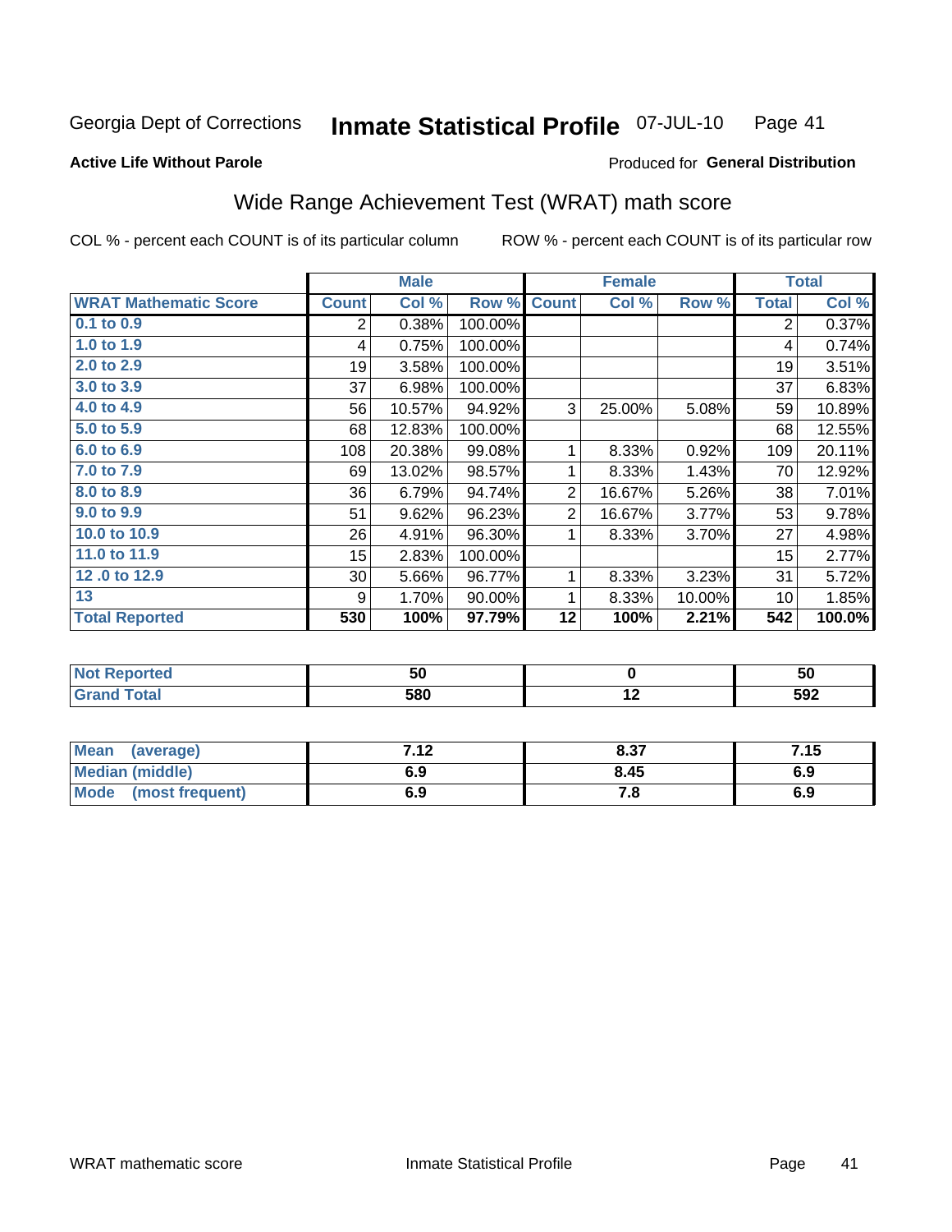Georgia Dept of Corrections **Inmate Statistical Profile** 07-JUL-10

**Active Life Without Parole**

Produced for **General Distribution**

## Wide Range Achievement Test (WRAT) math score

COL % - percent each COUNT is of its particular column

ROW % - percent each COUNT is of its particular row

| | Male | | | Female | | | Total | |
|---|---|---|---|---|---|---|---|---|
| **WRAT Mathematic Score** | **Count** | **Col %** | **Row %** | **Count** | **Col %** | **Row %** | **Total** | **Col %** |
| 0.1 to 0.9 | 2 | 0.38% | 100.00% | | | | 2 | 0.37% |
| 1.0 to 1.9 | 4 | 0.75% | 100.00% | | | | 4 | 0.74% |
| 2.0 to 2.9 | 19 | 3.58% | 100.00% | | | | 19 | 3.51% |
| 3.0 to 3.9 | 37 | 6.98% | 100.00% | | | | 37 | 6.83% |
| 4.0 to 4.9 | 56 | 10.57% | 94.92% | 3 | 25.00% | 5.08% | 59 | 10.89% |
| 5.0 to 5.9 | 68 | 12.83% | 100.00% | | | | 68 | 12.55% |
| 6.0 to 6.9 | 108 | 20.38% | 99.08% | 1 | 8.33% | 0.92% | 109 | 20.11% |
| 7.0 to 7.9 | 69 | 13.02% | 98.57% | 1 | 8.33% | 1.43% | 70 | 12.92% |
| 8.0 to 8.9 | 36 | 6.79% | 94.74% | 2 | 16.67% | 5.26% | 38 | 7.01% |
| 9.0 to 9.9 | 51 | 9.62% | 96.23% | 2 | 16.67% | 3.77% | 53 | 9.78% |
| 10.0 to 10.9 | 26 | 4.91% | 96.30% | 1 | 8.33% | 3.70% | 27 | 4.98% |
| 11.0 to 11.9 | 15 | 2.83% | 100.00% | | | | 15 | 2.77% |
| 12 .0 to 12.9 | 30 | 5.66% | 96.77% | 1 | 8.33% | 3.23% | 31 | 5.72% |
| 13 | 9 | 1.70% | 90.00% | 1 | 8.33% | 10.00% | 10 | 1.85% |
| **Total Reported** | **530** | **100%** | **97.79%** | **12** | **100%** | **2.21%** | **542** | **100.0%** |

| | Male | Female | Total |
|---|---|---|---|
| **Not Reported** | **50** | **0** | **50** |
| **Grand Total** | **580** | **12** | **592** |

| | Male | Female | Total |
|---|---|---|---|
| **Mean (average)** | **7.12** | **8.37** | **7.15** |
| **Median (middle)** | **6.9** | **8.45** | **6.9** |
| **Mode (most frequent)** | **6.9** | **7.8** | **6.9** |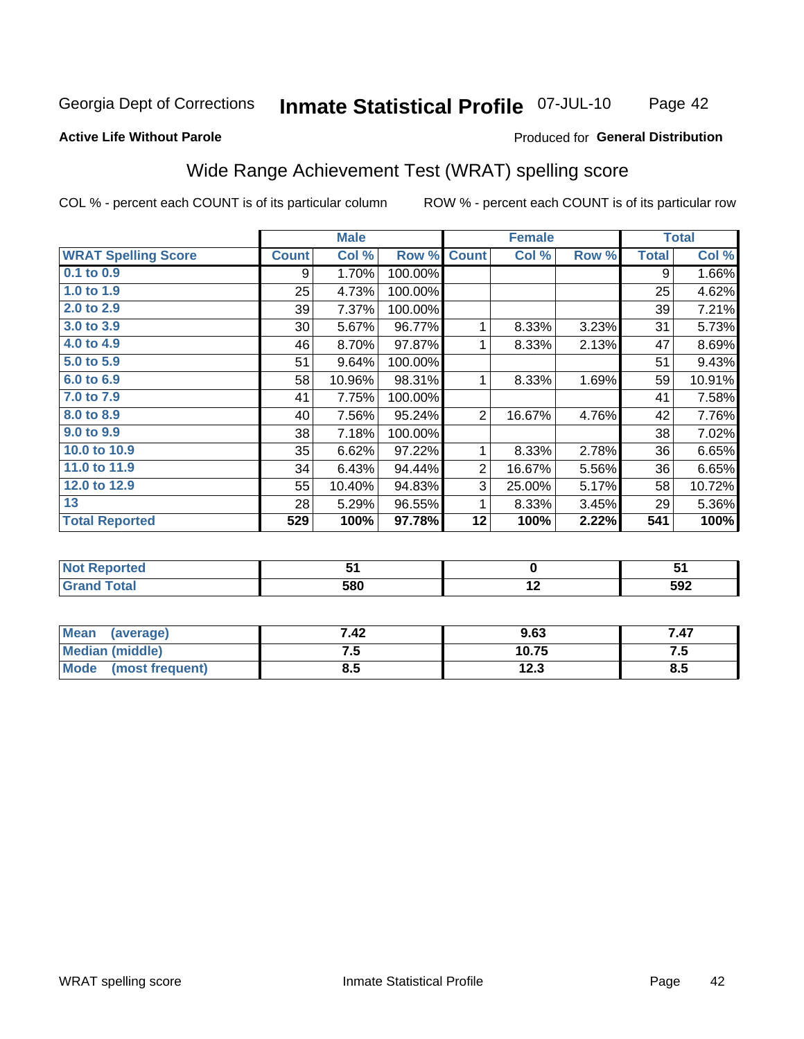Georgia Dept of Corrections **Inmate Statistical Profile** 07-JUL-10

**Active Life Without Parole**

Produced for **General Distribution**

## Wide Range Achievement Test (WRAT) spelling score

COL % - percent each COUNT is of its particular column ROW % - percent each COUNT is of its particular row

| | Male | | | Female | | | Total | |
|---|---|---|---|---|---|---|---|---|
| **WRAT Spelling Score** | **Count** | **Col %** | **Row %** | **Count** | **Col %** | **Row %** | **Total** | **Col %** |
| **0.1 to 0.9** | 9 | 1.70% | 100.00% | | | | 9 | 1.66% |
| **1.0 to 1.9** | 25 | 4.73% | 100.00% | | | | 25 | 4.62% |
| **2.0 to 2.9** | 39 | 7.37% | 100.00% | | | | 39 | 7.21% |
| **3.0 to 3.9** | 30 | 5.67% | 96.77% | 1 | 8.33% | 3.23% | 31 | 5.73% |
| **4.0 to 4.9** | 46 | 8.70% | 97.87% | 1 | 8.33% | 2.13% | 47 | 8.69% |
| **5.0 to 5.9** | 51 | 9.64% | 100.00% | | | | 51 | 9.43% |
| **6.0 to 6.9** | 58 | 10.96% | 98.31% | 1 | 8.33% | 1.69% | 59 | 10.91% |
| **7.0 to 7.9** | 41 | 7.75% | 100.00% | | | | 41 | 7.58% |
| **8.0 to 8.9** | 40 | 7.56% | 95.24% | 2 | 16.67% | 4.76% | 42 | 7.76% |
| **9.0 to 9.9** | 38 | 7.18% | 100.00% | | | | 38 | 7.02% |
| **10.0 to 10.9** | 35 | 6.62% | 97.22% | 1 | 8.33% | 2.78% | 36 | 6.65% |
| **11.0 to 11.9** | 34 | 6.43% | 94.44% | 2 | 16.67% | 5.56% | 36 | 6.65% |
| **12.0 to 12.9** | 55 | 10.40% | 94.83% | 3 | 25.00% | 5.17% | 58 | 10.72% |
| **13** | 28 | 5.29% | 96.55% | 1 | 8.33% | 3.45% | 29 | 5.36% |
| **Total Reported** | **529** | **100%** | **97.78%** | **12** | **100%** | **2.22%** | **541** | **100%** |

| | Male | Female | Total |
|---|---|---|---|
| **Not Reported** | **51** | **0** | **51** |
| **Grand Total** | **580** | **12** | **592** |

| | Male | Female | Total |
|---|---|---|---|
| **Mean (average)** | **7.42** | **9.63** | **7.47** |
| **Median (middle)** | **7.5** | **10.75** | **7.5** |
| **Mode (most frequent)** | **8.5** | **12.3** | **8.5** |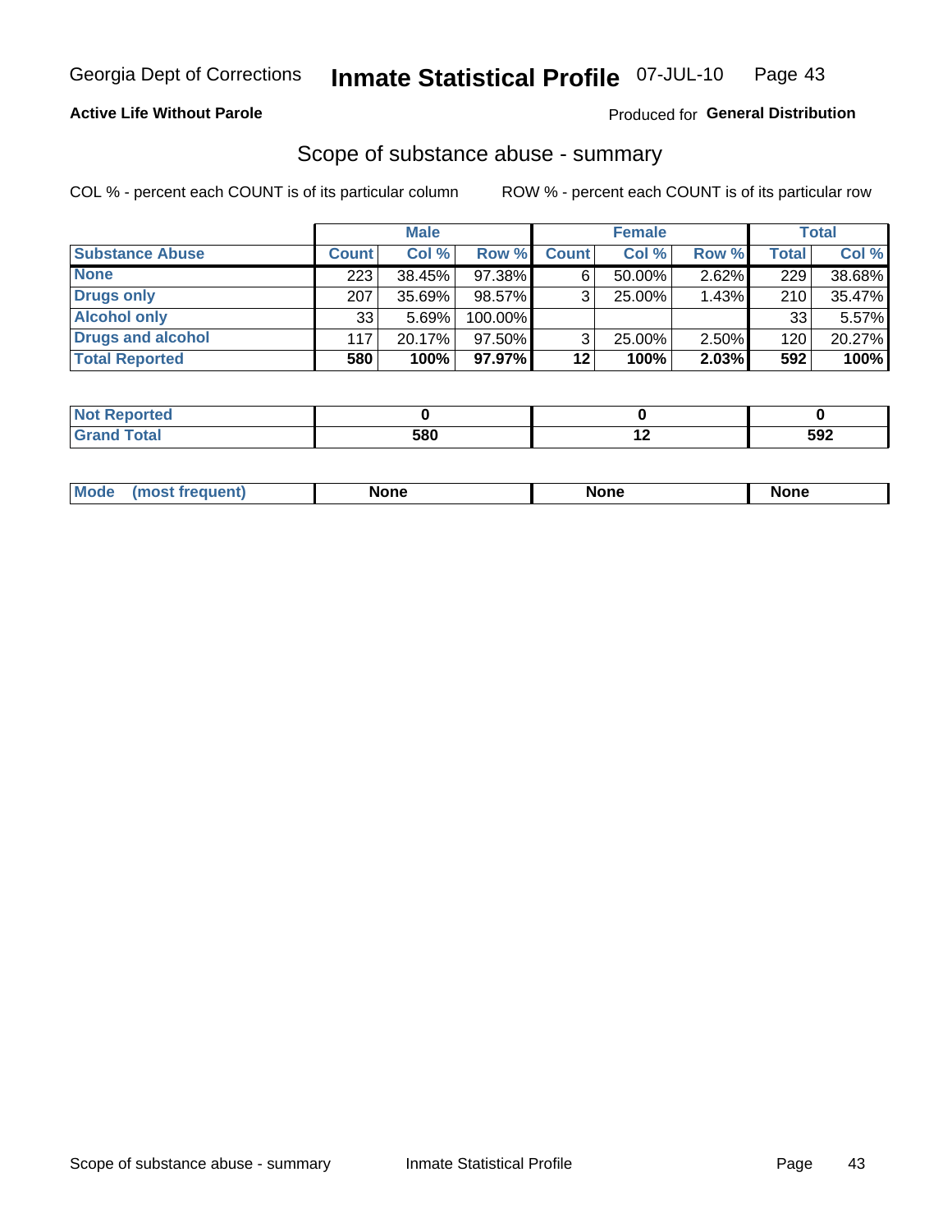Georgia Dept of Corrections **Inmate Statistical Profile** 07-JUL-10

**Active Life Without Parole**

Produced for **General Distribution**

## Scope of substance abuse - summary

COL % - percent each COUNT is of its particular column

ROW % - percent each COUNT is of its particular row

| | Male | | | Female | | | Total | |
|---|---|---|---|---|---|---|---|---|
| **Substance Abuse** | **Count** | **Col %** | **Row %** | **Count** | **Col %** | **Row %** | **Total** | **Col %** |
| **None** | 223 | 38.45% | 97.38% | 6 | 50.00% | 2.62% | 229 | 38.68% |
| **Drugs only** | 207 | 35.69% | 98.57% | 3 | 25.00% | 1.43% | 210 | 35.47% |
| **Alcohol only** | 33 | 5.69% | 100.00% | | | | 33 | 5.57% |
| **Drugs and alcohol** | 117 | 20.17% | 97.50% | 3 | 25.00% | 2.50% | 120 | 20.27% |
| **Total Reported** | **580** | **100%** | **97.97%** | **12** | **100%** | **2.03%** | **592** | **100%** |

| | Male | Female | Total |
|---|---|---|---|
| **Not Reported** | **0** | **0** | **0** |
| **Grand Total** | **580** | **12** | **592** |

| | Male | Female | Total |
|---|---|---|---|
| **Mode (most frequent)** | **None** | **None** | **None** |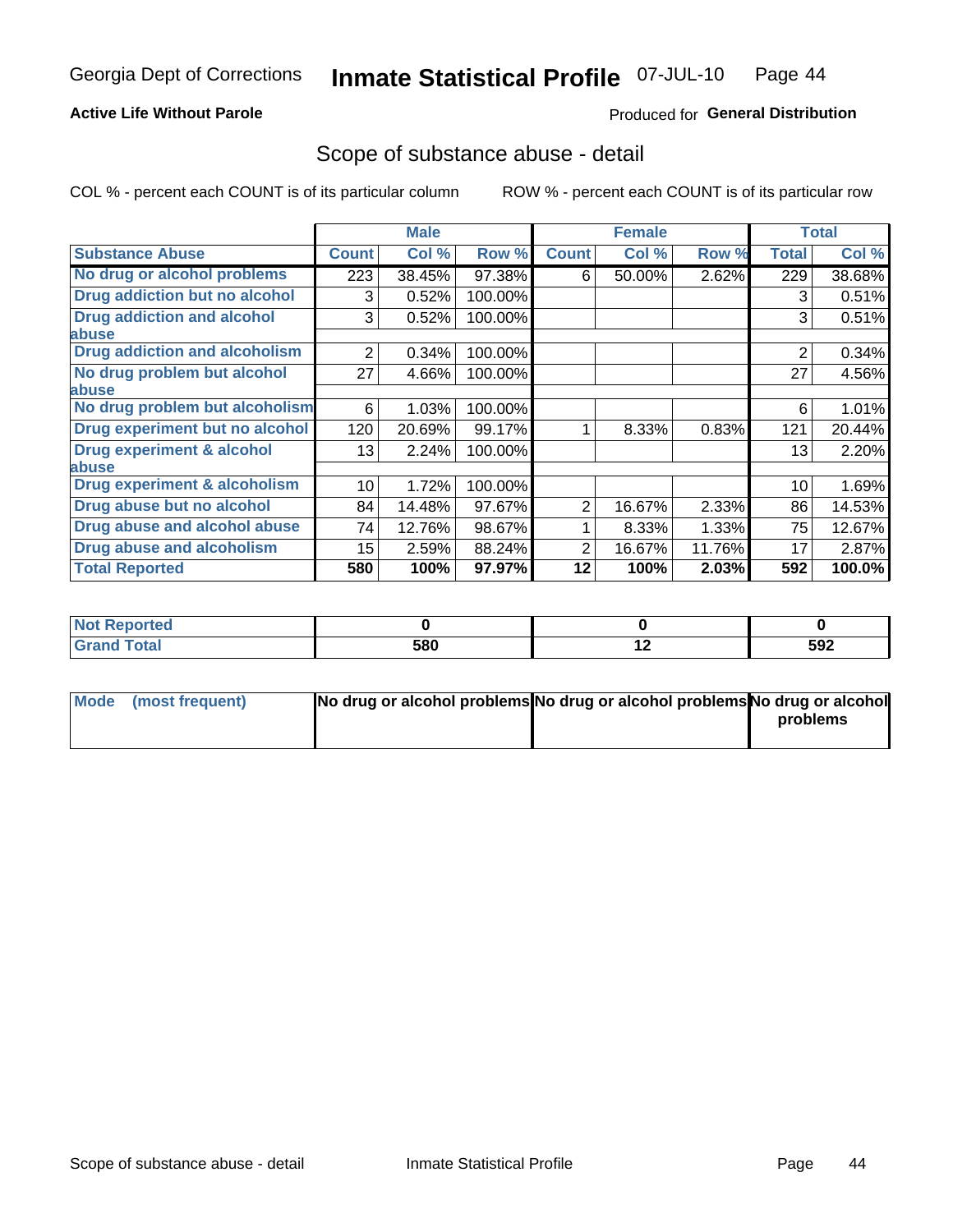Georgia Dept of Corrections **Inmate Statistical Profile** 07-JUL-10

**Active Life Without Parole**

Produced for **General Distribution**

## Scope of substance abuse - detail

COL % - percent each COUNT is of its particular column ROW % - percent each COUNT is of its particular row

| | Male | | | Female | | | Total | |
|---|---|---|---|---|---|---|---|---|
| **Substance Abuse** | **Count** | **Col %** | **Row %** | **Count** | **Col %** | **Row %** | **Total** | **Col %** |
| **No drug or alcohol problems** | 223 | 38.45% | 97.38% | 6 | 50.00% | 2.62% | 229 | 38.68% |
| **Drug addiction but no alcohol** | 3 | 0.52% | 100.00% | | | | 3 | 0.51% |
| **Drug addiction and alcohol abuse** | 3 | 0.52% | 100.00% | | | | 3 | 0.51% |
| **Drug addiction and alcoholism** | 2 | 0.34% | 100.00% | | | | 2 | 0.34% |
| **No drug problem but alcohol abuse** | 27 | 4.66% | 100.00% | | | | 27 | 4.56% |
| **No drug problem but alcoholism** | 6 | 1.03% | 100.00% | | | | 6 | 1.01% |
| **Drug experiment but no alcohol** | 120 | 20.69% | 99.17% | 1 | 8.33% | 0.83% | 121 | 20.44% |
| **Drug experiment & alcohol abuse** | 13 | 2.24% | 100.00% | | | | 13 | 2.20% |
| **Drug experiment & alcoholism** | 10 | 1.72% | 100.00% | | | | 10 | 1.69% |
| **Drug abuse but no alcohol** | 84 | 14.48% | 97.67% | 2 | 16.67% | 2.33% | 86 | 14.53% |
| **Drug abuse and alcohol abuse** | 74 | 12.76% | 98.67% | 1 | 8.33% | 1.33% | 75 | 12.67% |
| **Drug abuse and alcoholism** | 15 | 2.59% | 88.24% | 2 | 16.67% | 11.76% | 17 | 2.87% |
| **Total Reported** | **580** | **100%** | **97.97%** | **12** | **100%** | **2.03%** | **592** | **100.0%** |

| | Male | Female | Total |
|---|---|---|---|
| **Not Reported** | **0** | **0** | **0** |
| **Grand Total** | **580** | **12** | **592** |

| | Male | Female | Total |
|---|---|---|---|
| **Mode (most frequent)** | **No drug or alcohol problems** | **No drug or alcohol problems** | **No drug or alcohol problems** |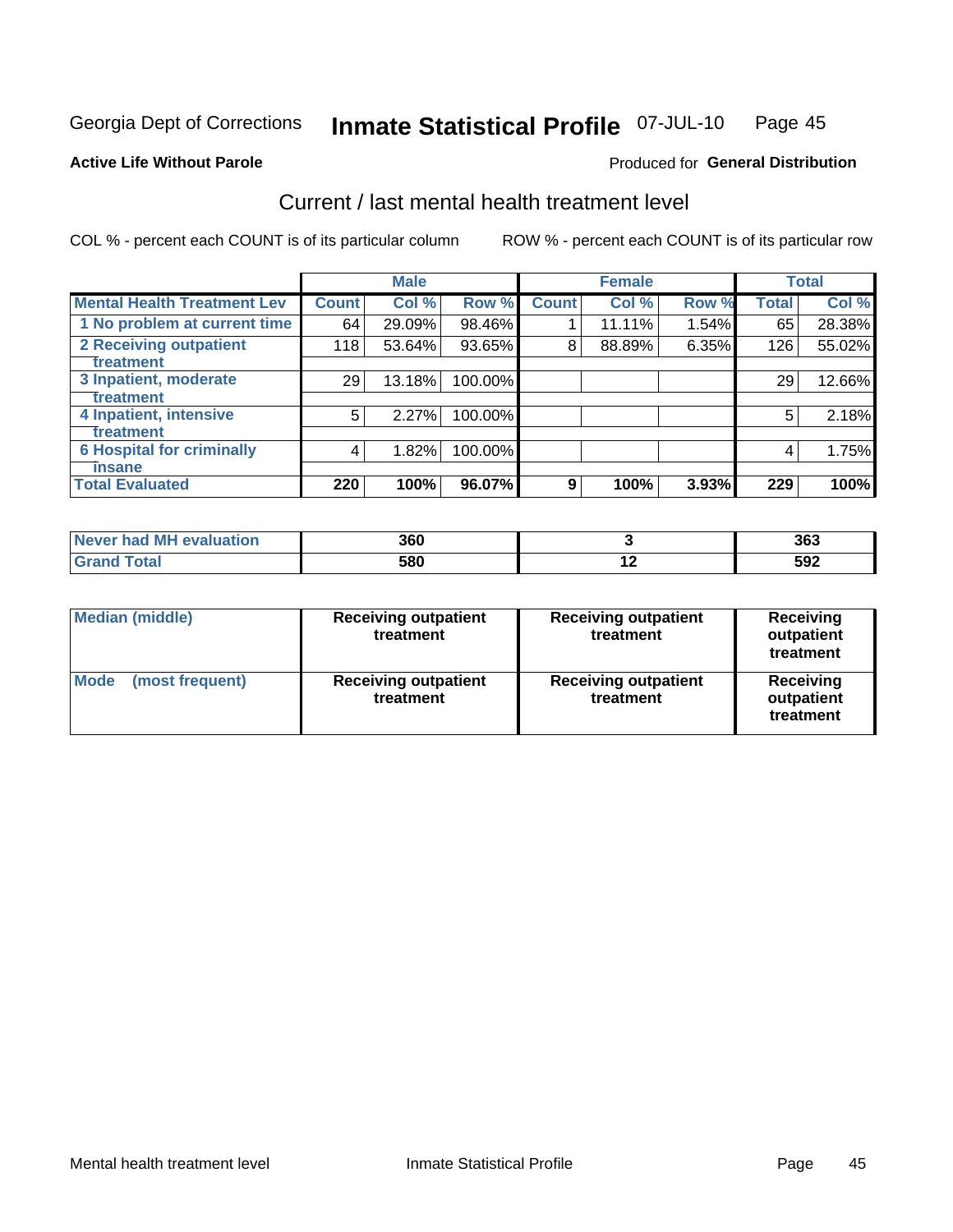Georgia Dept of Corrections **Inmate Statistical Profile** 07-JUL-10

**Active Life Without Parole**

Produced for **General Distribution**

## Current / last mental health treatment level

COL % - percent each COUNT is of its particular column

ROW % - percent each COUNT is of its particular row

| | Male | | | Female | | | Total | |
|---|---|---|---|---|---|---|---|---|
| **Mental Health Treatment Lev** | **Count** | **Col %** | **Row %** | **Count** | **Col %** | **Row %** | **Total** | **Col %** |
| 1 No problem at current time | 64 | 29.09% | 98.46% | 1 | 11.11% | 1.54% | 65 | 28.38% |
| 2 Receiving outpatient treatment | 118 | 53.64% | 93.65% | 8 | 88.89% | 6.35% | 126 | 55.02% |
| 3 Inpatient, moderate treatment | 29 | 13.18% | 100.00% | | | | 29 | 12.66% |
| 4 Inpatient, intensive treatment | 5 | 2.27% | 100.00% | | | | 5 | 2.18% |
| 6 Hospital for criminally insane | 4 | 1.82% | 100.00% | | | | 4 | 1.75% |
| **Total Evaluated** | **220** | **100%** | **96.07%** | **9** | **100%** | **3.93%** | **229** | **100%** |

| | Male | Female | Total |
|---|---|---|---|
| Never had MH evaluation | 360 | 3 | 363 |
| Grand Total | 580 | 12 | 592 |

| | Male | Female | Total |
|---|---|---|---|
| Median (middle) | Receiving outpatient treatment | Receiving outpatient treatment | Receiving outpatient treatment |
| Mode (most frequent) | Receiving outpatient treatment | Receiving outpatient treatment | Receiving outpatient treatment |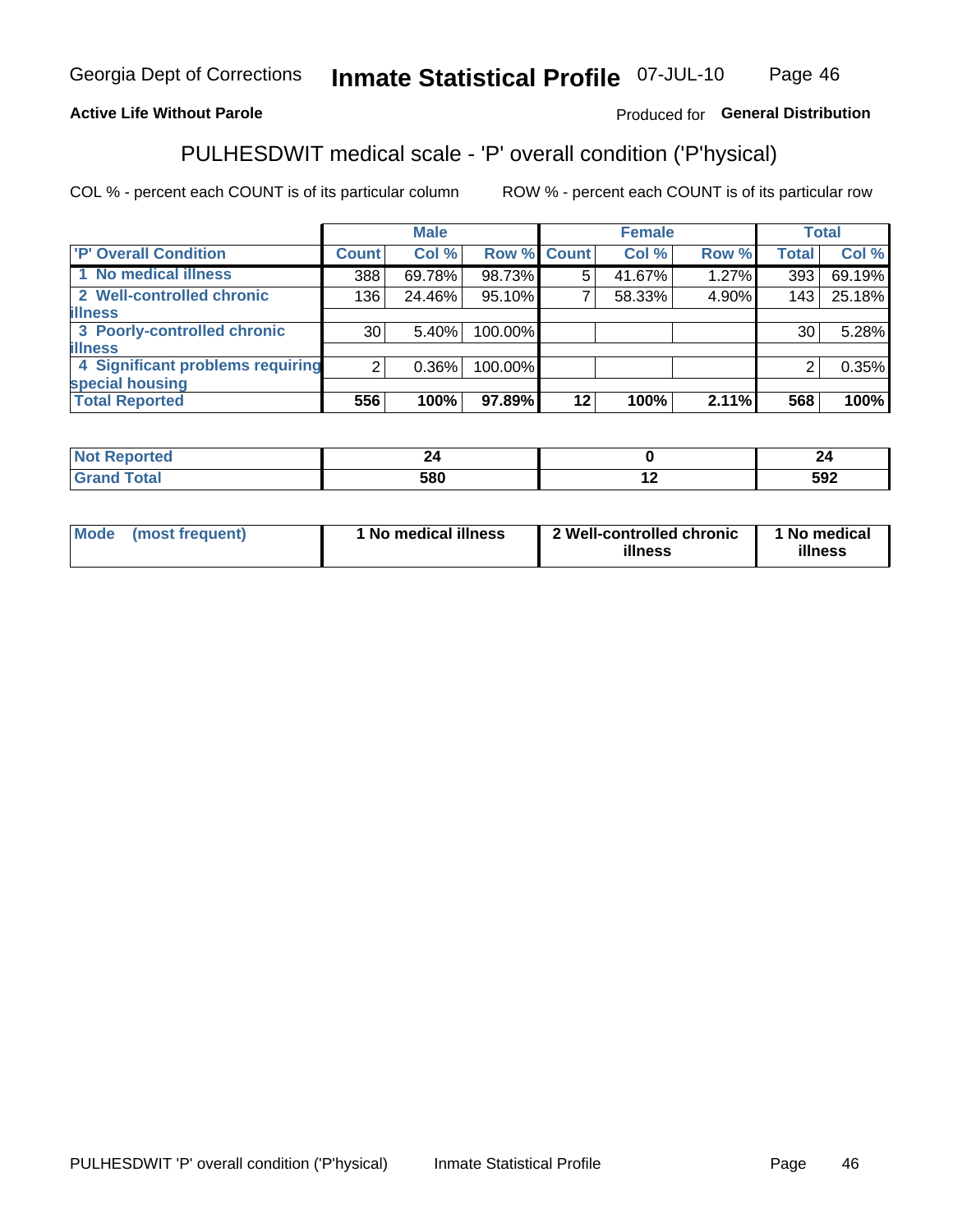Georgia Dept of Corrections **Inmate Statistical Profile** 07-JUL-10

**Active Life Without Parole**

Produced for **General Distribution**

## PULHESDWIT medical scale - 'P' overall condition ('P'hysical)

COL % - percent each COUNT is of its particular column

ROW % - percent each COUNT is of its particular row

| | Male | | | Female | | | Total | |
|---|---|---|---|---|---|---|---|---|
| 'P' Overall Condition | Count | Col % | Row % | Count | Col % | Row % | Total | Col % |
| 1 No medical illness | 388 | 69.78% | 98.73% | 5 | 41.67% | 1.27% | 393 | 69.19% |
| 2 Well-controlled chronic illness | 136 | 24.46% | 95.10% | 7 | 58.33% | 4.90% | 143 | 25.18% |
| 3 Poorly-controlled chronic illness | 30 | 5.40% | 100.00% | | | | 30 | 5.28% |
| 4 Significant problems requiring special housing | 2 | 0.36% | 100.00% | | | | 2 | 0.35% |
| **Total Reported** | **556** | **100%** | **97.89%** | **12** | **100%** | **2.11%** | **568** | **100%** |

| | Male | Female | Total |
|---|---|---|---|
| Not Reported | 24 | 0 | 24 |
| Grand Total | 580 | 12 | 592 |

| | Male | Female | Total |
|---|---|---|---|
| Mode (most frequent) | 1 No medical illness | 2 Well-controlled chronic illness | 1 No medical illness |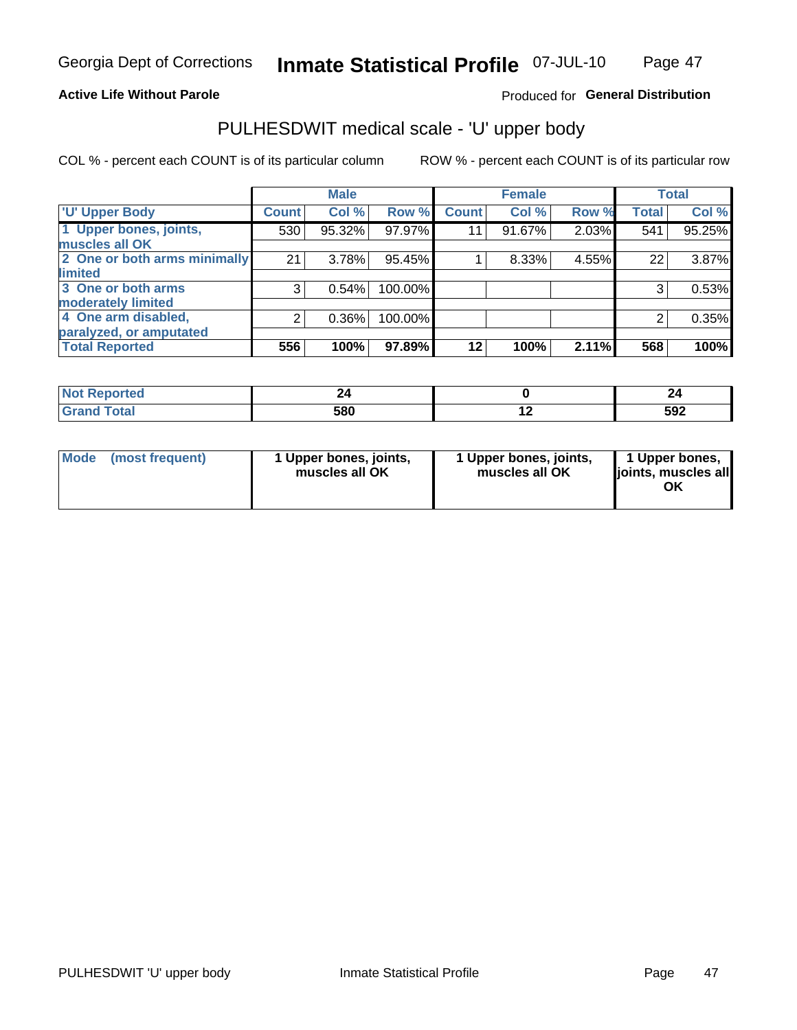Georgia Dept of Corrections **Inmate Statistical Profile** 07-JUL-10

**Active Life Without Parole**

Produced for **General Distribution**

## PULHESDWIT medical scale - 'U' upper body

COL % - percent each COUNT is of its particular column

ROW % - percent each COUNT is of its particular row

| | Male | | | Female | | | Total | |
|---|---|---|---|---|---|---|---|---|
| 'U' Upper Body | Count | Col % | Row % | Count | Col % | Row % | Total | Col % |
| 1 Upper bones, joints, muscles all OK | 530 | 95.32% | 97.97% | 11 | 91.67% | 2.03% | 541 | 95.25% |
| 2 One or both arms minimally limited | 21 | 3.78% | 95.45% | 1 | 8.33% | 4.55% | 22 | 3.87% |
| 3 One or both arms moderately limited | 3 | 0.54% | 100.00% | | | | 3 | 0.53% |
| 4 One arm disabled, paralyzed, or amputated | 2 | 0.36% | 100.00% | | | | 2 | 0.35% |
| **Total Reported** | **556** | **100%** | **97.89%** | **12** | **100%** | **2.11%** | **568** | **100%** |

| | Male | Female | Total |
|---|---|---|---|
| Not Reported | 24 | 0 | 24 |
| Grand Total | 580 | 12 | 592 |

| | Male | Female | Total |
|---|---|---|---|
| Mode (most frequent) | 1 Upper bones, joints, muscles all OK | 1 Upper bones, joints, muscles all OK | 1 Upper bones, joints, muscles all OK |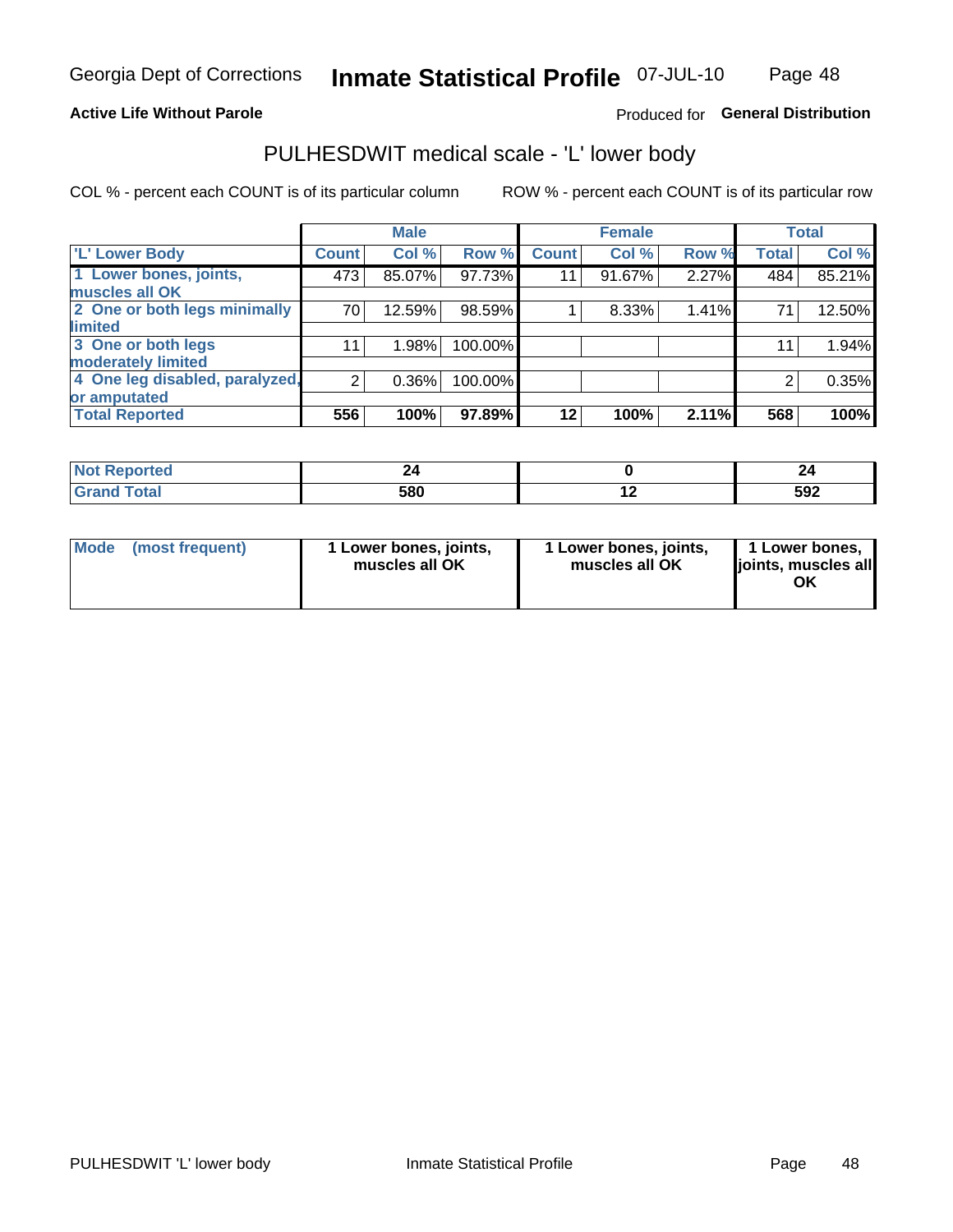# Inmate Statistical Profile

Georgia Dept of Corrections — 07-JUL-10

**Active Life Without Parole** — Produced for **General Distribution**

## PULHESDWIT medical scale - 'L' lower body

COL % - percent each COUNT is of its particular column

ROW % - percent each COUNT is of its particular row

| | Male | | | Female | | | Total | |
|---|---|---|---|---|---|---|---|---|
| 'L' Lower Body | Count | Col % | Row % | Count | Col % | Row % | Total | Col % |
| 1 Lower bones, joints, muscles all OK | 473 | 85.07% | 97.73% | 11 | 91.67% | 2.27% | 484 | 85.21% |
| 2 One or both legs minimally limited | 70 | 12.59% | 98.59% | 1 | 8.33% | 1.41% | 71 | 12.50% |
| 3 One or both legs moderately limited | 11 | 1.98% | 100.00% | | | | 11 | 1.94% |
| 4 One leg disabled, paralyzed, or amputated | 2 | 0.36% | 100.00% | | | | 2 | 0.35% |
| **Total Reported** | **556** | **100%** | **97.89%** | **12** | **100%** | **2.11%** | **568** | **100%** |

| | Male | Female | Total |
|---|---|---|---|
| Not Reported | 24 | 0 | 24 |
| Grand Total | 580 | 12 | 592 |

| | Male | Female | Total |
|---|---|---|---|
| Mode (most frequent) | 1 Lower bones, joints, muscles all OK | 1 Lower bones, joints, muscles all OK | 1 Lower bones, joints, muscles all OK |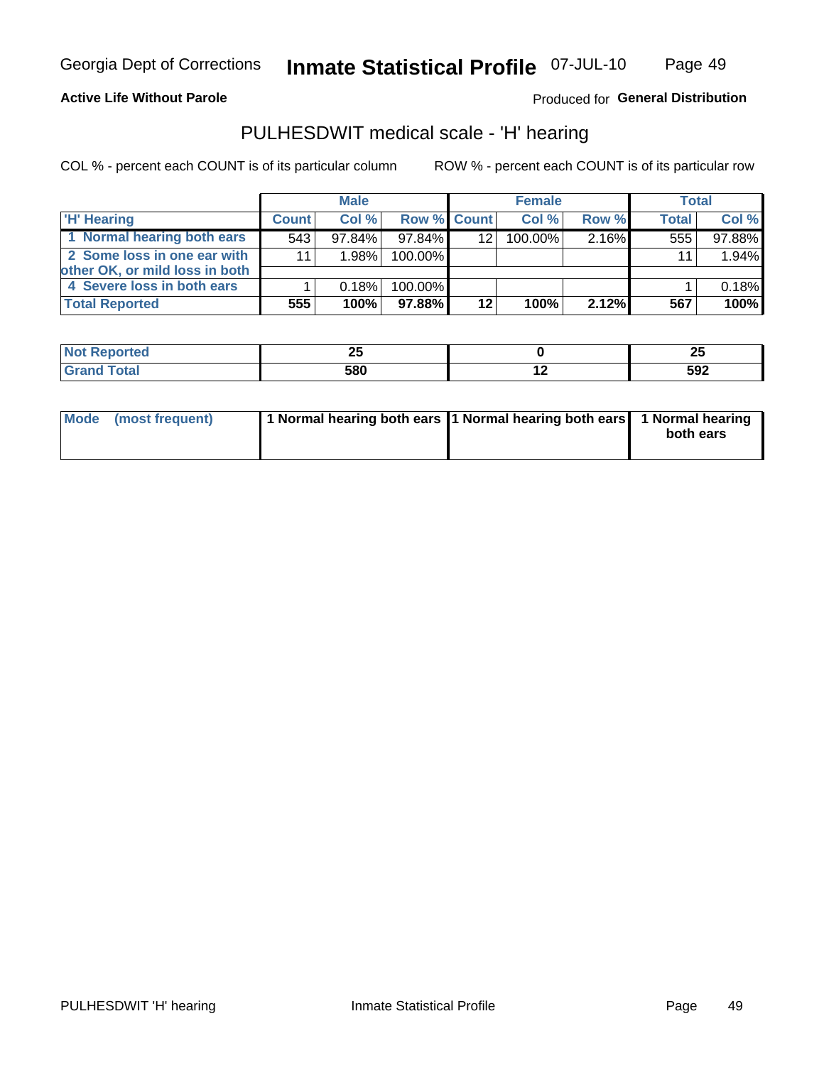Georgia Dept of Corrections **Inmate Statistical Profile** 07-JUL-10

**Active Life Without Parole**

Produced for **General Distribution**

## PULHESDWIT medical scale - 'H' hearing

COL % - percent each COUNT is of its particular column ROW % - percent each COUNT is of its particular row

| | Male | | | Female | | | Total | |
|---|---|---|---|---|---|---|---|---|
| 'H' Hearing | Count | Col % | Row % | Count | Col % | Row % | Total | Col % |
| 1 Normal hearing both ears | 543 | 97.84% | 97.84% | 12 | 100.00% | 2.16% | 555 | 97.88% |
| 2 Some loss in one ear with other OK, or mild loss in both | 11 | 1.98% | 100.00% | | | | 11 | 1.94% |
| 4 Severe loss in both ears | 1 | 0.18% | 100.00% | | | | 1 | 0.18% |
| **Total Reported** | **555** | **100%** | **97.88%** | **12** | **100%** | **2.12%** | **567** | **100%** |

| | Male | Female | Total |
|---|---|---|---|
| Not Reported | 25 | 0 | 25 |
| Grand Total | 580 | 12 | 592 |

| | Male | Female | Total |
|---|---|---|---|
| Mode (most frequent) | 1 Normal hearing both ears | 1 Normal hearing both ears | 1 Normal hearing both ears |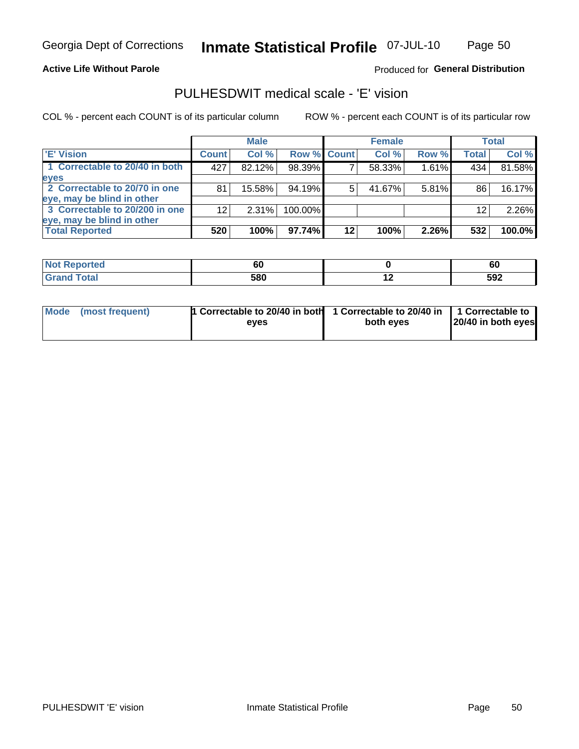Georgia Dept of Corrections **Inmate Statistical Profile** 07-JUL-10

**Active Life Without Parole**

Produced for **General Distribution**

## PULHESDWIT medical scale - 'E' vision

COL % - percent each COUNT is of its particular column

ROW % - percent each COUNT is of its particular row

| | Male | | | Female | | | Total | |
|---|---|---|---|---|---|---|---|---|
| 'E' Vision | Count | Col % | Row % | Count | Col % | Row % | Total | Col % |
| 1 Correctable to 20/40 in both eyes | 427 | 82.12% | 98.39% | 7 | 58.33% | 1.61% | 434 | 81.58% |
| 2 Correctable to 20/70 in one eye, may be blind in other | 81 | 15.58% | 94.19% | 5 | 41.67% | 5.81% | 86 | 16.17% |
| 3 Correctable to 20/200 in one eye, may be blind in other | 12 | 2.31% | 100.00% | | | | 12 | 2.26% |
| **Total Reported** | **520** | **100%** | **97.74%** | **12** | **100%** | **2.26%** | **532** | **100.0%** |

| | Male | Female | Total |
|---|---|---|---|
| Not Reported | 60 | 0 | 60 |
| Grand Total | 580 | 12 | 592 |

| | Male | Female | Total |
|---|---|---|---|
| Mode (most frequent) | 1 Correctable to 20/40 in both eyes | 1 Correctable to 20/40 in both eyes | 1 Correctable to 20/40 in both eyes |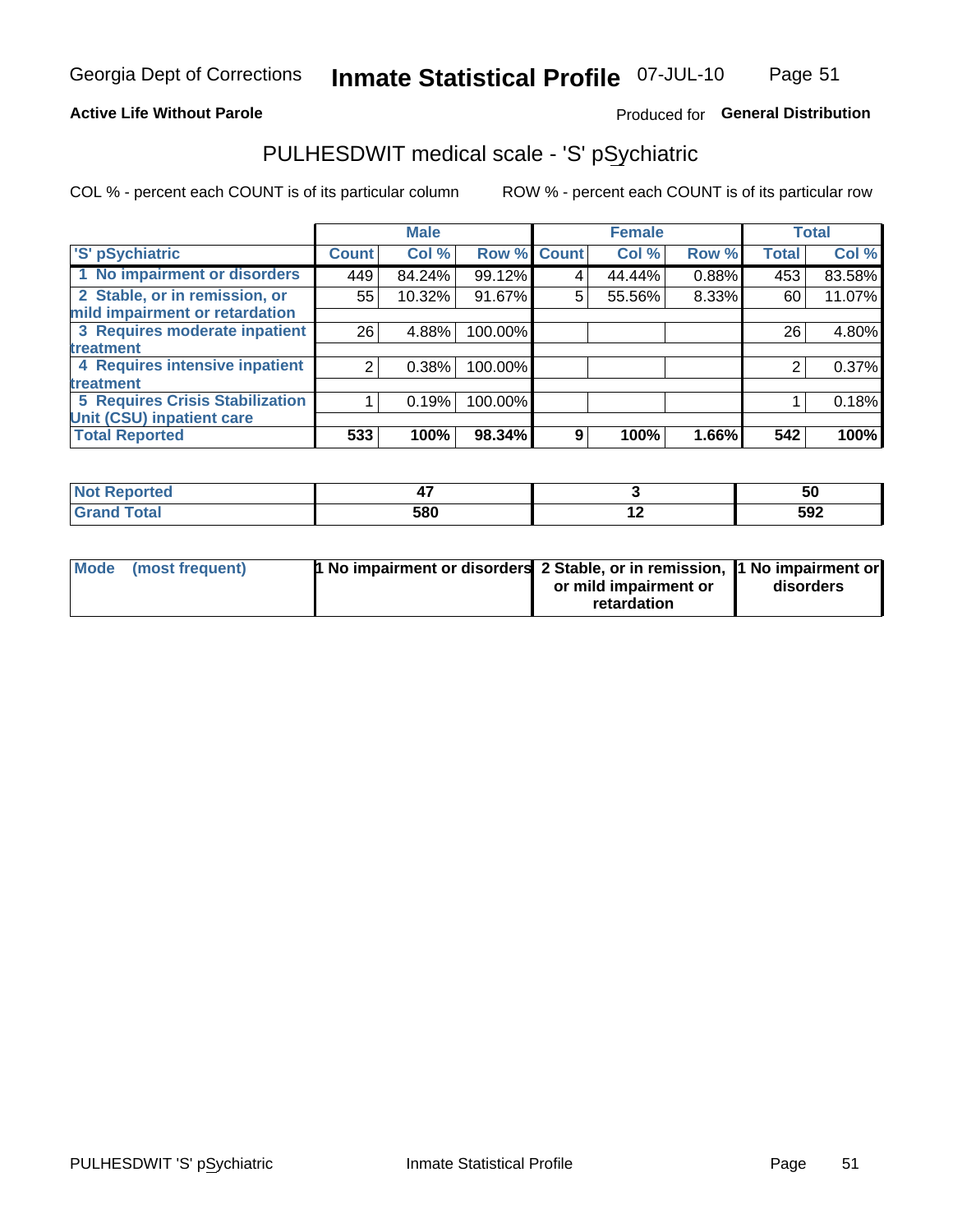Georgia Dept of Corrections **Inmate Statistical Profile** 07-JUL-10

**Active Life Without Parole** Produced for **General Distribution**

## PULHESDWIT medical scale - 'S' pSychiatric

COL % - percent each COUNT is of its particular column ROW % - percent each COUNT is of its particular row

| | Male | | | Female | | | Total | |
|---|---|---|---|---|---|---|---|---|
| 'S' pSychiatric | Count | Col % | Row % | Count | Col % | Row % | Total | Col % |
| 1 No impairment or disorders | 449 | 84.24% | 99.12% | 4 | 44.44% | 0.88% | 453 | 83.58% |
| 2 Stable, or in remission, or mild impairment or retardation | 55 | 10.32% | 91.67% | 5 | 55.56% | 8.33% | 60 | 11.07% |
| 3 Requires moderate inpatient treatment | 26 | 4.88% | 100.00% | | | | 26 | 4.80% |
| 4 Requires intensive inpatient treatment | 2 | 0.38% | 100.00% | | | | 2 | 0.37% |
| 5 Requires Crisis Stabilization Unit (CSU) inpatient care | 1 | 0.19% | 100.00% | | | | 1 | 0.18% |
| **Total Reported** | **533** | **100%** | **98.34%** | **9** | **100%** | **1.66%** | **542** | **100%** |

| | Male | Female | Total |
|---|---|---|---|
| Not Reported | 47 | 3 | 50 |
| Grand Total | 580 | 12 | 592 |

| | Male | Female | Total |
|---|---|---|---|
| Mode (most frequent) | 1 No impairment or disorders | 2 Stable, or in remission, or mild impairment or retardation | 1 No impairment or disorders |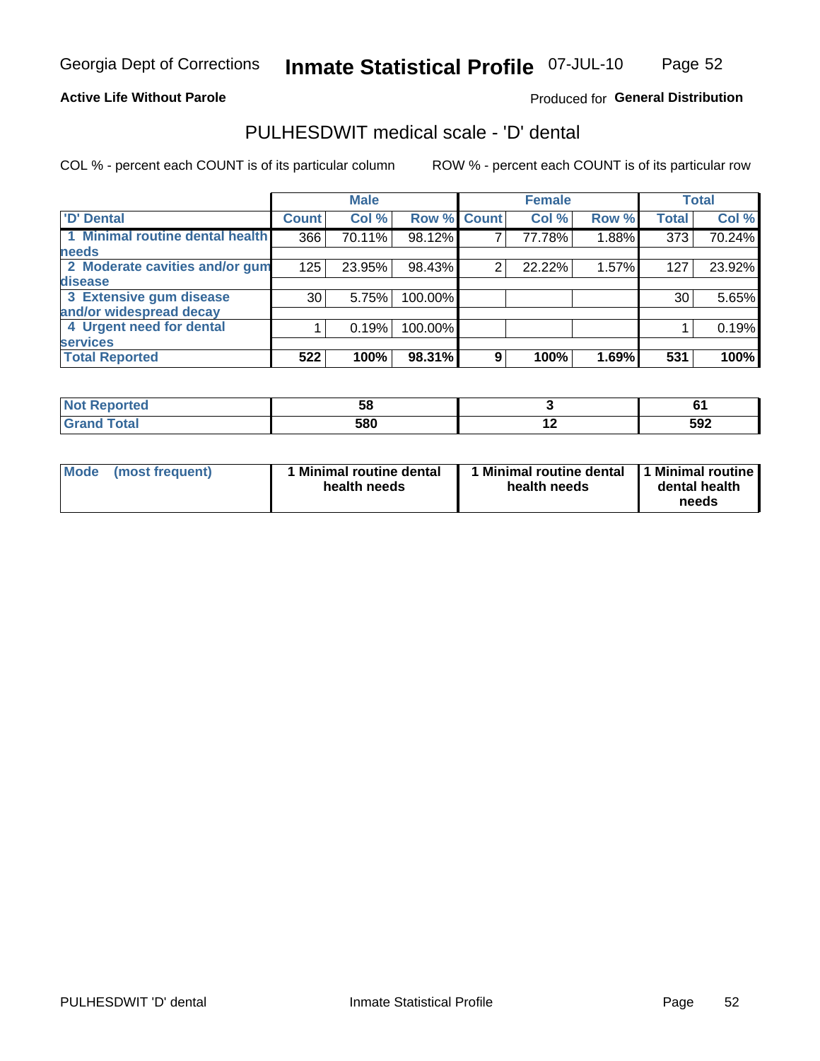Georgia Dept of Corrections **Inmate Statistical Profile** 07-JUL-10

**Active Life Without Parole**

Produced for **General Distribution**

## PULHESDWIT medical scale - 'D' dental

COL % - percent each COUNT is of its particular column    ROW % - percent each COUNT is of its particular row

| | Male | | | Female | | | Total | |
|---|---|---|---|---|---|---|---|---|
| 'D' Dental | Count | Col % | Row % | Count | Col % | Row % | Total | Col % |
| 1 Minimal routine dental health needs | 366 | 70.11% | 98.12% | 7 | 77.78% | 1.88% | 373 | 70.24% |
| 2 Moderate cavities and/or gum disease | 125 | 23.95% | 98.43% | 2 | 22.22% | 1.57% | 127 | 23.92% |
| 3 Extensive gum disease and/or widespread decay | 30 | 5.75% | 100.00% | | | | 30 | 5.65% |
| 4 Urgent need for dental services | 1 | 0.19% | 100.00% | | | | 1 | 0.19% |
| **Total Reported** | **522** | **100%** | **98.31%** | **9** | **100%** | **1.69%** | **531** | **100%** |

| | Male | Female | Total |
|---|---|---|---|
| Not Reported | 58 | 3 | 61 |
| Grand Total | 580 | 12 | 592 |

| | Male | Female | Total |
|---|---|---|---|
| Mode (most frequent) | 1 Minimal routine dental health needs | 1 Minimal routine dental health needs | 1 Minimal routine dental health needs |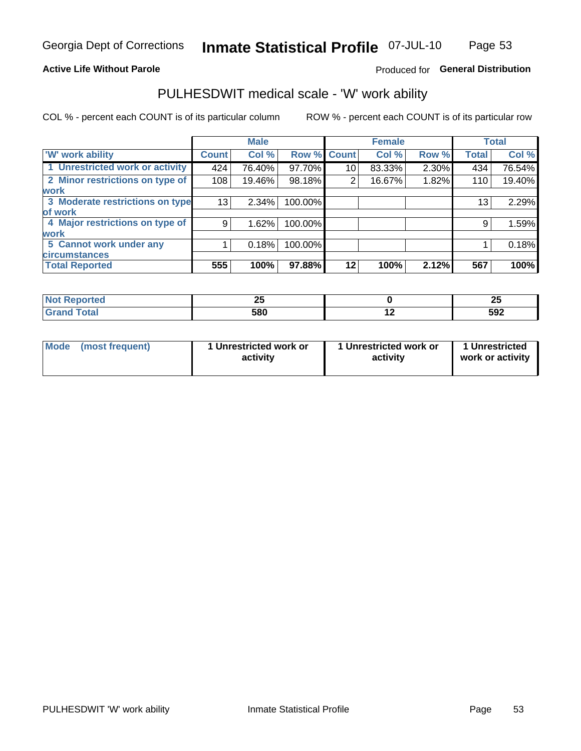Georgia Dept of Corrections **Inmate Statistical Profile** 07-JUL-10

**Active Life Without Parole**

Produced for **General Distribution**

## PULHESDWIT medical scale - 'W' work ability

COL % - percent each COUNT is of its particular column

ROW % - percent each COUNT is of its particular row

| | Male | | | Female | | | Total | |
|---|---|---|---|---|---|---|---|---|
| 'W' work ability | Count | Col % | Row % | Count | Col % | Row % | Total | Col % |
| 1 Unrestricted work or activity | 424 | 76.40% | 97.70% | 10 | 83.33% | 2.30% | 434 | 76.54% |
| 2 Minor restrictions on type of work | 108 | 19.46% | 98.18% | 2 | 16.67% | 1.82% | 110 | 19.40% |
| 3 Moderate restrictions on type of work | 13 | 2.34% | 100.00% | | | | 13 | 2.29% |
| 4 Major restrictions on type of work | 9 | 1.62% | 100.00% | | | | 9 | 1.59% |
| 5 Cannot work under any circumstances | 1 | 0.18% | 100.00% | | | | 1 | 0.18% |
| **Total Reported** | **555** | **100%** | **97.88%** | **12** | **100%** | **2.12%** | **567** | **100%** |

| | Male | Female | Total |
|---|---|---|---|
| **Not Reported** | **25** | **0** | **25** |
| **Grand Total** | **580** | **12** | **592** |

| | Male | Female | Total |
|---|---|---|---|
| **Mode (most frequent)** | **1 Unrestricted work or activity** | **1 Unrestricted work or activity** | **1 Unrestricted work or activity** |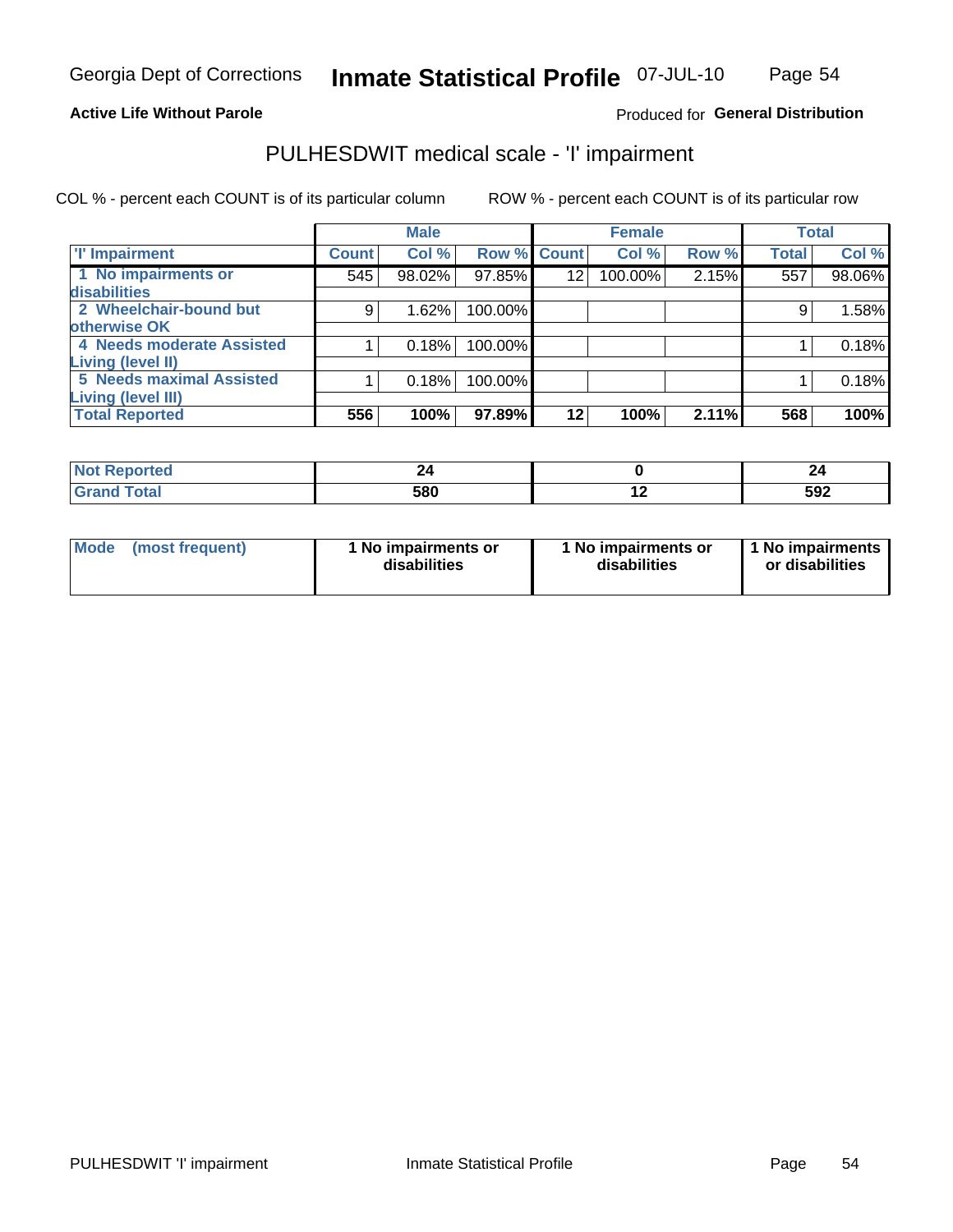Georgia Dept of Corrections **Inmate Statistical Profile** 07-JUL-10

**Active Life Without Parole**

Produced for **General Distribution**

## PULHESDWIT medical scale - 'I' impairment

COL % - percent each COUNT is of its particular column ROW % - percent each COUNT is of its particular row

| | Male | | | Female | | | Total | |
|---|---|---|---|---|---|---|---|---|
| 'I' Impairment | Count | Col % | Row % | Count | Col % | Row % | Total | Col % |
| 1 No impairments or disabilities | 545 | 98.02% | 97.85% | 12 | 100.00% | 2.15% | 557 | 98.06% |
| 2 Wheelchair-bound but otherwise OK | 9 | 1.62% | 100.00% | | | | 9 | 1.58% |
| 4 Needs moderate Assisted Living (level II) | 1 | 0.18% | 100.00% | | | | 1 | 0.18% |
| 5 Needs maximal Assisted Living (level III) | 1 | 0.18% | 100.00% | | | | 1 | 0.18% |
| **Total Reported** | **556** | **100%** | **97.89%** | **12** | **100%** | **2.11%** | **568** | **100%** |

| | Male | Female | Total |
|---|---|---|---|
| Not Reported | 24 | 0 | 24 |
| Grand Total | 580 | 12 | 592 |

| | Male | Female | Total |
|---|---|---|---|
| Mode (most frequent) | 1 No impairments or disabilities | 1 No impairments or disabilities | 1 No impairments or disabilities |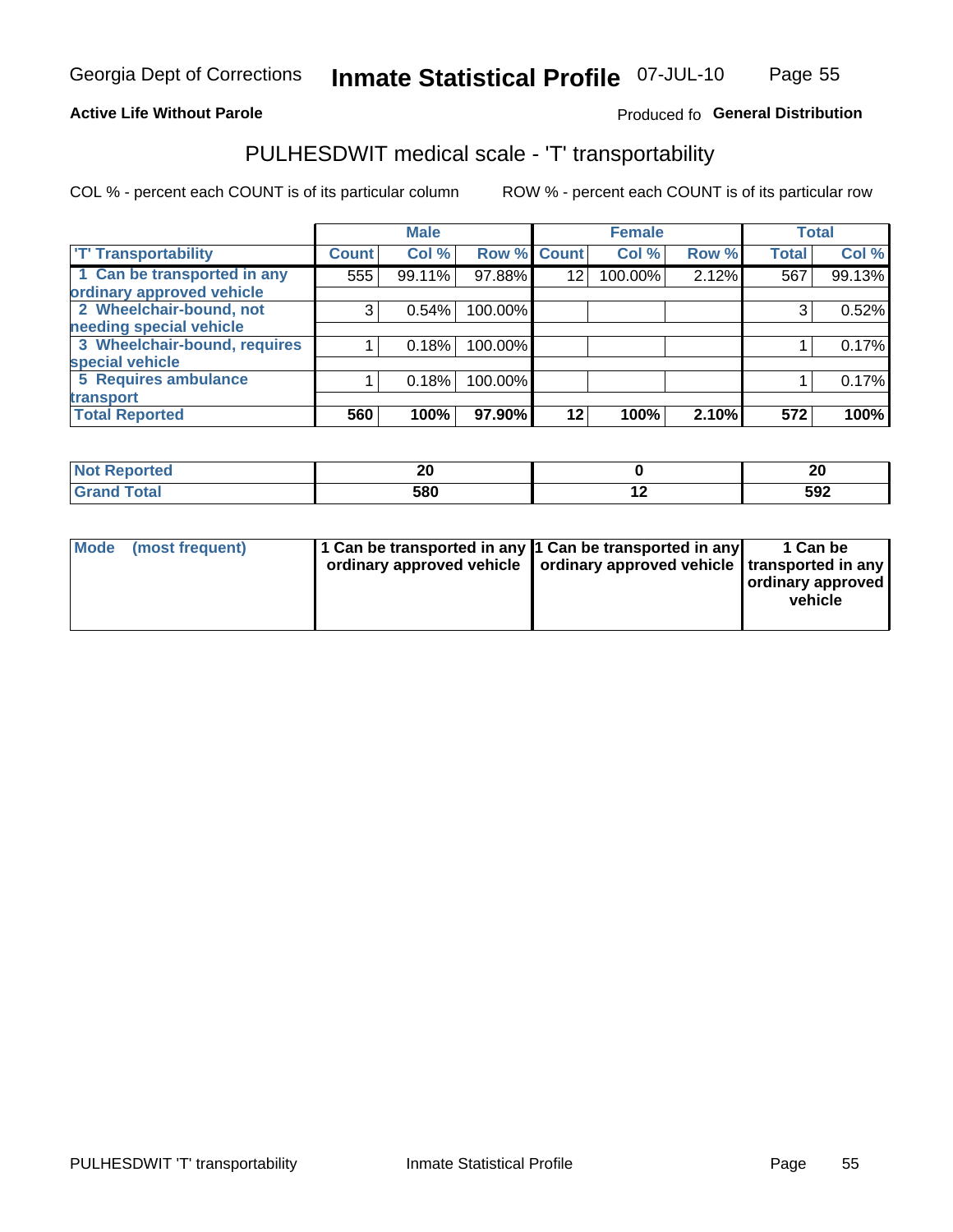Georgia Dept of Corrections **Inmate Statistical Profile** 07-JUL-10

**Active Life Without Parole**

Produced fo **General Distribution**

## PULHESDWIT medical scale - 'T' transportability

COL % - percent each COUNT is of its particular column

ROW % - percent each COUNT is of its particular row

| | Male | | | Female | | | Total | |
|---|---|---|---|---|---|---|---|---|
| 'T' Transportability | Count | Col % | Row % | Count | Col % | Row % | Total | Col % |
| 1 Can be transported in any ordinary approved vehicle | 555 | 99.11% | 97.88% | 12 | 100.00% | 2.12% | 567 | 99.13% |
| 2 Wheelchair-bound, not needing special vehicle | 3 | 0.54% | 100.00% | | | | 3 | 0.52% |
| 3 Wheelchair-bound, requires special vehicle | 1 | 0.18% | 100.00% | | | | 1 | 0.17% |
| 5 Requires ambulance transport | 1 | 0.18% | 100.00% | | | | 1 | 0.17% |
| **Total Reported** | **560** | **100%** | **97.90%** | **12** | **100%** | **2.10%** | **572** | **100%** |

| | Male | Female | Total |
|---|---|---|---|
| Not Reported | 20 | 0 | 20 |
| Grand Total | 580 | 12 | 592 |

| | Male | Female | Total |
|---|---|---|---|
| Mode (most frequent) | 1 Can be transported in any ordinary approved vehicle | 1 Can be transported in any ordinary approved vehicle | 1 Can be transported in any ordinary approved vehicle |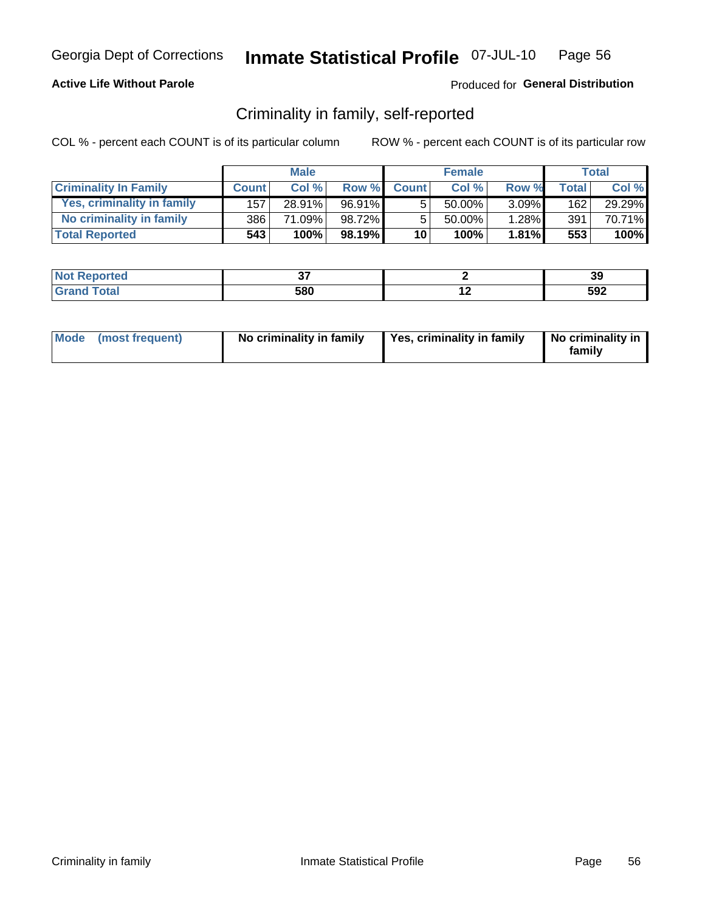Georgia Dept of Corrections **Inmate Statistical Profile** 07-JUL-10

**Active Life Without Parole**

Produced for **General Distribution**

## Criminality in family, self-reported

COL % - percent each COUNT is of its particular column

ROW % - percent each COUNT is of its particular row

| | Male | | | Female | | | Total | |
|---|---|---|---|---|---|---|---|---|
| **Criminality In Family** | **Count** | **Col %** | **Row %** | **Count** | **Col %** | **Row %** | **Total** | **Col %** |
| **Yes, criminality in family** | 157 | 28.91% | 96.91% | 5 | 50.00% | 3.09% | 162 | 29.29% |
| **No criminality in family** | 386 | 71.09% | 98.72% | 5 | 50.00% | 1.28% | 391 | 70.71% |
| **Total Reported** | **543** | **100%** | **98.19%** | **10** | **100%** | **1.81%** | **553** | **100%** |

| | Male | Female | Total |
|---|---|---|---|
| **Not Reported** | **37** | **2** | **39** |
| **Grand Total** | **580** | **12** | **592** |

| | Male | Female | Total |
|---|---|---|---|
| **Mode (most frequent)** | **No criminality in family** | **Yes, criminality in family** | **No criminality in family** |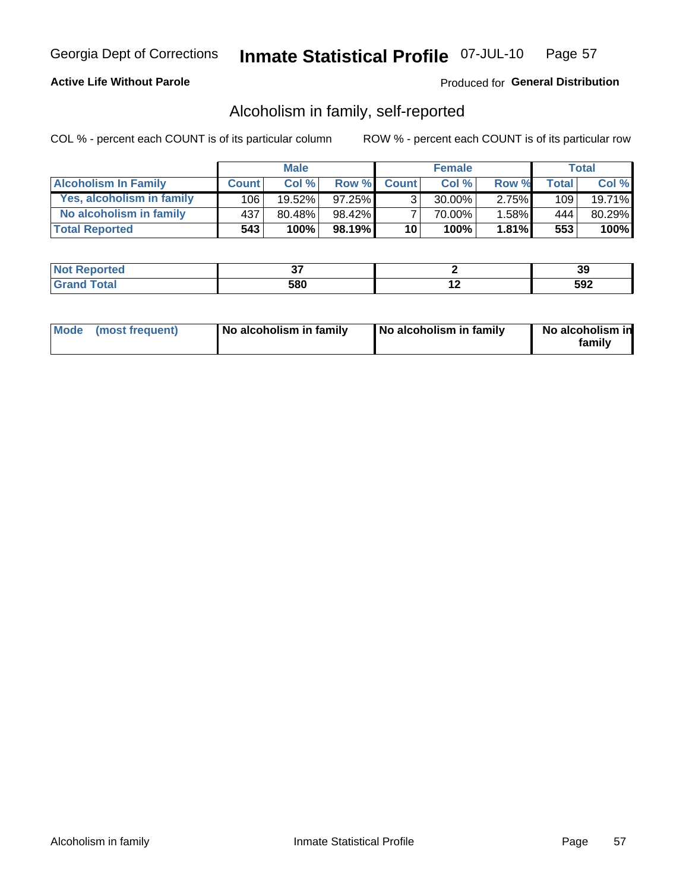Georgia Dept of Corrections **Inmate Statistical Profile** 07-JUL-10

**Active Life Without Parole**

Produced for **General Distribution**

## Alcoholism in family, self-reported

COL % - percent each COUNT is of its particular column

ROW % - percent each COUNT is of its particular row

| | Male | | | Female | | | Total | |
|---|---|---|---|---|---|---|---|---|
| **Alcoholism In Family** | **Count** | **Col %** | **Row %** | **Count** | **Col %** | **Row %** | **Total** | **Col %** |
| **Yes, alcoholism in family** | 106 | 19.52% | 97.25% | 3 | 30.00% | 2.75% | 109 | 19.71% |
| **No alcoholism in family** | 437 | 80.48% | 98.42% | 7 | 70.00% | 1.58% | 444 | 80.29% |
| **Total Reported** | **543** | **100%** | **98.19%** | **10** | **100%** | **1.81%** | **553** | **100%** |

| | Male | Female | Total |
|---|---|---|---|
| **Not Reported** | **37** | **2** | **39** |
| **Grand Total** | **580** | **12** | **592** |

| | Male | Female | Total |
|---|---|---|---|
| **Mode (most frequent)** | **No alcoholism in family** | **No alcoholism in family** | **No alcoholism in family** |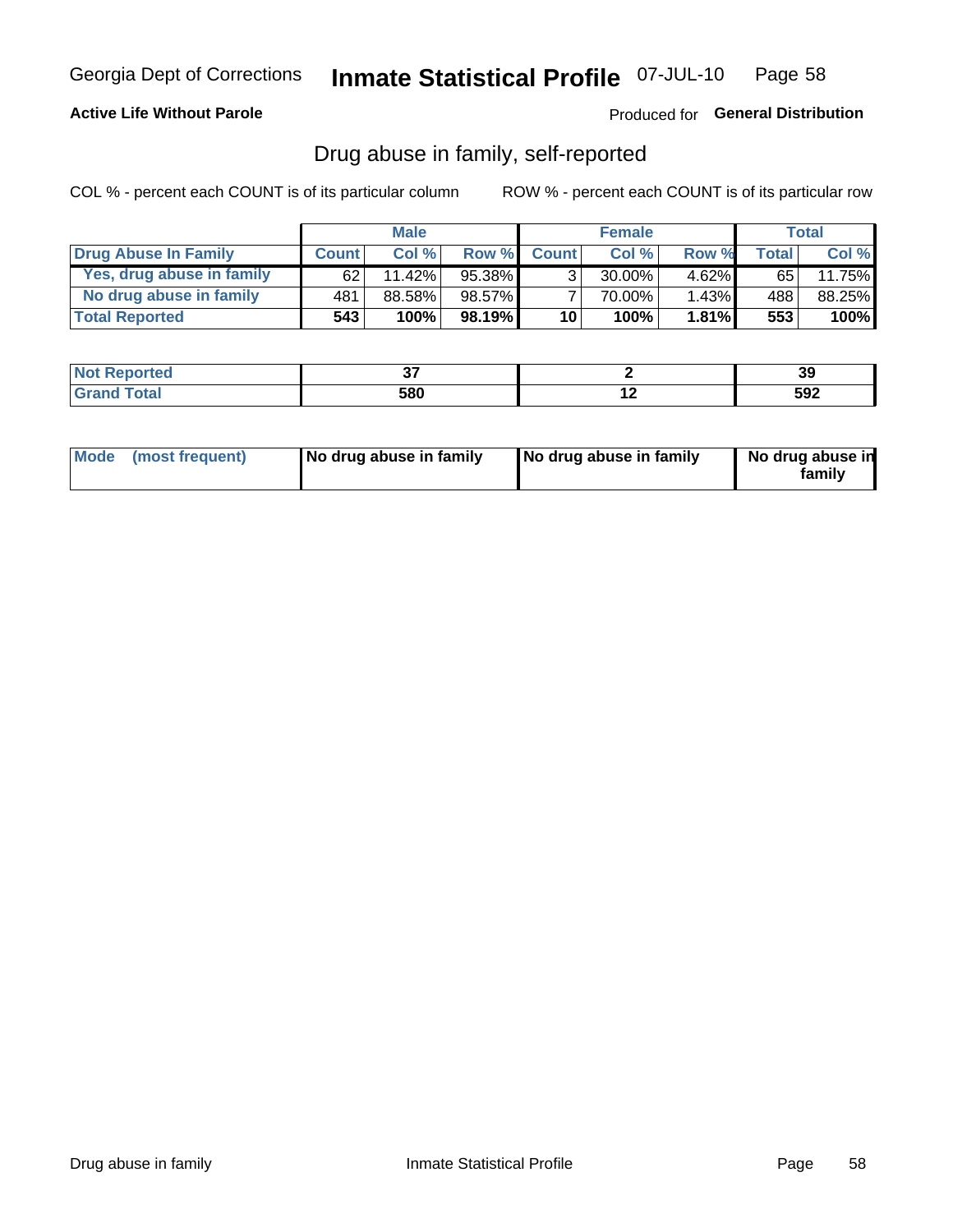Georgia Dept of Corrections **Inmate Statistical Profile** 07-JUL-10

**Active Life Without Parole**

Produced for **General Distribution**

## Drug abuse in family, self-reported

COL % - percent each COUNT is of its particular column

ROW % - percent each COUNT is of its particular row

| | Male | | | Female | | | Total | |
|---|---|---|---|---|---|---|---|---|
| **Drug Abuse In Family** | **Count** | **Col %** | **Row %** | **Count** | **Col %** | **Row %** | **Total** | **Col %** |
| Yes, drug abuse in family | 62 | 11.42% | 95.38% | 3 | 30.00% | 4.62% | 65 | 11.75% |
| No drug abuse in family | 481 | 88.58% | 98.57% | 7 | 70.00% | 1.43% | 488 | 88.25% |
| **Total Reported** | **543** | **100%** | **98.19%** | **10** | **100%** | **1.81%** | **553** | **100%** |

| | Male | Female | Total |
|---|---|---|---|
| **Not Reported** | **37** | **2** | **39** |
| **Grand Total** | **580** | **12** | **592** |

| | Male | Female | Total |
|---|---|---|---|
| **Mode (most frequent)** | **No drug abuse in family** | **No drug abuse in family** | **No drug abuse in family** |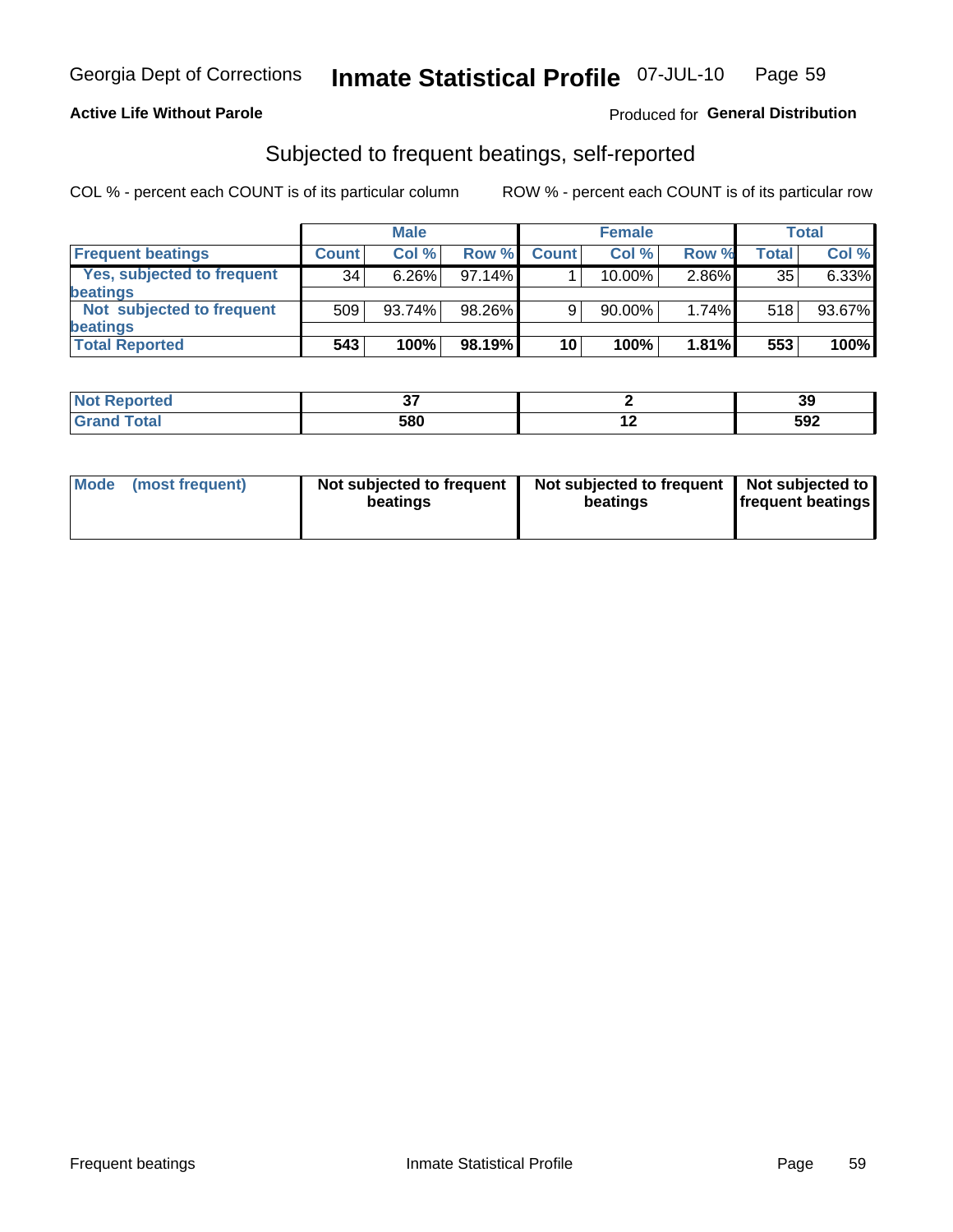Georgia Dept of Corrections **Inmate Statistical Profile** 07-JUL-10

**Active Life Without Parole**

Produced for **General Distribution**

## Subjected to frequent beatings, self-reported

COL % - percent each COUNT is of its particular column    ROW % - percent each COUNT is of its particular row

| | Male | | | Female | | | Total | |
|---|---|---|---|---|---|---|---|---|
| **Frequent beatings** | **Count** | **Col %** | **Row %** | **Count** | **Col %** | **Row %** | **Total** | **Col %** |
| **Yes, subjected to frequent beatings** | 34 | 6.26% | 97.14% | 1 | 10.00% | 2.86% | 35 | 6.33% |
| **Not subjected to frequent beatings** | 509 | 93.74% | 98.26% | 9 | 90.00% | 1.74% | 518 | 93.67% |
| **Total Reported** | **543** | **100%** | **98.19%** | **10** | **100%** | **1.81%** | **553** | **100%** |

| | Male | Female | Total |
|---|---|---|---|
| **Not Reported** | **37** | **2** | **39** |
| **Grand Total** | **580** | **12** | **592** |

| | Male | Female | Total |
|---|---|---|---|
| **Mode (most frequent)** | **Not subjected to frequent beatings** | **Not subjected to frequent beatings** | **Not subjected to frequent beatings** |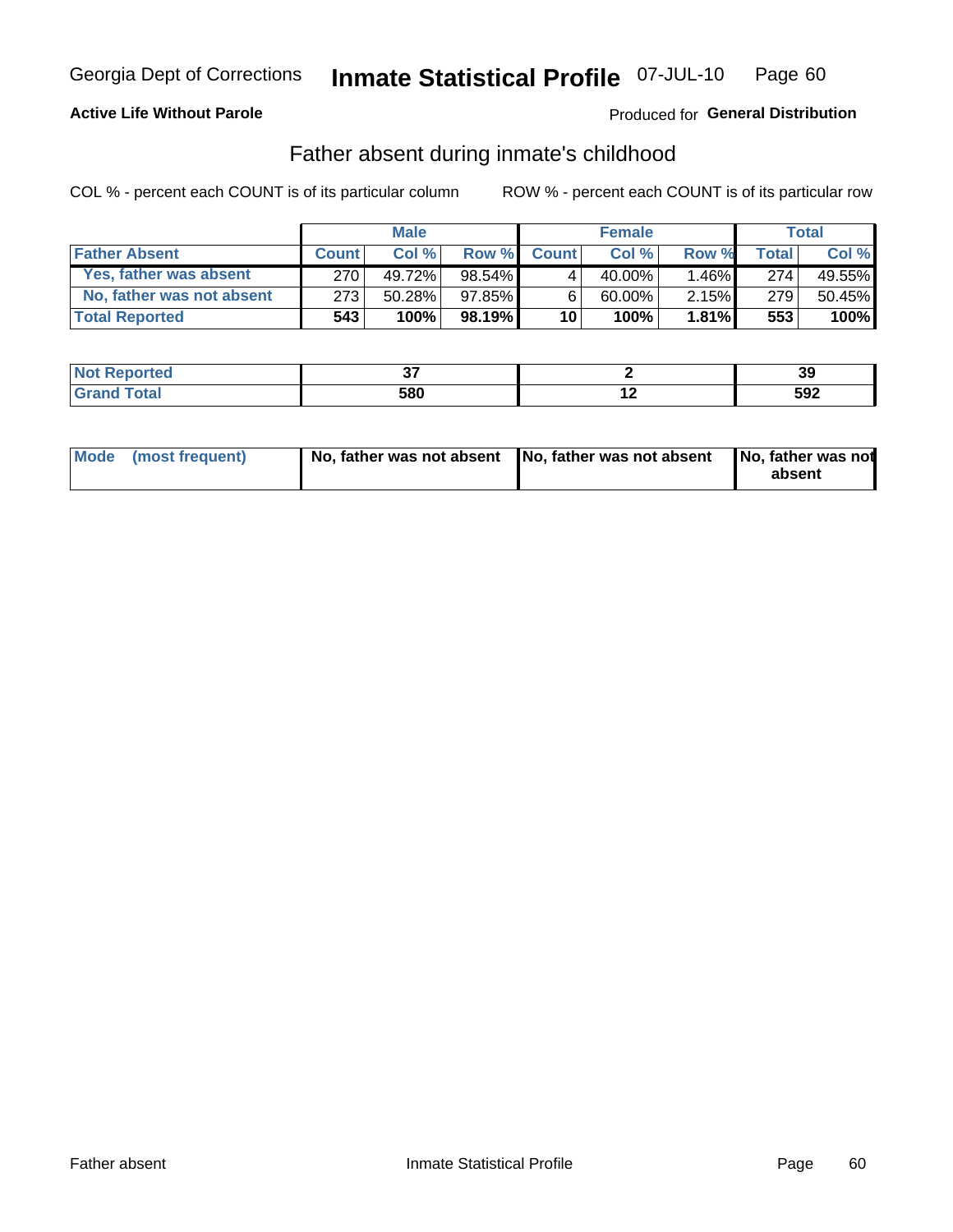Georgia Dept of Corrections **Inmate Statistical Profile** 07-JUL-10

**Active Life Without Parole**

Produced for **General Distribution**

## Father absent during inmate's childhood

COL % - percent each COUNT is of its particular column ROW % - percent each COUNT is of its particular row

| | Male | | | Female | | | Total | |
|---|---|---|---|---|---|---|---|---|
| **Father Absent** | **Count** | **Col %** | **Row %** | **Count** | **Col %** | **Row %** | **Total** | **Col %** |
| **Yes, father was absent** | 270 | 49.72% | 98.54% | 4 | 40.00% | 1.46% | 274 | 49.55% |
| **No, father was not absent** | 273 | 50.28% | 97.85% | 6 | 60.00% | 2.15% | 279 | 50.45% |
| **Total Reported** | **543** | **100%** | **98.19%** | **10** | **100%** | **1.81%** | **553** | **100%** |

| | Male | Female | Total |
|---|---|---|---|
| **Not Reported** | **37** | **2** | **39** |
| **Grand Total** | **580** | **12** | **592** |

| | Male | Female | Total |
|---|---|---|---|
| **Mode (most frequent)** | **No, father was not absent** | **No, father was not absent** | **No, father was not absent** |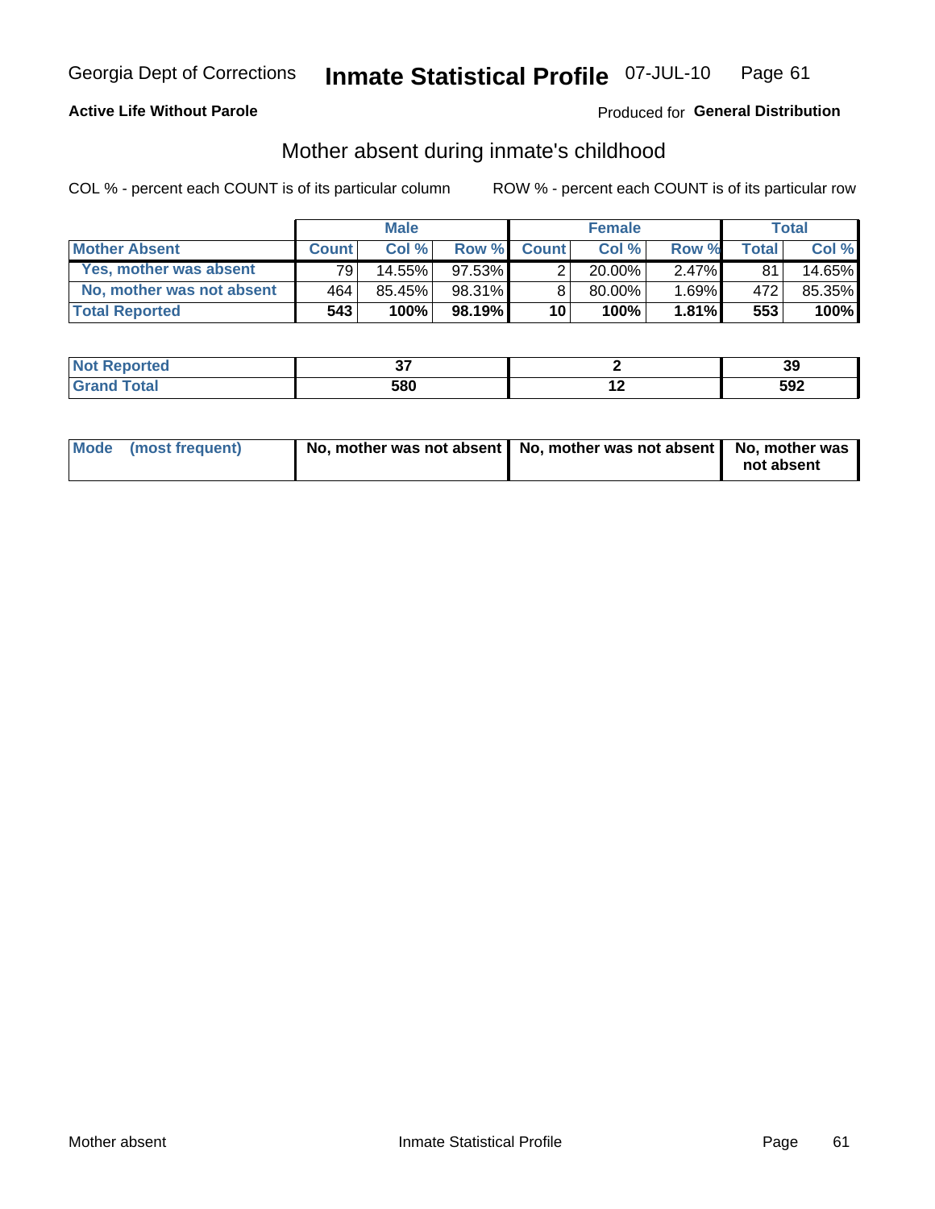Georgia Dept of Corrections **Inmate Statistical Profile** 07-JUL-10

**Active Life Without Parole**

Produced for **General Distribution**

## Mother absent during inmate's childhood

COL % - percent each COUNT is of its particular column ROW % - percent each COUNT is of its particular row

| | Male | | | Female | | | Total | |
|---|---|---|---|---|---|---|---|---|
| **Mother Absent** | **Count** | **Col %** | **Row %** | **Count** | **Col %** | **Row %** | **Total** | **Col %** |
| Yes, mother was absent | 79 | 14.55% | 97.53% | 2 | 20.00% | 2.47% | 81 | 14.65% |
| No, mother was not absent | 464 | 85.45% | 98.31% | 8 | 80.00% | 1.69% | 472 | 85.35% |
| **Total Reported** | **543** | **100%** | **98.19%** | **10** | **100%** | **1.81%** | **553** | **100%** |

| | Male | Female | Total |
|---|---|---|---|
| **Not Reported** | **37** | **2** | **39** |
| **Grand Total** | **580** | **12** | **592** |

| | Male | Female | Total |
|---|---|---|---|
| **Mode (most frequent)** | **No, mother was not absent** | **No, mother was not absent** | **No, mother was not absent** |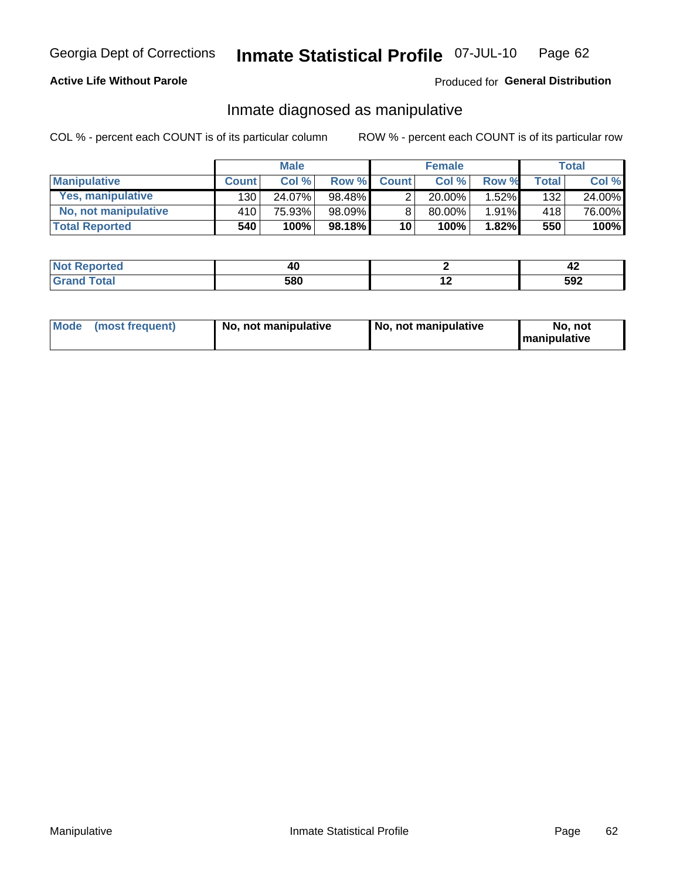Georgia Dept of Corrections **Inmate Statistical Profile** 07-JUL-10

**Active Life Without Parole**

Produced for **General Distribution**

## Inmate diagnosed as manipulative

COL % - percent each COUNT is of its particular column

ROW % - percent each COUNT is of its particular row

| | Male | | | Female | | | Total | |
|---|---|---|---|---|---|---|---|---|
| **Manipulative** | **Count** | **Col %** | **Row %** | **Count** | **Col %** | **Row %** | **Total** | **Col %** |
| **Yes, manipulative** | 130 | 24.07% | 98.48% | 2 | 20.00% | 1.52% | 132 | 24.00% |
| **No, not manipulative** | 410 | 75.93% | 98.09% | 8 | 80.00% | 1.91% | 418 | 76.00% |
| **Total Reported** | **540** | **100%** | **98.18%** | **10** | **100%** | **1.82%** | **550** | **100%** |

| | Male | Female | Total |
|---|---|---|---|
| **Not Reported** | **40** | **2** | **42** |
| **Grand Total** | **580** | **12** | **592** |

| | Male | Female | Total |
|---|---|---|---|
| **Mode (most frequent)** | **No, not manipulative** | **No, not manipulative** | **No, not manipulative** |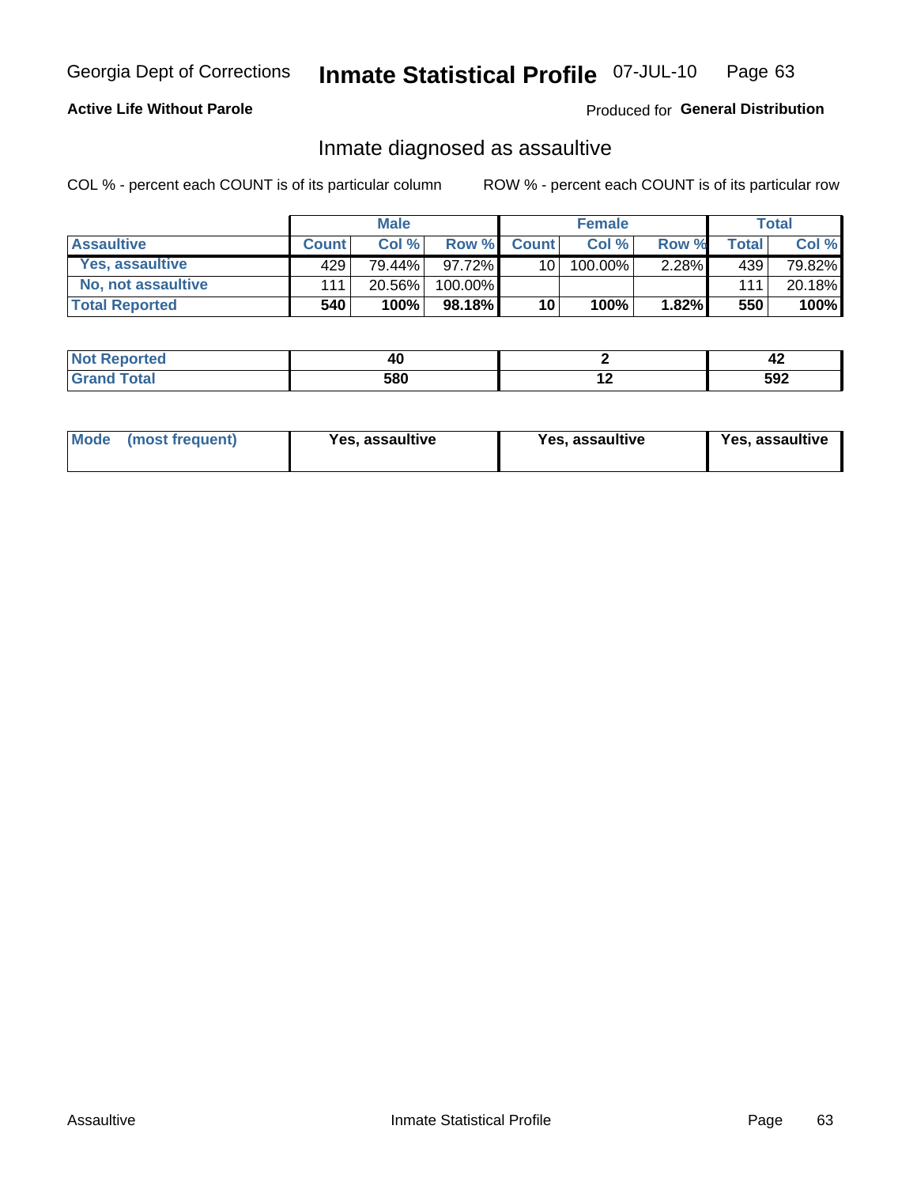Georgia Dept of Corrections **Inmate Statistical Profile** 07-JUL-10

**Active Life Without Parole**

Produced for **General Distribution**

## Inmate diagnosed as assaultive

COL % - percent each COUNT is of its particular column ROW % - percent each COUNT is of its particular row

| | Male | | | Female | | | Total | |
|---|---|---|---|---|---|---|---|---|
| **Assaultive** | **Count** | **Col %** | **Row %** | **Count** | **Col %** | **Row %** | **Total** | **Col %** |
| Yes, assaultive | 429 | 79.44% | 97.72% | 10 | 100.00% | 2.28% | 439 | 79.82% |
| No, not assaultive | 111 | 20.56% | 100.00% | | | | 111 | 20.18% |
| **Total Reported** | **540** | **100%** | **98.18%** | **10** | **100%** | **1.82%** | **550** | **100%** |

| | Male | Female | Total |
|---|---|---|---|
| **Not Reported** | **40** | **2** | **42** |
| **Grand Total** | **580** | **12** | **592** |

| | Male | Female | Total |
|---|---|---|---|
| **Mode (most frequent)** | **Yes, assaultive** | **Yes, assaultive** | **Yes, assaultive** |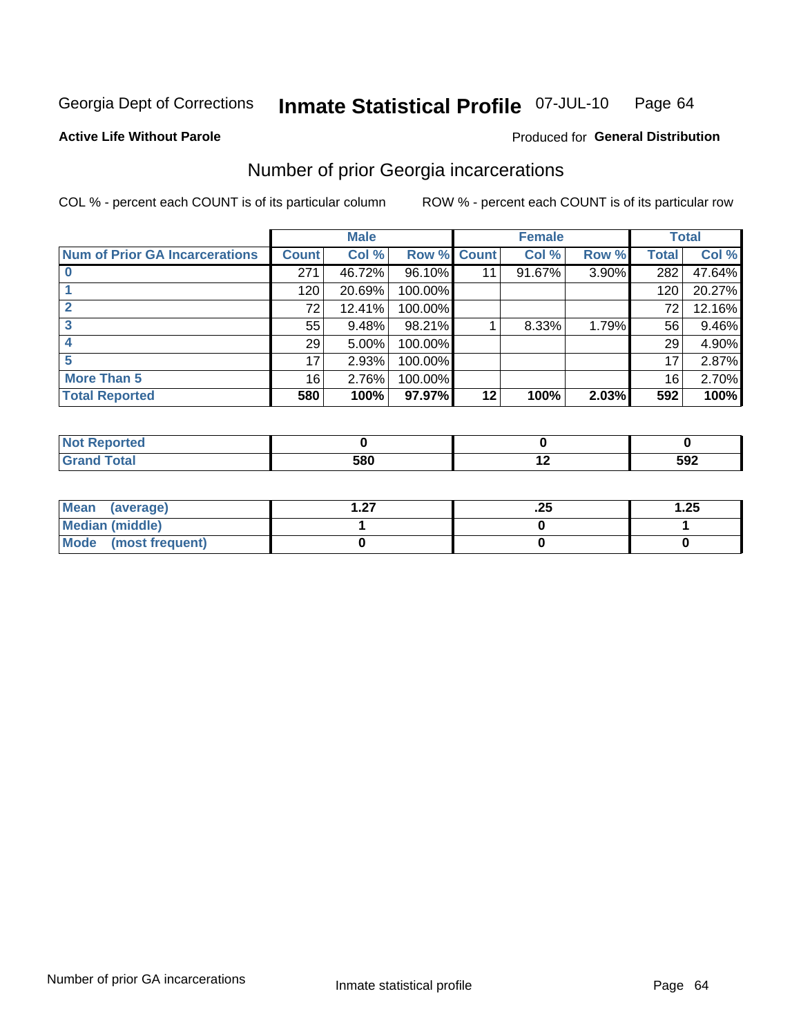Georgia Dept of Corrections **Inmate Statistical Profile** 07-JUL-10

**Active Life Without Parole**

Produced for **General Distribution**

## Number of prior Georgia incarcerations

COL % - percent each COUNT is of its particular column     ROW % - percent each COUNT is of its particular row

| | Male | | | Female | | | Total | |
|---|---|---|---|---|---|---|---|---|
| **Num of Prior GA Incarcerations** | **Count** | **Col %** | **Row %** | **Count** | **Col %** | **Row %** | **Total** | **Col %** |
| **0** | 271 | 46.72% | 96.10% | 11 | 91.67% | 3.90% | 282 | 47.64% |
| **1** | 120 | 20.69% | 100.00% | | | | 120 | 20.27% |
| **2** | 72 | 12.41% | 100.00% | | | | 72 | 12.16% |
| **3** | 55 | 9.48% | 98.21% | 1 | 8.33% | 1.79% | 56 | 9.46% |
| **4** | 29 | 5.00% | 100.00% | | | | 29 | 4.90% |
| **5** | 17 | 2.93% | 100.00% | | | | 17 | 2.87% |
| **More Than 5** | 16 | 2.76% | 100.00% | | | | 16 | 2.70% |
| **Total Reported** | **580** | **100%** | **97.97%** | **12** | **100%** | **2.03%** | **592** | **100%** |

| | Male | Female | Total |
|---|---|---|---|
| **Not Reported** | **0** | **0** | **0** |
| **Grand Total** | **580** | **12** | **592** |

| | Male | Female | Total |
|---|---|---|---|
| **Mean (average)** | **1.27** | **.25** | **1.25** |
| **Median (middle)** | **1** | **0** | **1** |
| **Mode (most frequent)** | **0** | **0** | **0** |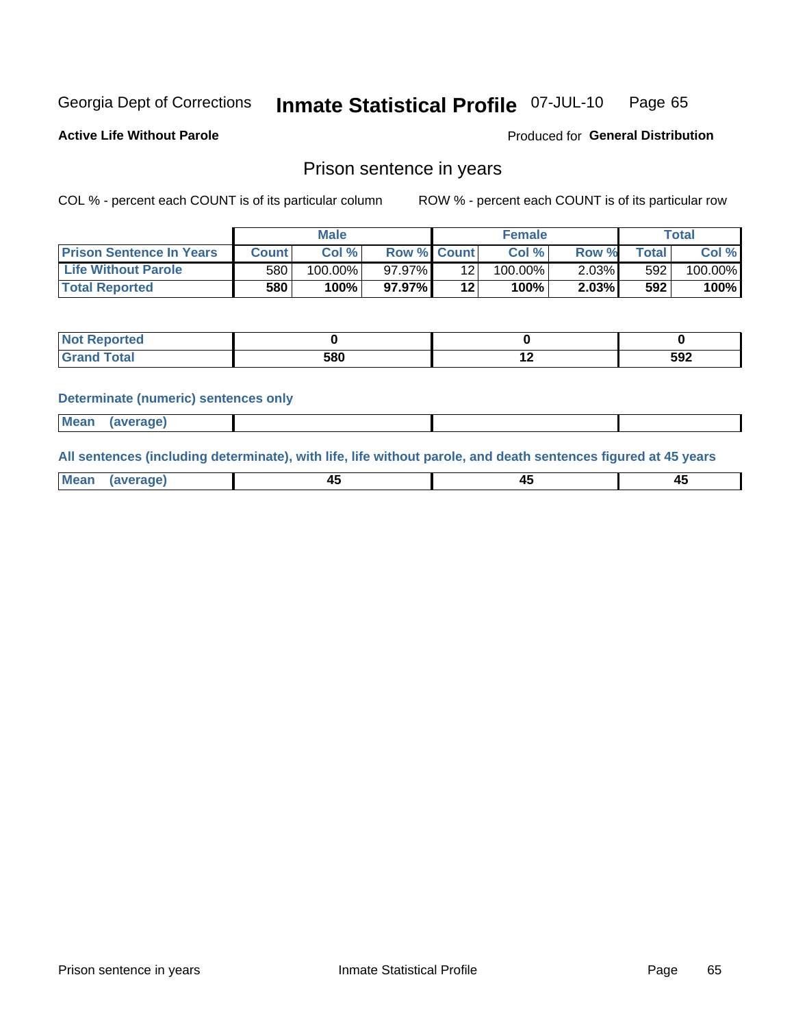Georgia Dept of Corrections **Inmate Statistical Profile** 07-JUL-10

**Active Life Without Parole**

Produced for **General Distribution**

## Prison sentence in years

COL % - percent each COUNT is of its particular column ROW % - percent each COUNT is of its particular row

| | Male | | | Female | | | Total | |
|---|---|---|---|---|---|---|---|---|
| **Prison Sentence In Years** | **Count** | **Col %** | **Row %** | **Count** | **Col %** | **Row %** | **Total** | **Col %** |
| **Life Without Parole** | 580 | 100.00% | 97.97% | 12 | 100.00% | 2.03% | 592 | 100.00% |
| **Total Reported** | **580** | **100%** | **97.97%** | **12** | **100%** | **2.03%** | **592** | **100%** |

| | Male | Female | Total |
|---|---|---|---|
| **Not Reported** | **0** | **0** | **0** |
| **Grand Total** | **580** | **12** | **592** |

**Determinate (numeric) sentences only**

| | Male | Female | Total |
|---|---|---|---|
| **Mean (average)** | | | |

**All sentences (including determinate), with life, life without parole, and death sentences figured at 45 years**

| | Male | Female | Total |
|---|---|---|---|
| **Mean (average)** | **45** | **45** | **45** |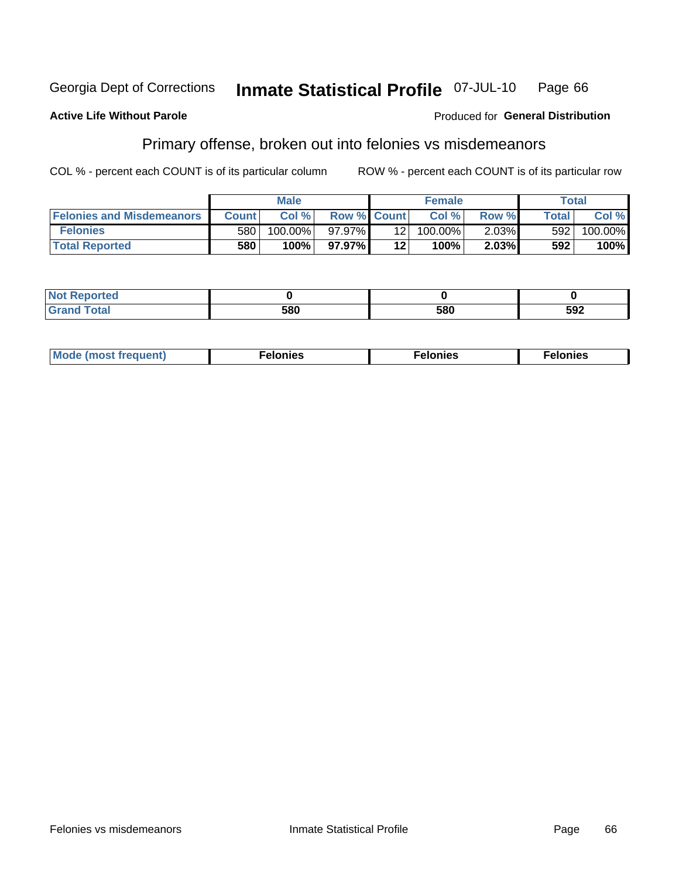Georgia Dept of Corrections **Inmate Statistical Profile** 07-JUL-10

**Active Life Without Parole**

Produced for **General Distribution**

## Primary offense, broken out into felonies vs misdemeanors

COL % - percent each COUNT is of its particular column ROW % - percent each COUNT is of its particular row

| | Male | | | Female | | | Total | |
|---|---|---|---|---|---|---|---|---|
| Felonies and Misdemeanors | Count | Col % | Row % | Count | Col % | Row % | Total | Col % |
| Felonies | 580 | 100.00% | 97.97% | 12 | 100.00% | 2.03% | 592 | 100.00% |
| **Total Reported** | **580** | **100%** | **97.97%** | **12** | **100%** | **2.03%** | **592** | **100%** |

| | Male | Female | Total |
|---|---|---|---|
| Not Reported | **0** | **0** | **0** |
| Grand Total | **580** | **580** | **592** |

| | Male | Female | Total |
|---|---|---|---|
| Mode (most frequent) | **Felonies** | **Felonies** | **Felonies** |

Felonies vs misdemeanors Inmate Statistical Profile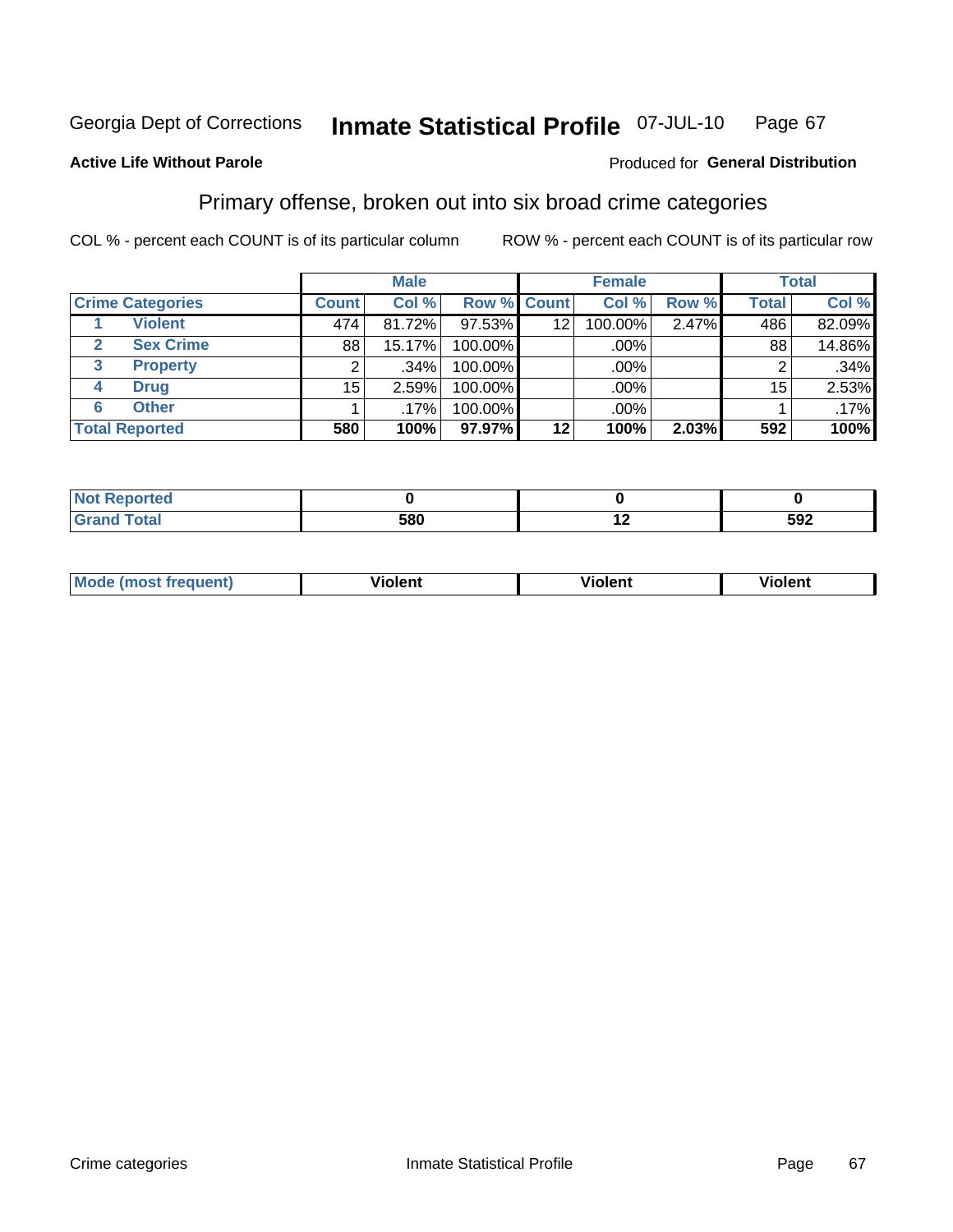Georgia Dept of Corrections **Inmate Statistical Profile** 07-JUL-10

**Active Life Without Parole**

Produced for **General Distribution**

## Primary offense, broken out into six broad crime categories

COL % - percent each COUNT is of its particular column

ROW % - percent each COUNT is of its particular row

| Crime Categories | | Male | | | Female | | | Total | |
|---|---|---|---|---|---|---|---|---|---|
| | | Count | Col % | Row % | Count | Col % | Row % | Total | Col % |
| 1 | Violent | 474 | 81.72% | 97.53% | 12 | 100.00% | 2.47% | 486 | 82.09% |
| 2 | Sex Crime | 88 | 15.17% | 100.00% | | .00% | | 88 | 14.86% |
| 3 | Property | 2 | .34% | 100.00% | | .00% | | 2 | .34% |
| 4 | Drug | 15 | 2.59% | 100.00% | | .00% | | 15 | 2.53% |
| 6 | Other | 1 | .17% | 100.00% | | .00% | | 1 | .17% |
| **Total Reported** | | **580** | **100%** | **97.97%** | **12** | **100%** | **2.03%** | **592** | **100%** |

| | Male | Female | Total |
|---|---|---|---|
| Not Reported | **0** | **0** | **0** |
| Grand Total | **580** | **12** | **592** |

| | Male | Female | Total |
|---|---|---|---|
| Mode (most frequent) | **Violent** | **Violent** | **Violent** |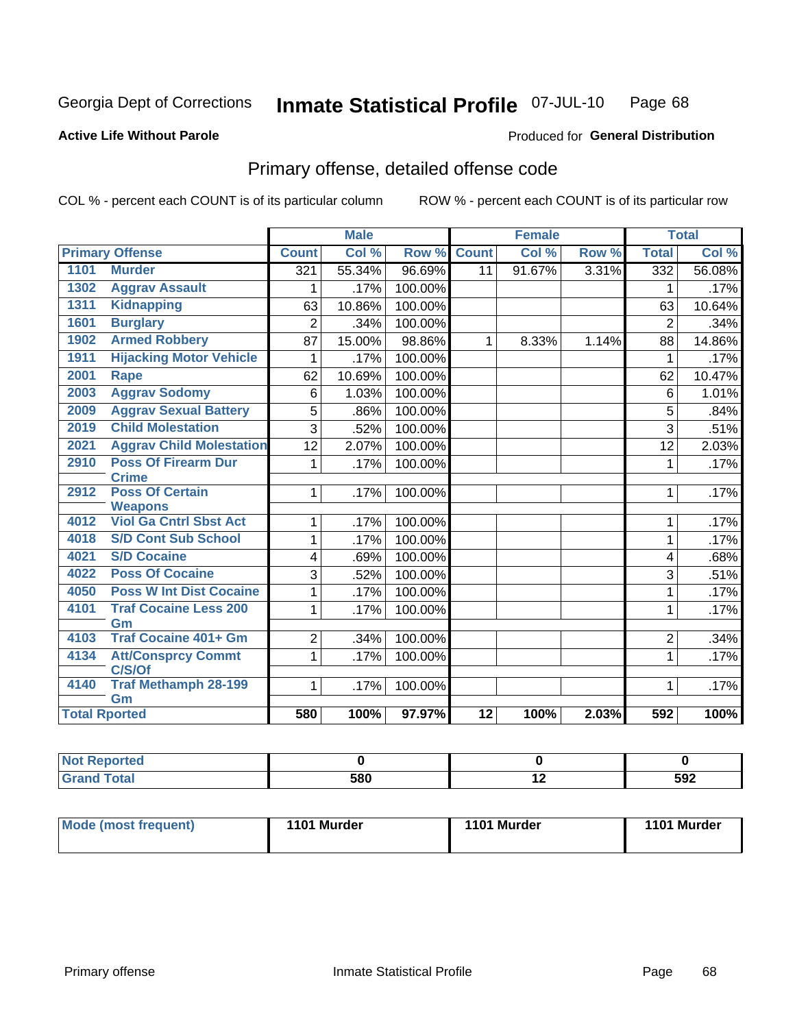Georgia Dept of Corrections **Inmate Statistical Profile** 07-JUL-10 Page 68

**Active Life Without Parole**

Produced for **General Distribution**

## Primary offense, detailed offense code

COL % - percent each COUNT is of its particular column

ROW % - percent each COUNT is of its particular row

| Primary Offense | | Male | | | Female | | | Total | |
|---|---|---|---|---|---|---|---|---|---|
| | | Count | Col % | Row % | Count | Col % | Row % | Total | Col % |
| 1101 | Murder | 321 | 55.34% | 96.69% | 11 | 91.67% | 3.31% | 332 | 56.08% |
| 1302 | Aggrav Assault | 1 | .17% | 100.00% | | | | 1 | .17% |
| 1311 | Kidnapping | 63 | 10.86% | 100.00% | | | | 63 | 10.64% |
| 1601 | Burglary | 2 | .34% | 100.00% | | | | 2 | .34% |
| 1902 | Armed Robbery | 87 | 15.00% | 98.86% | 1 | 8.33% | 1.14% | 88 | 14.86% |
| 1911 | Hijacking Motor Vehicle | 1 | .17% | 100.00% | | | | 1 | .17% |
| 2001 | Rape | 62 | 10.69% | 100.00% | | | | 62 | 10.47% |
| 2003 | Aggrav Sodomy | 6 | 1.03% | 100.00% | | | | 6 | 1.01% |
| 2009 | Aggrav Sexual Battery | 5 | .86% | 100.00% | | | | 5 | .84% |
| 2019 | Child Molestation | 3 | .52% | 100.00% | | | | 3 | .51% |
| 2021 | Aggrav Child Molestation | 12 | 2.07% | 100.00% | | | | 12 | 2.03% |
| 2910 | Poss Of Firearm Dur Crime | 1 | .17% | 100.00% | | | | 1 | .17% |
| 2912 | Poss Of Certain Weapons | 1 | .17% | 100.00% | | | | 1 | .17% |
| 4012 | Viol Ga Cntrl Sbst Act | 1 | .17% | 100.00% | | | | 1 | .17% |
| 4018 | S/D Cont Sub School | 1 | .17% | 100.00% | | | | 1 | .17% |
| 4021 | S/D Cocaine | 4 | .69% | 100.00% | | | | 4 | .68% |
| 4022 | Poss Of Cocaine | 3 | .52% | 100.00% | | | | 3 | .51% |
| 4050 | Poss W Int Dist Cocaine | 1 | .17% | 100.00% | | | | 1 | .17% |
| 4101 | Traf Cocaine Less 200 Gm | 1 | .17% | 100.00% | | | | 1 | .17% |
| 4103 | Traf Cocaine 401+ Gm | 2 | .34% | 100.00% | | | | 2 | .34% |
| 4134 | Att/Consprcy Commt C/S/Of | 1 | .17% | 100.00% | | | | 1 | .17% |
| 4140 | Traf Methamph 28-199 Gm | 1 | .17% | 100.00% | | | | 1 | .17% |
| **Total Rported** | | **580** | **100%** | **97.97%** | **12** | **100%** | **2.03%** | **592** | **100%** |

| | Male | Female | Total |
|---|---|---|---|
| Not Reported | **0** | **0** | **0** |
| Grand Total | **580** | **12** | **592** |

| | Male | Female | Total |
|---|---|---|---|
| Mode (most frequent) | **1101 Murder** | **1101 Murder** | **1101 Murder** |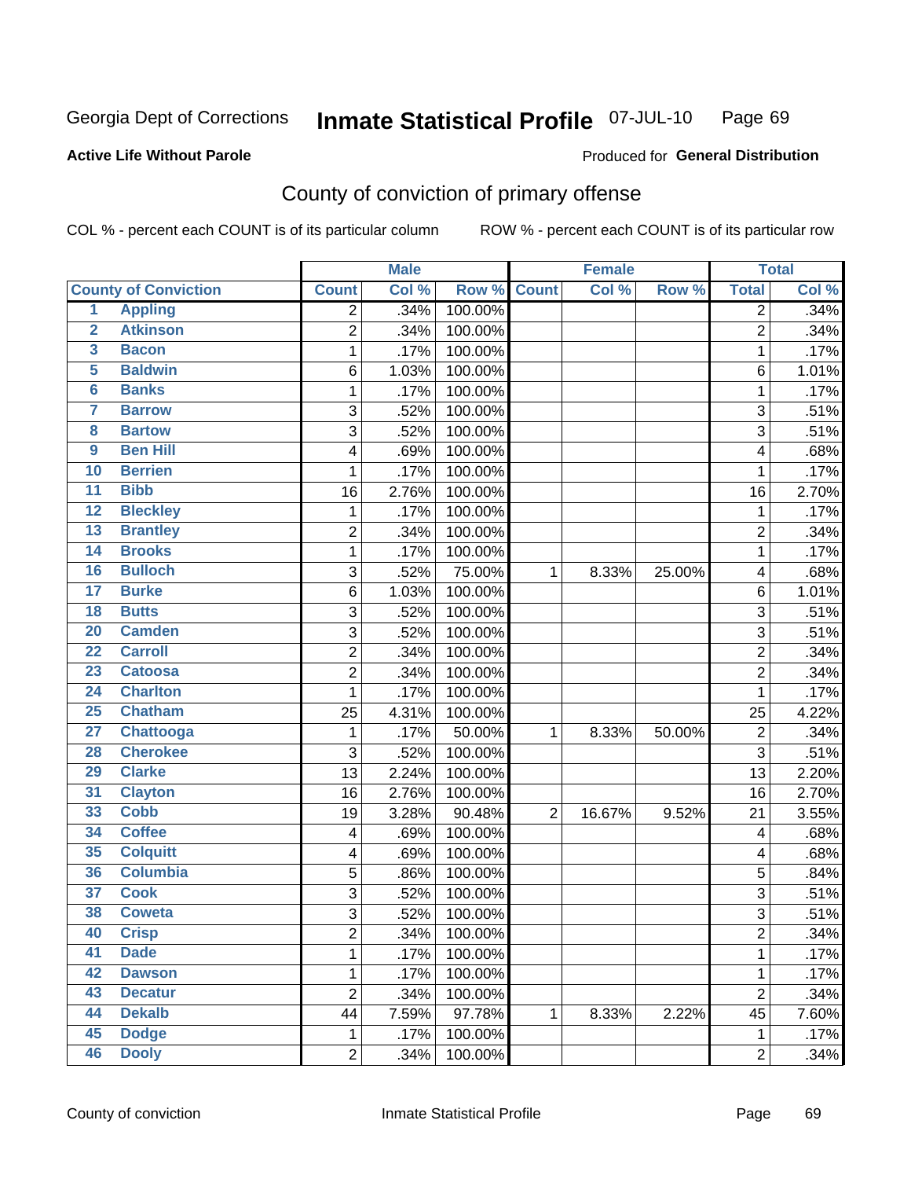Georgia Dept of Corrections **Inmate Statistical Profile** 07-JUL-10 Page 69

**Active Life Without Parole**

Produced for **General Distribution**

## County of conviction of primary offense

COL % - percent each COUNT is of its particular column ROW % - percent each COUNT is of its particular row

| County of Conviction | | Male | | | Female | | | Total | |
|---|---|---|---|---|---|---|---|---|---|
| | | Count | Col % | Row % | Count | Col % | Row % | Total | Col % |
| 1 | Appling | 2 | .34% | 100.00% | | | | 2 | .34% |
| 2 | Atkinson | 2 | .34% | 100.00% | | | | 2 | .34% |
| 3 | Bacon | 1 | .17% | 100.00% | | | | 1 | .17% |
| 5 | Baldwin | 6 | 1.03% | 100.00% | | | | 6 | 1.01% |
| 6 | Banks | 1 | .17% | 100.00% | | | | 1 | .17% |
| 7 | Barrow | 3 | .52% | 100.00% | | | | 3 | .51% |
| 8 | Bartow | 3 | .52% | 100.00% | | | | 3 | .51% |
| 9 | Ben Hill | 4 | .69% | 100.00% | | | | 4 | .68% |
| 10 | Berrien | 1 | .17% | 100.00% | | | | 1 | .17% |
| 11 | Bibb | 16 | 2.76% | 100.00% | | | | 16 | 2.70% |
| 12 | Bleckley | 1 | .17% | 100.00% | | | | 1 | .17% |
| 13 | Brantley | 2 | .34% | 100.00% | | | | 2 | .34% |
| 14 | Brooks | 1 | .17% | 100.00% | | | | 1 | .17% |
| 16 | Bulloch | 3 | .52% | 75.00% | 1 | 8.33% | 25.00% | 4 | .68% |
| 17 | Burke | 6 | 1.03% | 100.00% | | | | 6 | 1.01% |
| 18 | Butts | 3 | .52% | 100.00% | | | | 3 | .51% |
| 20 | Camden | 3 | .52% | 100.00% | | | | 3 | .51% |
| 22 | Carroll | 2 | .34% | 100.00% | | | | 2 | .34% |
| 23 | Catoosa | 2 | .34% | 100.00% | | | | 2 | .34% |
| 24 | Charlton | 1 | .17% | 100.00% | | | | 1 | .17% |
| 25 | Chatham | 25 | 4.31% | 100.00% | | | | 25 | 4.22% |
| 27 | Chattooga | 1 | .17% | 50.00% | 1 | 8.33% | 50.00% | 2 | .34% |
| 28 | Cherokee | 3 | .52% | 100.00% | | | | 3 | .51% |
| 29 | Clarke | 13 | 2.24% | 100.00% | | | | 13 | 2.20% |
| 31 | Clayton | 16 | 2.76% | 100.00% | | | | 16 | 2.70% |
| 33 | Cobb | 19 | 3.28% | 90.48% | 2 | 16.67% | 9.52% | 21 | 3.55% |
| 34 | Coffee | 4 | .69% | 100.00% | | | | 4 | .68% |
| 35 | Colquitt | 4 | .69% | 100.00% | | | | 4 | .68% |
| 36 | Columbia | 5 | .86% | 100.00% | | | | 5 | .84% |
| 37 | Cook | 3 | .52% | 100.00% | | | | 3 | .51% |
| 38 | Coweta | 3 | .52% | 100.00% | | | | 3 | .51% |
| 40 | Crisp | 2 | .34% | 100.00% | | | | 2 | .34% |
| 41 | Dade | 1 | .17% | 100.00% | | | | 1 | .17% |
| 42 | Dawson | 1 | .17% | 100.00% | | | | 1 | .17% |
| 43 | Decatur | 2 | .34% | 100.00% | | | | 2 | .34% |
| 44 | Dekalb | 44 | 7.59% | 97.78% | 1 | 8.33% | 2.22% | 45 | 7.60% |
| 45 | Dodge | 1 | .17% | 100.00% | | | | 1 | .17% |
| 46 | Dooly | 2 | .34% | 100.00% | | | | 2 | .34% |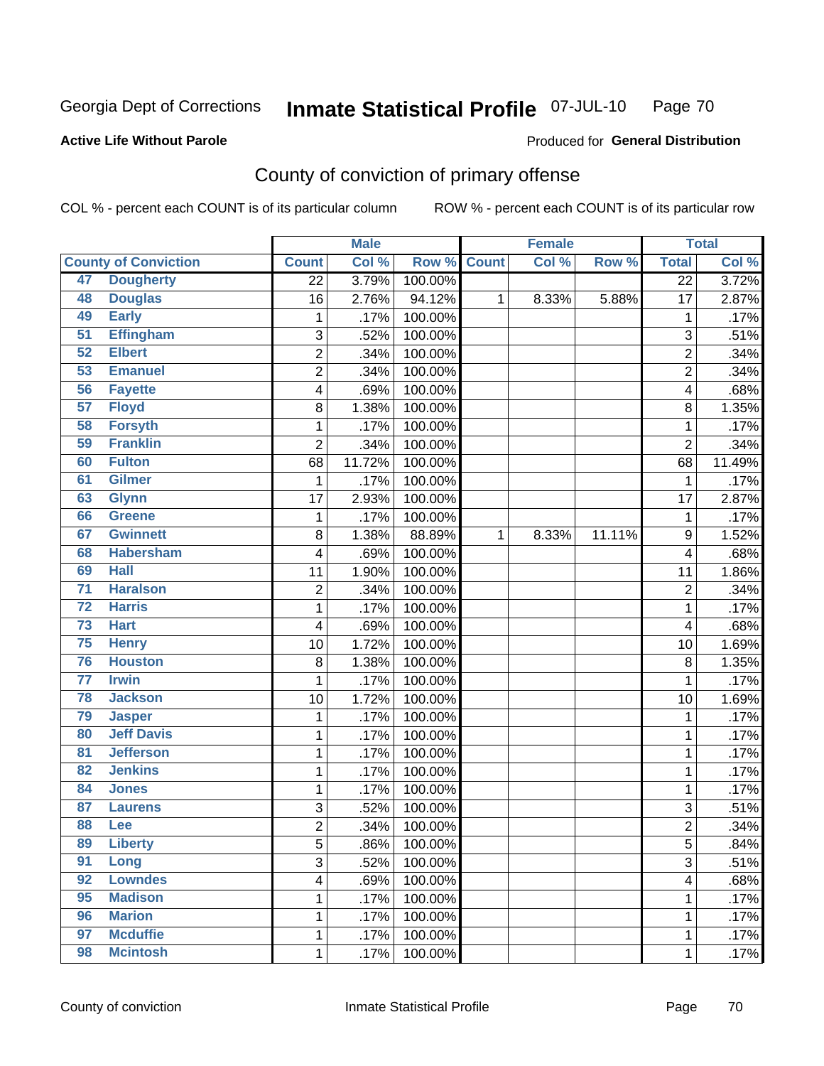Georgia Dept of Corrections **Inmate Statistical Profile** 07-JUL-10

**Active Life Without Parole**

Produced for **General Distribution**

## County of conviction of primary offense

COL % - percent each COUNT is of its particular column ROW % - percent each COUNT is of its particular row

| | | Male | | | Female | | | Total | |
|---|---|---|---|---|---|---|---|---|---|
| **County of Conviction** | | **Count** | **Col %** | **Row %** | **Count** | **Col %** | **Row %** | **Total** | **Col %** |
| 47 | Dougherty | 22 | 3.79% | 100.00% | | | | 22 | 3.72% |
| 48 | Douglas | 16 | 2.76% | 94.12% | 1 | 8.33% | 5.88% | 17 | 2.87% |
| 49 | Early | 1 | .17% | 100.00% | | | | 1 | .17% |
| 51 | Effingham | 3 | .52% | 100.00% | | | | 3 | .51% |
| 52 | Elbert | 2 | .34% | 100.00% | | | | 2 | .34% |
| 53 | Emanuel | 2 | .34% | 100.00% | | | | 2 | .34% |
| 56 | Fayette | 4 | .69% | 100.00% | | | | 4 | .68% |
| 57 | Floyd | 8 | 1.38% | 100.00% | | | | 8 | 1.35% |
| 58 | Forsyth | 1 | .17% | 100.00% | | | | 1 | .17% |
| 59 | Franklin | 2 | .34% | 100.00% | | | | 2 | .34% |
| 60 | Fulton | 68 | 11.72% | 100.00% | | | | 68 | 11.49% |
| 61 | Gilmer | 1 | .17% | 100.00% | | | | 1 | .17% |
| 63 | Glynn | 17 | 2.93% | 100.00% | | | | 17 | 2.87% |
| 66 | Greene | 1 | .17% | 100.00% | | | | 1 | .17% |
| 67 | Gwinnett | 8 | 1.38% | 88.89% | 1 | 8.33% | 11.11% | 9 | 1.52% |
| 68 | Habersham | 4 | .69% | 100.00% | | | | 4 | .68% |
| 69 | Hall | 11 | 1.90% | 100.00% | | | | 11 | 1.86% |
| 71 | Haralson | 2 | .34% | 100.00% | | | | 2 | .34% |
| 72 | Harris | 1 | .17% | 100.00% | | | | 1 | .17% |
| 73 | Hart | 4 | .69% | 100.00% | | | | 4 | .68% |
| 75 | Henry | 10 | 1.72% | 100.00% | | | | 10 | 1.69% |
| 76 | Houston | 8 | 1.38% | 100.00% | | | | 8 | 1.35% |
| 77 | Irwin | 1 | .17% | 100.00% | | | | 1 | .17% |
| 78 | Jackson | 10 | 1.72% | 100.00% | | | | 10 | 1.69% |
| 79 | Jasper | 1 | .17% | 100.00% | | | | 1 | .17% |
| 80 | Jeff Davis | 1 | .17% | 100.00% | | | | 1 | .17% |
| 81 | Jefferson | 1 | .17% | 100.00% | | | | 1 | .17% |
| 82 | Jenkins | 1 | .17% | 100.00% | | | | 1 | .17% |
| 84 | Jones | 1 | .17% | 100.00% | | | | 1 | .17% |
| 87 | Laurens | 3 | .52% | 100.00% | | | | 3 | .51% |
| 88 | Lee | 2 | .34% | 100.00% | | | | 2 | .34% |
| 89 | Liberty | 5 | .86% | 100.00% | | | | 5 | .84% |
| 91 | Long | 3 | .52% | 100.00% | | | | 3 | .51% |
| 92 | Lowndes | 4 | .69% | 100.00% | | | | 4 | .68% |
| 95 | Madison | 1 | .17% | 100.00% | | | | 1 | .17% |
| 96 | Marion | 1 | .17% | 100.00% | | | | 1 | .17% |
| 97 | Mcduffie | 1 | .17% | 100.00% | | | | 1 | .17% |
| 98 | Mcintosh | 1 | .17% | 100.00% | | | | 1 | .17% |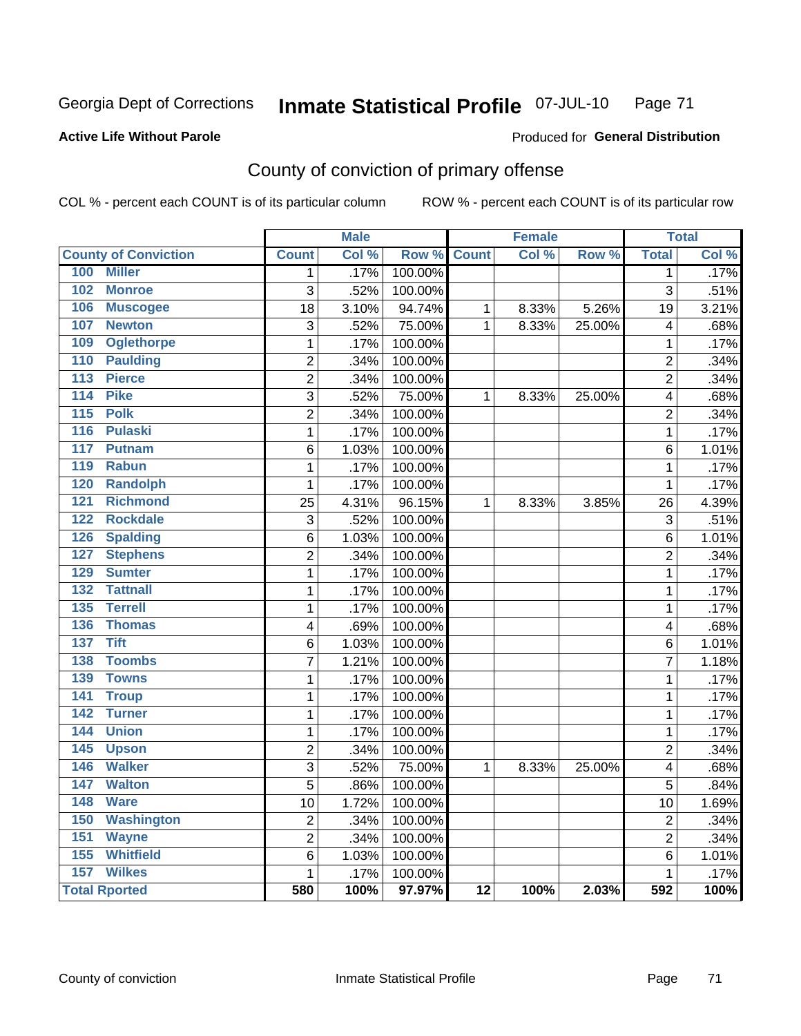Georgia Dept of Corrections **Inmate Statistical Profile** 07-JUL-10

**Active Life Without Parole**

Produced for **General Distribution**

## County of conviction of primary offense

COL % - percent each COUNT is of its particular column ROW % - percent each COUNT is of its particular row

| | Male | | | Female | | | Total | |
|---|---|---|---|---|---|---|---|---|
| County of Conviction | Count | Col % | Row % | Count | Col % | Row % | Total | Col % |
| 100 Miller | 1 | .17% | 100.00% | | | | 1 | .17% |
| 102 Monroe | 3 | .52% | 100.00% | | | | 3 | .51% |
| 106 Muscogee | 18 | 3.10% | 94.74% | 1 | 8.33% | 5.26% | 19 | 3.21% |
| 107 Newton | 3 | .52% | 75.00% | 1 | 8.33% | 25.00% | 4 | .68% |
| 109 Oglethorpe | 1 | .17% | 100.00% | | | | 1 | .17% |
| 110 Paulding | 2 | .34% | 100.00% | | | | 2 | .34% |
| 113 Pierce | 2 | .34% | 100.00% | | | | 2 | .34% |
| 114 Pike | 3 | .52% | 75.00% | 1 | 8.33% | 25.00% | 4 | .68% |
| 115 Polk | 2 | .34% | 100.00% | | | | 2 | .34% |
| 116 Pulaski | 1 | .17% | 100.00% | | | | 1 | .17% |
| 117 Putnam | 6 | 1.03% | 100.00% | | | | 6 | 1.01% |
| 119 Rabun | 1 | .17% | 100.00% | | | | 1 | .17% |
| 120 Randolph | 1 | .17% | 100.00% | | | | 1 | .17% |
| 121 Richmond | 25 | 4.31% | 96.15% | 1 | 8.33% | 3.85% | 26 | 4.39% |
| 122 Rockdale | 3 | .52% | 100.00% | | | | 3 | .51% |
| 126 Spalding | 6 | 1.03% | 100.00% | | | | 6 | 1.01% |
| 127 Stephens | 2 | .34% | 100.00% | | | | 2 | .34% |
| 129 Sumter | 1 | .17% | 100.00% | | | | 1 | .17% |
| 132 Tattnall | 1 | .17% | 100.00% | | | | 1 | .17% |
| 135 Terrell | 1 | .17% | 100.00% | | | | 1 | .17% |
| 136 Thomas | 4 | .69% | 100.00% | | | | 4 | .68% |
| 137 Tift | 6 | 1.03% | 100.00% | | | | 6 | 1.01% |
| 138 Toombs | 7 | 1.21% | 100.00% | | | | 7 | 1.18% |
| 139 Towns | 1 | .17% | 100.00% | | | | 1 | .17% |
| 141 Troup | 1 | .17% | 100.00% | | | | 1 | .17% |
| 142 Turner | 1 | .17% | 100.00% | | | | 1 | .17% |
| 144 Union | 1 | .17% | 100.00% | | | | 1 | .17% |
| 145 Upson | 2 | .34% | 100.00% | | | | 2 | .34% |
| 146 Walker | 3 | .52% | 75.00% | 1 | 8.33% | 25.00% | 4 | .68% |
| 147 Walton | 5 | .86% | 100.00% | | | | 5 | .84% |
| 148 Ware | 10 | 1.72% | 100.00% | | | | 10 | 1.69% |
| 150 Washington | 2 | .34% | 100.00% | | | | 2 | .34% |
| 151 Wayne | 2 | .34% | 100.00% | | | | 2 | .34% |
| 155 Whitfield | 6 | 1.03% | 100.00% | | | | 6 | 1.01% |
| 157 Wilkes | 1 | .17% | 100.00% | | | | 1 | .17% |
| **Total Rported** | **580** | **100%** | **97.97%** | **12** | **100%** | **2.03%** | **592** | **100%** |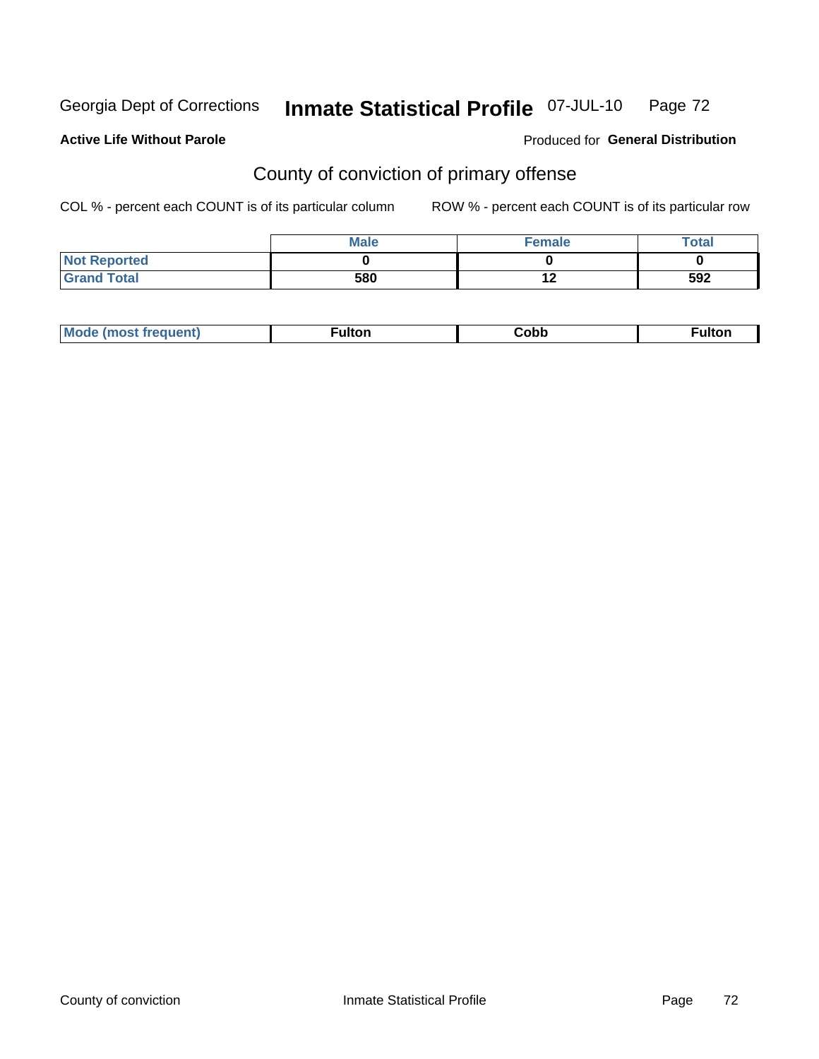Georgia Dept of Corrections **Inmate Statistical Profile** 07-JUL-10 Page 72

**Active Life Without Parole**

Produced for **General Distribution**

## County of conviction of primary offense

COL % - percent each COUNT is of its particular column

ROW % - percent each COUNT is of its particular row

| | Male | Female | Total |
|---|---|---|---|
| Not Reported | 0 | 0 | 0 |
| Grand Total | 580 | 12 | 592 |

| Mode (most frequent) | Fulton | Cobb | Fulton |
|---|---|---|---|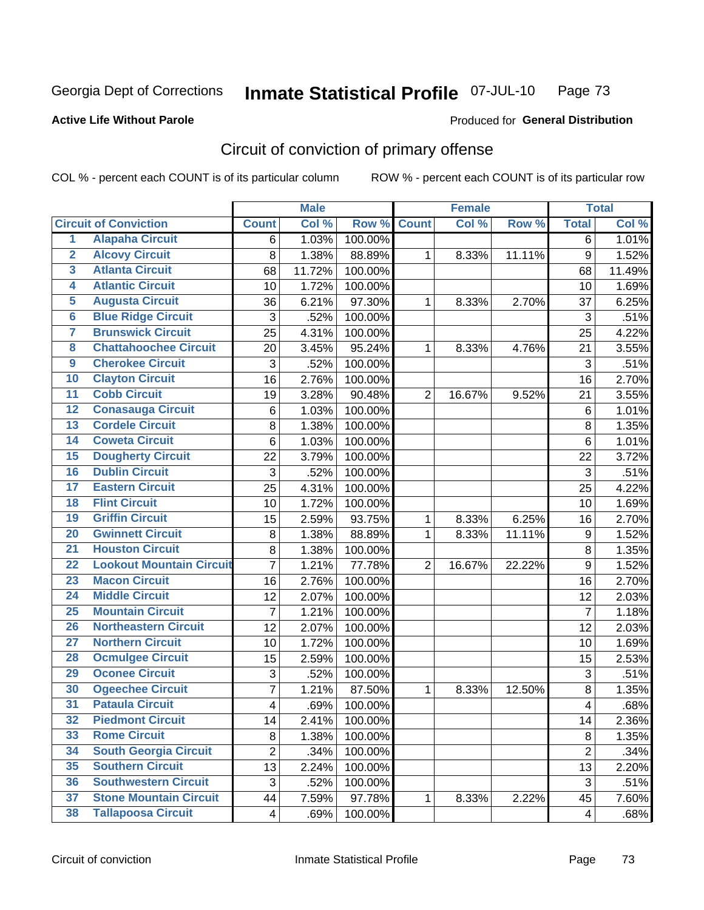Georgia Dept of Corrections **Inmate Statistical Profile** 07-JUL-10

**Active Life Without Parole**

Produced for **General Distribution**

## Circuit of conviction of primary offense

COL % - percent each COUNT is of its particular column    ROW % - percent each COUNT is of its particular row

| | | Male | | | Female | | | Total | |
|---|---|---|---|---|---|---|---|---|---|
| **Circuit of Conviction** | | **Count** | **Col %** | **Row %** | **Count** | **Col %** | **Row %** | **Total** | **Col %** |
| 1 | Alapaha Circuit | 6 | 1.03% | 100.00% | | | | 6 | 1.01% |
| 2 | Alcovy Circuit | 8 | 1.38% | 88.89% | 1 | 8.33% | 11.11% | 9 | 1.52% |
| 3 | Atlanta Circuit | 68 | 11.72% | 100.00% | | | | 68 | 11.49% |
| 4 | Atlantic Circuit | 10 | 1.72% | 100.00% | | | | 10 | 1.69% |
| 5 | Augusta Circuit | 36 | 6.21% | 97.30% | 1 | 8.33% | 2.70% | 37 | 6.25% |
| 6 | Blue Ridge Circuit | 3 | .52% | 100.00% | | | | 3 | .51% |
| 7 | Brunswick Circuit | 25 | 4.31% | 100.00% | | | | 25 | 4.22% |
| 8 | Chattahoochee Circuit | 20 | 3.45% | 95.24% | 1 | 8.33% | 4.76% | 21 | 3.55% |
| 9 | Cherokee Circuit | 3 | .52% | 100.00% | | | | 3 | .51% |
| 10 | Clayton Circuit | 16 | 2.76% | 100.00% | | | | 16 | 2.70% |
| 11 | Cobb Circuit | 19 | 3.28% | 90.48% | 2 | 16.67% | 9.52% | 21 | 3.55% |
| 12 | Conasauga Circuit | 6 | 1.03% | 100.00% | | | | 6 | 1.01% |
| 13 | Cordele Circuit | 8 | 1.38% | 100.00% | | | | 8 | 1.35% |
| 14 | Coweta Circuit | 6 | 1.03% | 100.00% | | | | 6 | 1.01% |
| 15 | Dougherty Circuit | 22 | 3.79% | 100.00% | | | | 22 | 3.72% |
| 16 | Dublin Circuit | 3 | .52% | 100.00% | | | | 3 | .51% |
| 17 | Eastern Circuit | 25 | 4.31% | 100.00% | | | | 25 | 4.22% |
| 18 | Flint Circuit | 10 | 1.72% | 100.00% | | | | 10 | 1.69% |
| 19 | Griffin Circuit | 15 | 2.59% | 93.75% | 1 | 8.33% | 6.25% | 16 | 2.70% |
| 20 | Gwinnett Circuit | 8 | 1.38% | 88.89% | 1 | 8.33% | 11.11% | 9 | 1.52% |
| 21 | Houston Circuit | 8 | 1.38% | 100.00% | | | | 8 | 1.35% |
| 22 | Lookout Mountain Circuit | 7 | 1.21% | 77.78% | 2 | 16.67% | 22.22% | 9 | 1.52% |
| 23 | Macon Circuit | 16 | 2.76% | 100.00% | | | | 16 | 2.70% |
| 24 | Middle Circuit | 12 | 2.07% | 100.00% | | | | 12 | 2.03% |
| 25 | Mountain Circuit | 7 | 1.21% | 100.00% | | | | 7 | 1.18% |
| 26 | Northeastern Circuit | 12 | 2.07% | 100.00% | | | | 12 | 2.03% |
| 27 | Northern Circuit | 10 | 1.72% | 100.00% | | | | 10 | 1.69% |
| 28 | Ocmulgee Circuit | 15 | 2.59% | 100.00% | | | | 15 | 2.53% |
| 29 | Oconee Circuit | 3 | .52% | 100.00% | | | | 3 | .51% |
| 30 | Ogeechee Circuit | 7 | 1.21% | 87.50% | 1 | 8.33% | 12.50% | 8 | 1.35% |
| 31 | Pataula Circuit | 4 | .69% | 100.00% | | | | 4 | .68% |
| 32 | Piedmont Circuit | 14 | 2.41% | 100.00% | | | | 14 | 2.36% |
| 33 | Rome Circuit | 8 | 1.38% | 100.00% | | | | 8 | 1.35% |
| 34 | South Georgia Circuit | 2 | .34% | 100.00% | | | | 2 | .34% |
| 35 | Southern Circuit | 13 | 2.24% | 100.00% | | | | 13 | 2.20% |
| 36 | Southwestern Circuit | 3 | .52% | 100.00% | | | | 3 | .51% |
| 37 | Stone Mountain Circuit | 44 | 7.59% | 97.78% | 1 | 8.33% | 2.22% | 45 | 7.60% |
| 38 | Tallapoosa Circuit | 4 | .69% | 100.00% | | | | 4 | .68% |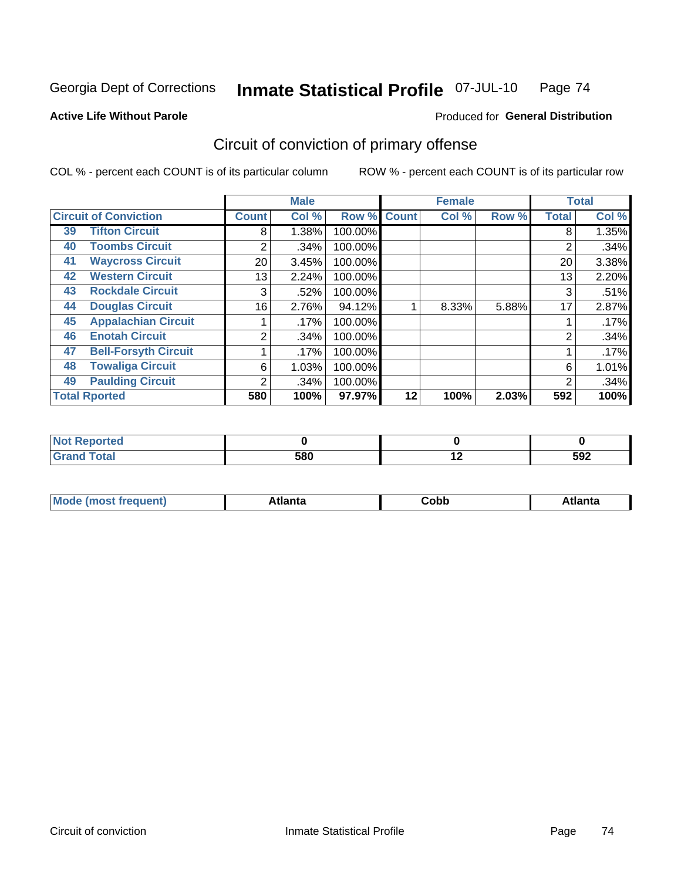Georgia Dept of Corrections **Inmate Statistical Profile** 07-JUL-10

**Active Life Without Parole**

Produced for **General Distribution**

## Circuit of conviction of primary offense

COL % - percent each COUNT is of its particular column ROW % - percent each COUNT is of its particular row

| Circuit of Conviction | | Male | | | Female | | | Total | |
|---|---|---|---|---|---|---|---|---|---|
| | | Count | Col % | Row % | Count | Col % | Row % | Total | Col % |
| 39 | Tifton Circuit | 8 | 1.38% | 100.00% | | | | 8 | 1.35% |
| 40 | Toombs Circuit | 2 | .34% | 100.00% | | | | 2 | .34% |
| 41 | Waycross Circuit | 20 | 3.45% | 100.00% | | | | 20 | 3.38% |
| 42 | Western Circuit | 13 | 2.24% | 100.00% | | | | 13 | 2.20% |
| 43 | Rockdale Circuit | 3 | .52% | 100.00% | | | | 3 | .51% |
| 44 | Douglas Circuit | 16 | 2.76% | 94.12% | 1 | 8.33% | 5.88% | 17 | 2.87% |
| 45 | Appalachian Circuit | 1 | .17% | 100.00% | | | | 1 | .17% |
| 46 | Enotah Circuit | 2 | .34% | 100.00% | | | | 2 | .34% |
| 47 | Bell-Forsyth Circuit | 1 | .17% | 100.00% | | | | 1 | .17% |
| 48 | Towaliga Circuit | 6 | 1.03% | 100.00% | | | | 6 | 1.01% |
| 49 | Paulding Circuit | 2 | .34% | 100.00% | | | | 2 | .34% |
| **Total Rported** | | **580** | **100%** | **97.97%** | **12** | **100%** | **2.03%** | **592** | **100%** |

| | Male | Female | Total |
|---|---|---|---|
| Not Reported | 0 | 0 | 0 |
| Grand Total | 580 | 12 | 592 |

| | Male | Female | Total |
|---|---|---|---|
| Mode (most frequent) | Atlanta | Cobb | Atlanta |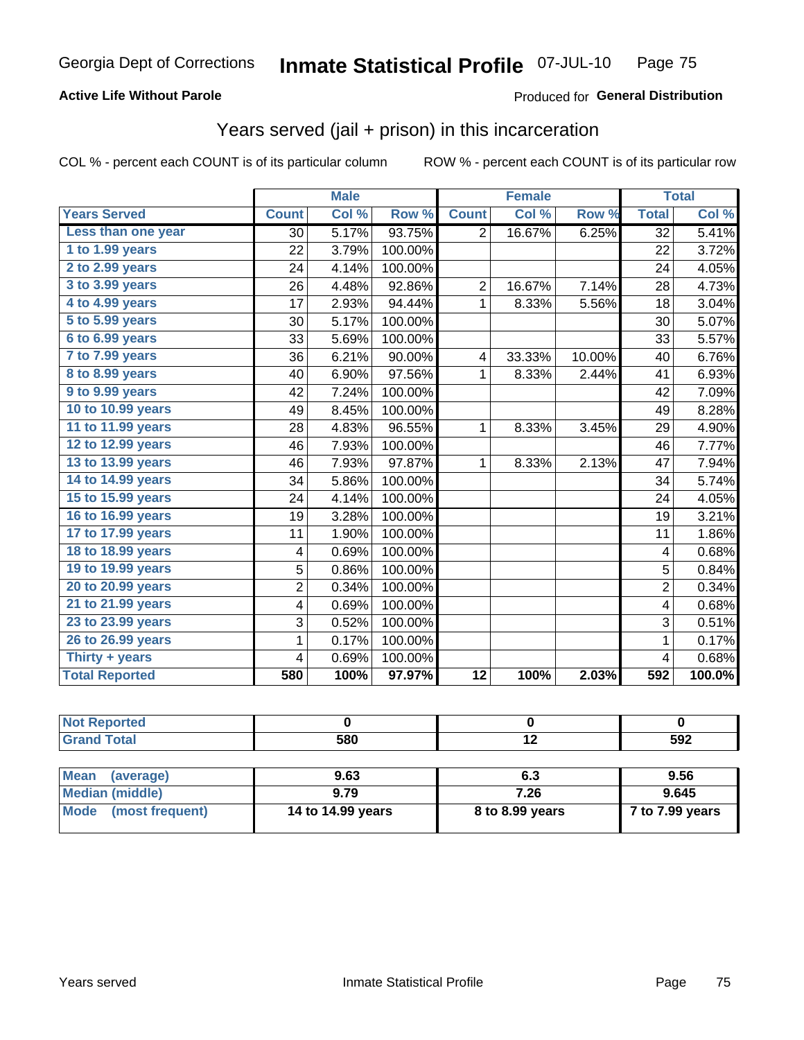Georgia Dept of Corrections **Inmate Statistical Profile** 07-JUL-10

**Active Life Without Parole**

Produced for **General Distribution**

## Years served (jail + prison) in this incarceration

COL % - percent each COUNT is of its particular column     ROW % - percent each COUNT is of its particular row

| | Male | | | Female | | | Total | |
|---|---|---|---|---|---|---|---|---|
| **Years Served** | **Count** | **Col %** | **Row %** | **Count** | **Col %** | **Row %** | **Total** | **Col %** |
| **Less than one year** | 30 | 5.17% | 93.75% | 2 | 16.67% | 6.25% | 32 | 5.41% |
| **1 to 1.99 years** | 22 | 3.79% | 100.00% | | | | 22 | 3.72% |
| **2 to 2.99 years** | 24 | 4.14% | 100.00% | | | | 24 | 4.05% |
| **3 to 3.99 years** | 26 | 4.48% | 92.86% | 2 | 16.67% | 7.14% | 28 | 4.73% |
| **4 to 4.99 years** | 17 | 2.93% | 94.44% | 1 | 8.33% | 5.56% | 18 | 3.04% |
| **5 to 5.99 years** | 30 | 5.17% | 100.00% | | | | 30 | 5.07% |
| **6 to 6.99 years** | 33 | 5.69% | 100.00% | | | | 33 | 5.57% |
| **7 to 7.99 years** | 36 | 6.21% | 90.00% | 4 | 33.33% | 10.00% | 40 | 6.76% |
| **8 to 8.99 years** | 40 | 6.90% | 97.56% | 1 | 8.33% | 2.44% | 41 | 6.93% |
| **9 to 9.99 years** | 42 | 7.24% | 100.00% | | | | 42 | 7.09% |
| **10 to 10.99 years** | 49 | 8.45% | 100.00% | | | | 49 | 8.28% |
| **11 to 11.99 years** | 28 | 4.83% | 96.55% | 1 | 8.33% | 3.45% | 29 | 4.90% |
| **12 to 12.99 years** | 46 | 7.93% | 100.00% | | | | 46 | 7.77% |
| **13 to 13.99 years** | 46 | 7.93% | 97.87% | 1 | 8.33% | 2.13% | 47 | 7.94% |
| **14 to 14.99 years** | 34 | 5.86% | 100.00% | | | | 34 | 5.74% |
| **15 to 15.99 years** | 24 | 4.14% | 100.00% | | | | 24 | 4.05% |
| **16 to 16.99 years** | 19 | 3.28% | 100.00% | | | | 19 | 3.21% |
| **17 to 17.99 years** | 11 | 1.90% | 100.00% | | | | 11 | 1.86% |
| **18 to 18.99 years** | 4 | 0.69% | 100.00% | | | | 4 | 0.68% |
| **19 to 19.99 years** | 5 | 0.86% | 100.00% | | | | 5 | 0.84% |
| **20 to 20.99 years** | 2 | 0.34% | 100.00% | | | | 2 | 0.34% |
| **21 to 21.99 years** | 4 | 0.69% | 100.00% | | | | 4 | 0.68% |
| **23 to 23.99 years** | 3 | 0.52% | 100.00% | | | | 3 | 0.51% |
| **26 to 26.99 years** | 1 | 0.17% | 100.00% | | | | 1 | 0.17% |
| **Thirty + years** | 4 | 0.69% | 100.00% | | | | 4 | 0.68% |
| **Total Reported** | **580** | **100%** | **97.97%** | **12** | **100%** | **2.03%** | **592** | **100.0%** |

| | Male | Female | Total |
|---|---|---|---|
| **Not Reported** | **0** | **0** | **0** |
| **Grand Total** | **580** | **12** | **592** |

| | Male | Female | Total |
|---|---|---|---|
| **Mean (average)** | **9.63** | **6.3** | **9.56** |
| **Median (middle)** | **9.79** | **7.26** | **9.645** |
| **Mode (most frequent)** | **14 to 14.99 years** | **8 to 8.99 years** | **7 to 7.99 years** |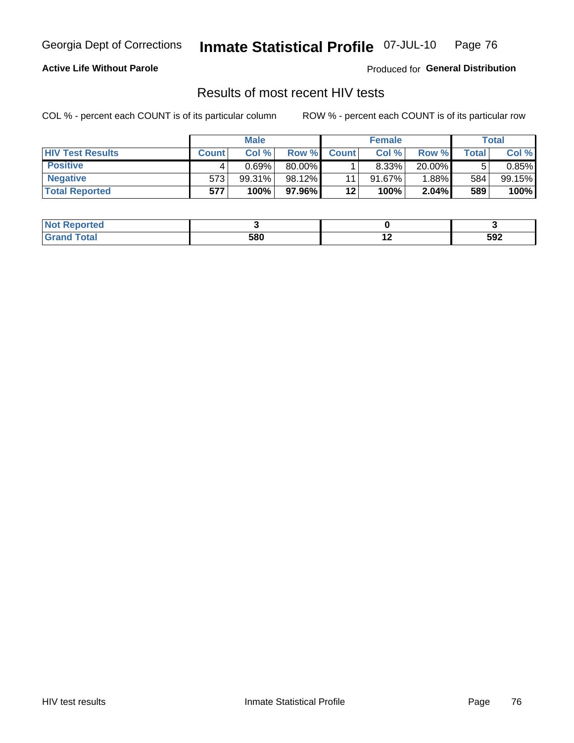Georgia Dept of Corrections **Inmate Statistical Profile** 07-JUL-10

**Active Life Without Parole**

Produced for **General Distribution**

## Results of most recent HIV tests

COL % - percent each COUNT is of its particular column ROW % - percent each COUNT is of its particular row

| | Male | | | Female | | | Total | |
|---|---|---|---|---|---|---|---|---|
| **HIV Test Results** | **Count** | **Col %** | **Row %** | **Count** | **Col %** | **Row %** | **Total** | **Col %** |
| **Positive** | 4 | 0.69% | 80.00% | 1 | 8.33% | 20.00% | 5 | 0.85% |
| **Negative** | 573 | 99.31% | 98.12% | 11 | 91.67% | 1.88% | 584 | 99.15% |
| **Total Reported** | **577** | **100%** | **97.96%** | **12** | **100%** | **2.04%** | **589** | **100%** |

| | Male | Female | Total |
|---|---|---|---|
| **Not Reported** | **3** | **0** | **3** |
| **Grand Total** | **580** | **12** | **592** |

HIV test results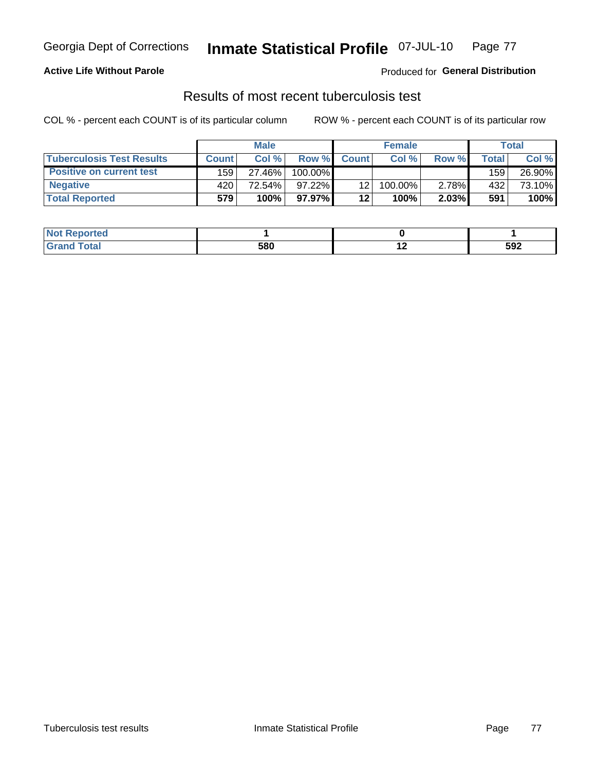Georgia Dept of Corrections **Inmate Statistical Profile** 07-JUL-10

**Active Life Without Parole**

Produced for **General Distribution**

## Results of most recent tuberculosis test

COL % - percent each COUNT is of its particular column

ROW % - percent each COUNT is of its particular row

| | Male | | | Female | | | Total | |
|---|---|---|---|---|---|---|---|---|
| **Tuberculosis Test Results** | **Count** | **Col %** | **Row %** | **Count** | **Col %** | **Row %** | **Total** | **Col %** |
| **Positive on current test** | 159 | 27.46% | 100.00% | | | | 159 | 26.90% |
| **Negative** | 420 | 72.54% | 97.22% | 12 | 100.00% | 2.78% | 432 | 73.10% |
| **Total Reported** | **579** | **100%** | **97.97%** | **12** | **100%** | **2.03%** | **591** | **100%** |

| | Male | Female | Total |
|---|---|---|---|
| **Not Reported** | **1** | **0** | **1** |
| **Grand Total** | **580** | **12** | **592** |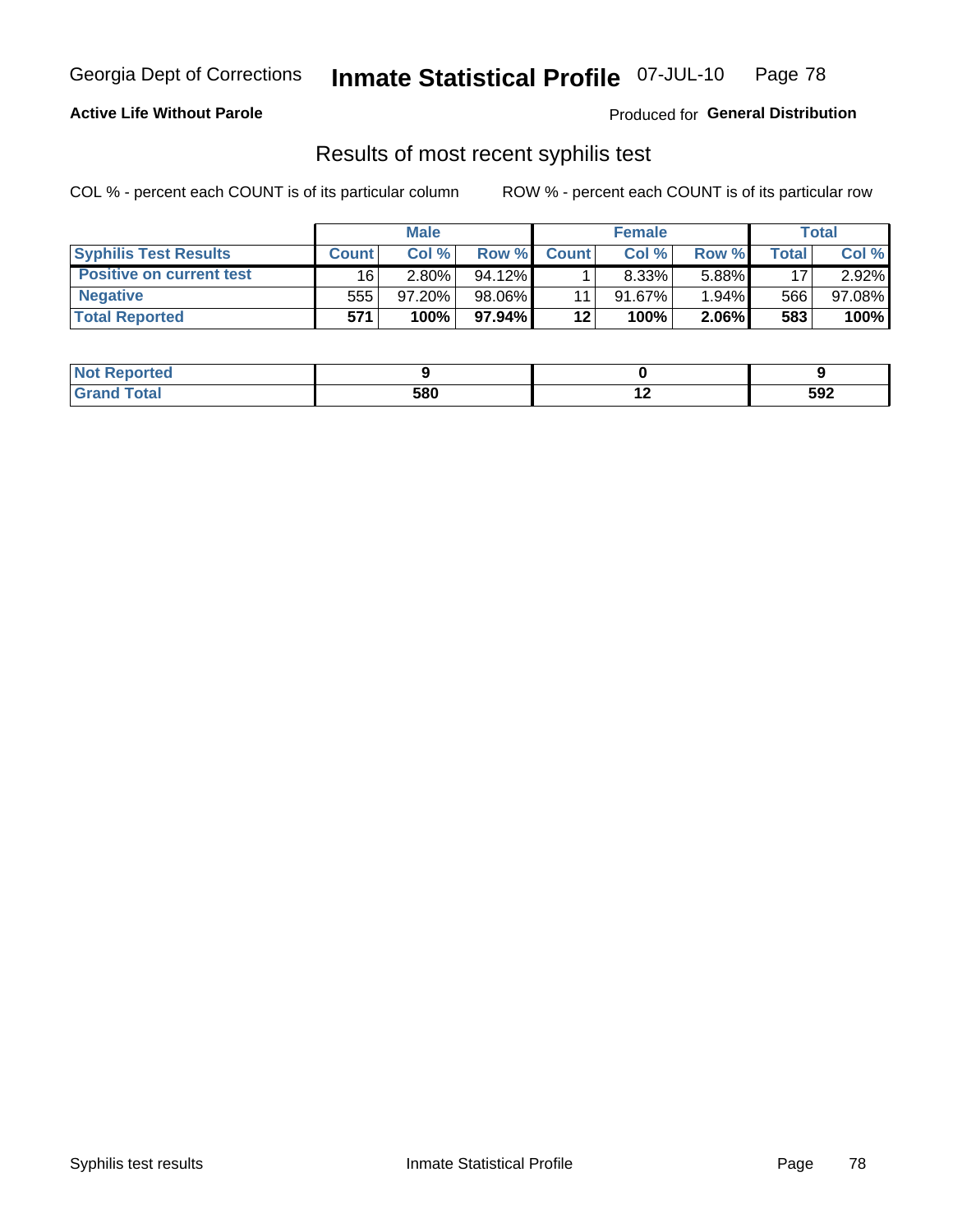Georgia Dept of Corrections **Inmate Statistical Profile** 07-JUL-10

**Active Life Without Parole**

Produced for **General Distribution**

## Results of most recent syphilis test

COL % - percent each COUNT is of its particular column ROW % - percent each COUNT is of its particular row

| | Male | | | Female | | | Total | |
|---|---|---|---|---|---|---|---|---|
| **Syphilis Test Results** | **Count** | **Col %** | **Row %** | **Count** | **Col %** | **Row %** | **Total** | **Col %** |
| **Positive on current test** | 16 | 2.80% | 94.12% | 1 | 8.33% | 5.88% | 17 | 2.92% |
| **Negative** | 555 | 97.20% | 98.06% | 11 | 91.67% | 1.94% | 566 | 97.08% |
| **Total Reported** | **571** | **100%** | **97.94%** | **12** | **100%** | **2.06%** | **583** | **100%** |

| | Male | Female | Total |
|---|---|---|---|
| **Not Reported** | **9** | **0** | **9** |
| **Grand Total** | **580** | **12** | **592** |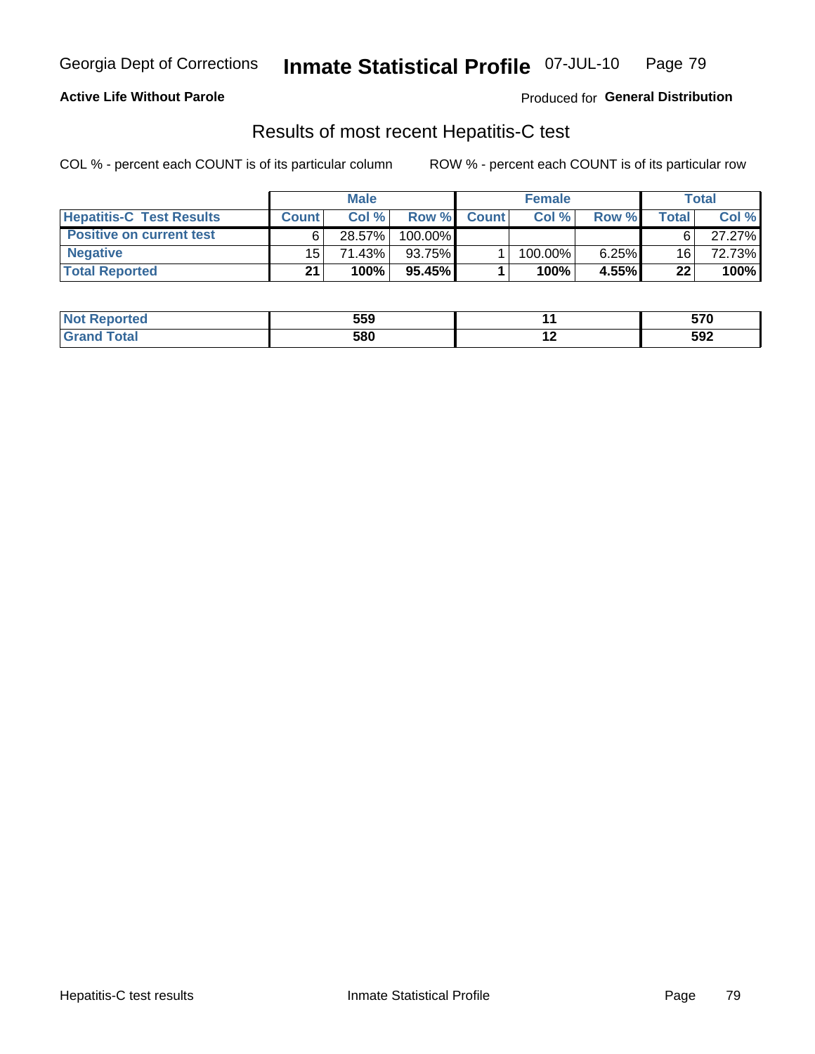Georgia Dept of Corrections **Inmate Statistical Profile** 07-JUL-10

**Active Life Without Parole**

Produced for **General Distribution**

## Results of most recent Hepatitis-C test

COL % - percent each COUNT is of its particular column

ROW % - percent each COUNT is of its particular row

| | Male | | | Female | | | Total | |
|---|---|---|---|---|---|---|---|---|
| **Hepatitis-C Test Results** | **Count** | **Col %** | **Row %** | **Count** | **Col %** | **Row %** | **Total** | **Col %** |
| **Positive on current test** | 6 | 28.57% | 100.00% | | | | 6 | 27.27% |
| **Negative** | 15 | 71.43% | 93.75% | 1 | 100.00% | 6.25% | 16 | 72.73% |
| **Total Reported** | **21** | **100%** | **95.45%** | **1** | **100%** | **4.55%** | **22** | **100%** |

| | Male | Female | Total |
|---|---|---|---|
| **Not Reported** | **559** | **11** | **570** |
| **Grand Total** | **580** | **12** | **592** |